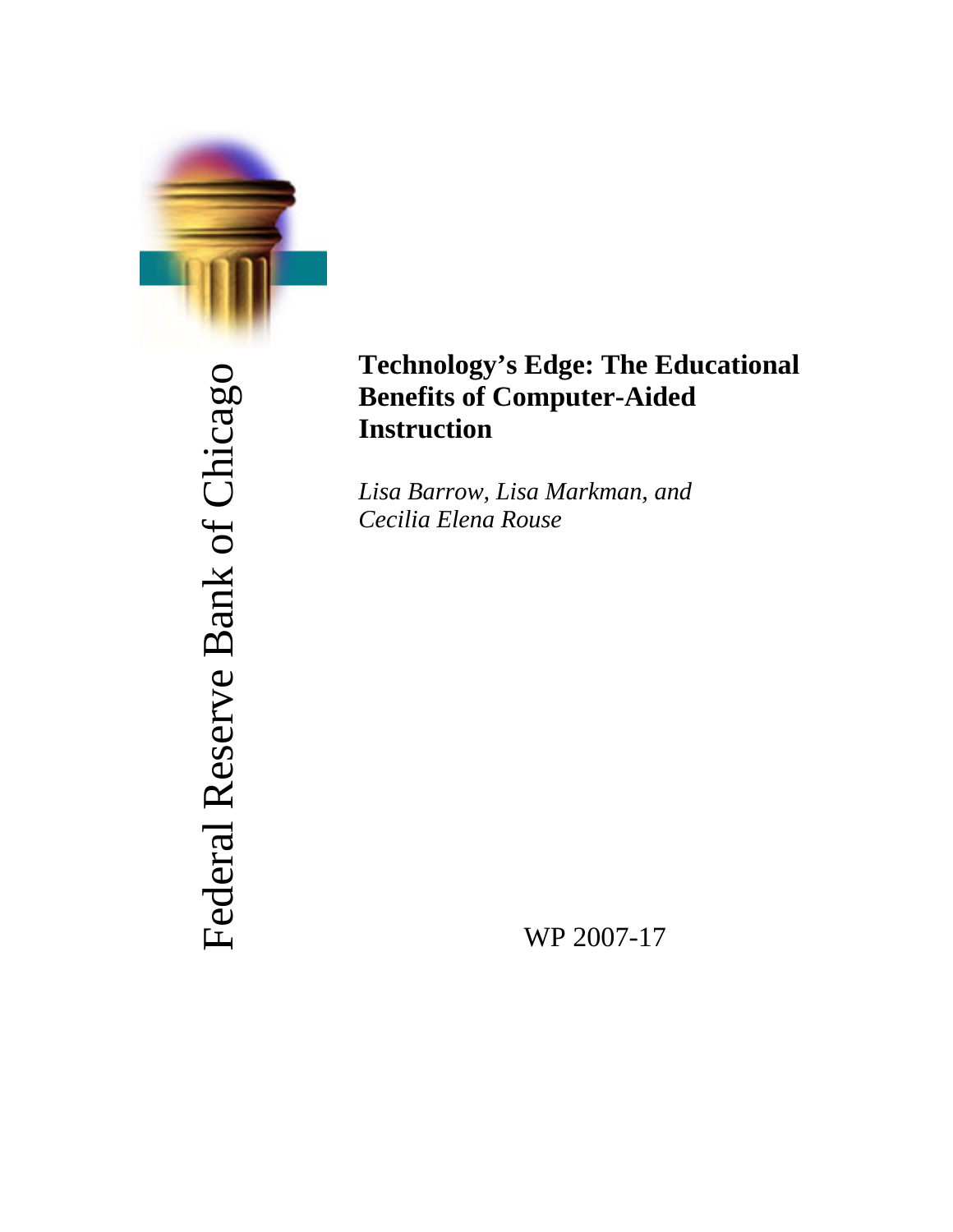Federal Reserve Bank of Chicago

# Technology's Edge: The Educational Benefits of Computer-Aided Instruction

*Lisa Barrow, Lisa Markman, and Cecilia Elena Rouse*

WP 2007-17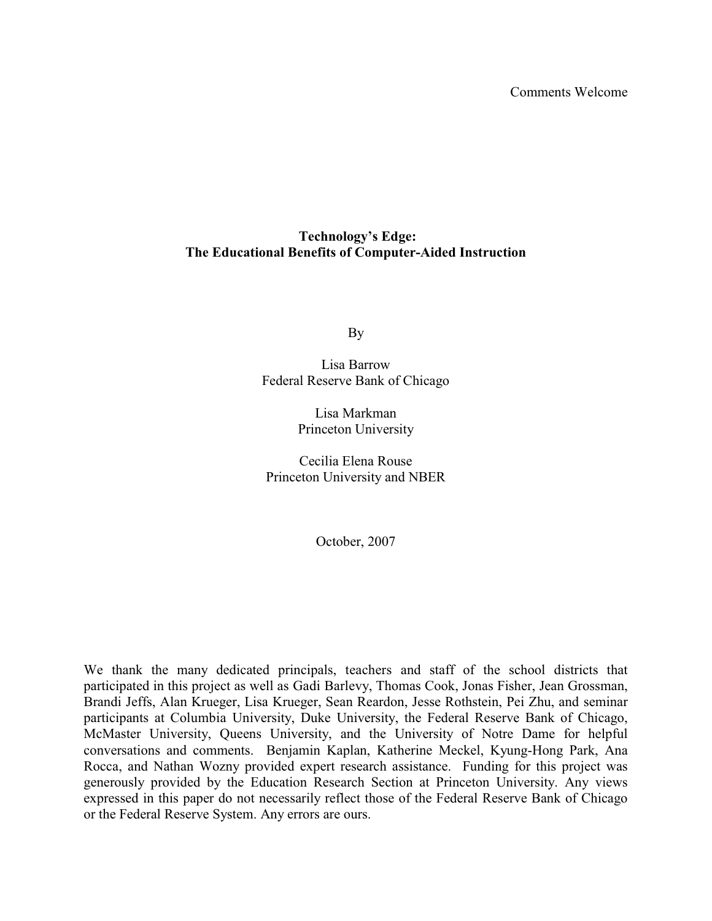Comments Welcome

**Technology's Edge:**
**The Educational Benefits of Computer-Aided Instruction**

By

Lisa Barrow
Federal Reserve Bank of Chicago

Lisa Markman
Princeton University

Cecilia Elena Rouse
Princeton University and NBER

October, 2007

We thank the many dedicated principals, teachers and staff of the school districts that participated in this project as well as Gadi Barlevy, Thomas Cook, Jonas Fisher, Jean Grossman, Brandi Jeffs, Alan Krueger, Lisa Krueger, Sean Reardon, Jesse Rothstein, Pei Zhu, and seminar participants at Columbia University, Duke University, the Federal Reserve Bank of Chicago, McMaster University, Queens University, and the University of Notre Dame for helpful conversations and comments. Benjamin Kaplan, Katherine Meckel, Kyung-Hong Park, Ana Rocca, and Nathan Wozny provided expert research assistance. Funding for this project was generously provided by the Education Research Section at Princeton University. Any views expressed in this paper do not necessarily reflect those of the Federal Reserve Bank of Chicago or the Federal Reserve System. Any errors are ours.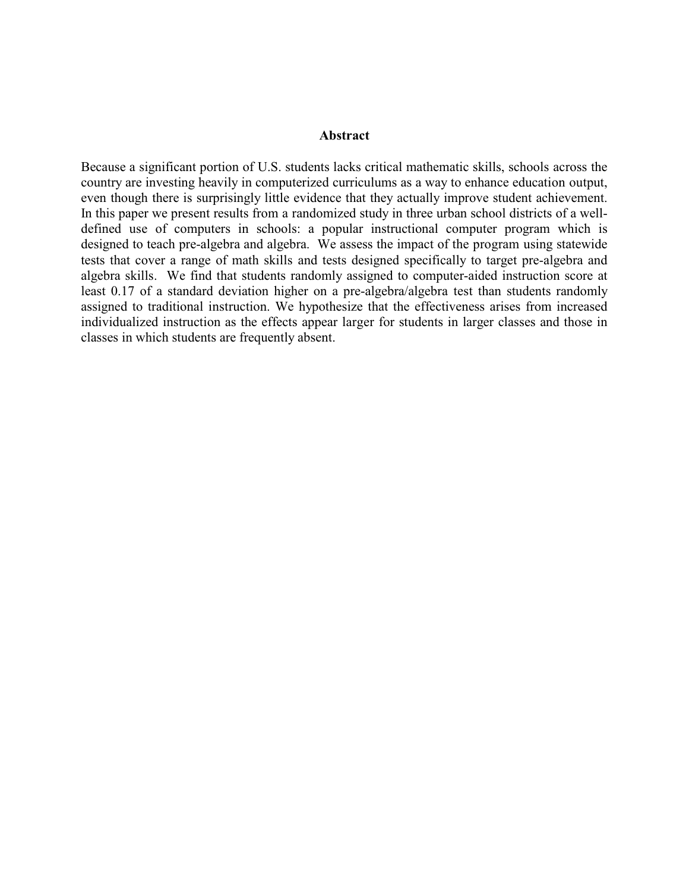## Abstract

Because a significant portion of U.S. students lacks critical mathematic skills, schools across the country are investing heavily in computerized curriculums as a way to enhance education output, even though there is surprisingly little evidence that they actually improve student achievement. In this paper we present results from a randomized study in three urban school districts of a well-defined use of computers in schools: a popular instructional computer program which is designed to teach pre-algebra and algebra. We assess the impact of the program using statewide tests that cover a range of math skills and tests designed specifically to target pre-algebra and algebra skills. We find that students randomly assigned to computer-aided instruction score at least 0.17 of a standard deviation higher on a pre-algebra/algebra test than students randomly assigned to traditional instruction. We hypothesize that the effectiveness arises from increased individualized instruction as the effects appear larger for students in larger classes and those in classes in which students are frequently absent.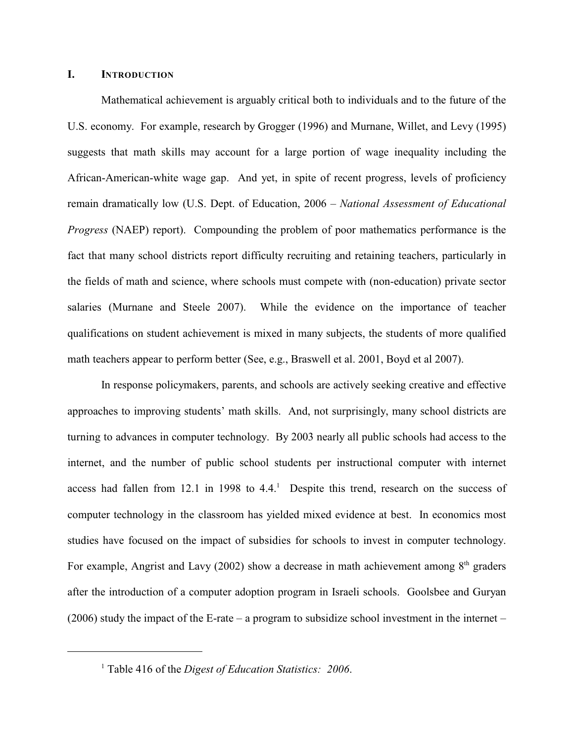## I. INTRODUCTION

Mathematical achievement is arguably critical both to individuals and to the future of the U.S. economy. For example, research by Grogger (1996) and Murnane, Willet, and Levy (1995) suggests that math skills may account for a large portion of wage inequality including the African-American-white wage gap. And yet, in spite of recent progress, levels of proficiency remain dramatically low (U.S. Dept. of Education, 2006 – *National Assessment of Educational Progress* (NAEP) report). Compounding the problem of poor mathematics performance is the fact that many school districts report difficulty recruiting and retaining teachers, particularly in the fields of math and science, where schools must compete with (non-education) private sector salaries (Murnane and Steele 2007). While the evidence on the importance of teacher qualifications on student achievement is mixed in many subjects, the students of more qualified math teachers appear to perform better (See, e.g., Braswell et al. 2001, Boyd et al 2007).

In response policymakers, parents, and schools are actively seeking creative and effective approaches to improving students' math skills. And, not surprisingly, many school districts are turning to advances in computer technology. By 2003 nearly all public schools had access to the internet, and the number of public school students per instructional computer with internet access had fallen from 12.1 in 1998 to 4.4.[1] Despite this trend, research on the success of computer technology in the classroom has yielded mixed evidence at best. In economics most studies have focused on the impact of subsidies for schools to invest in computer technology. For example, Angrist and Lavy (2002) show a decrease in math achievement among 8th graders after the introduction of a computer adoption program in Israeli schools. Goolsbee and Guryan (2006) study the impact of the E-rate – a program to subsidize school investment in the internet –

[1] Table 416 of the *Digest of Education Statistics: 2006*.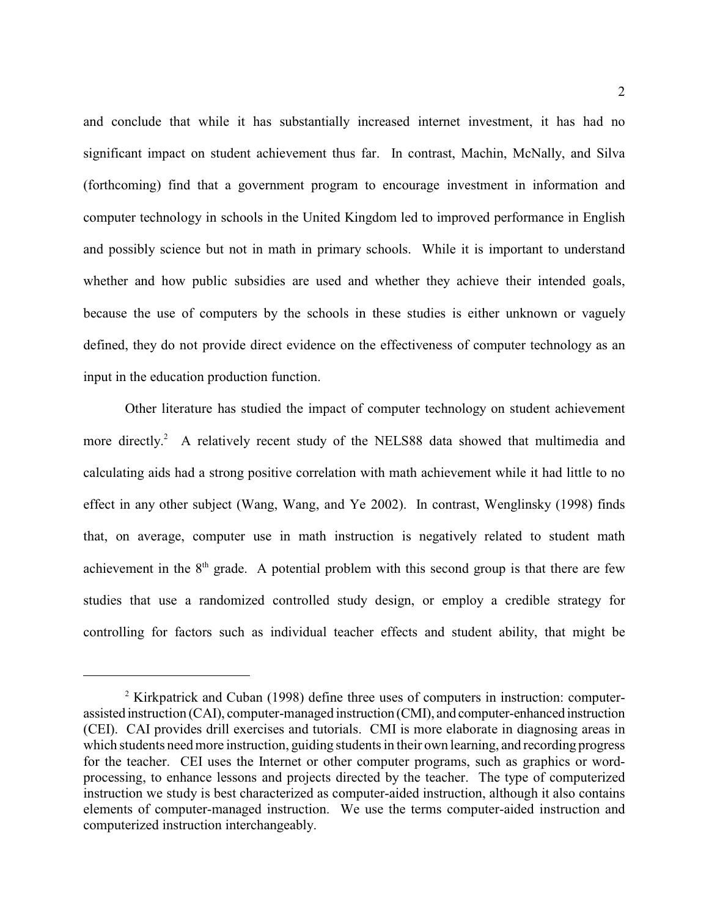and conclude that while it has substantially increased internet investment, it has had no significant impact on student achievement thus far. In contrast, Machin, McNally, and Silva (forthcoming) find that a government program to encourage investment in information and computer technology in schools in the United Kingdom led to improved performance in English and possibly science but not in math in primary schools. While it is important to understand whether and how public subsidies are used and whether they achieve their intended goals, because the use of computers by the schools in these studies is either unknown or vaguely defined, they do not provide direct evidence on the effectiveness of computer technology as an input in the education production function.

Other literature has studied the impact of computer technology on student achievement more directly.[2] A relatively recent study of the NELS88 data showed that multimedia and calculating aids had a strong positive correlation with math achievement while it had little to no effect in any other subject (Wang, Wang, and Ye 2002). In contrast, Wenglinsky (1998) finds that, on average, computer use in math instruction is negatively related to student math achievement in the 8th grade. A potential problem with this second group is that there are few studies that use a randomized controlled study design, or employ a credible strategy for controlling for factors such as individual teacher effects and student ability, that might be

---

[2] Kirkpatrick and Cuban (1998) define three uses of computers in instruction: computer-assisted instruction (CAI), computer-managed instruction (CMI), and computer-enhanced instruction (CEI). CAI provides drill exercises and tutorials. CMI is more elaborate in diagnosing areas in which students need more instruction, guiding students in their own learning, and recording progress for the teacher. CEI uses the Internet or other computer programs, such as graphics or word-processing, to enhance lessons and projects directed by the teacher. The type of computerized instruction we study is best characterized as computer-aided instruction, although it also contains elements of computer-managed instruction. We use the terms computer-aided instruction and computerized instruction interchangeably.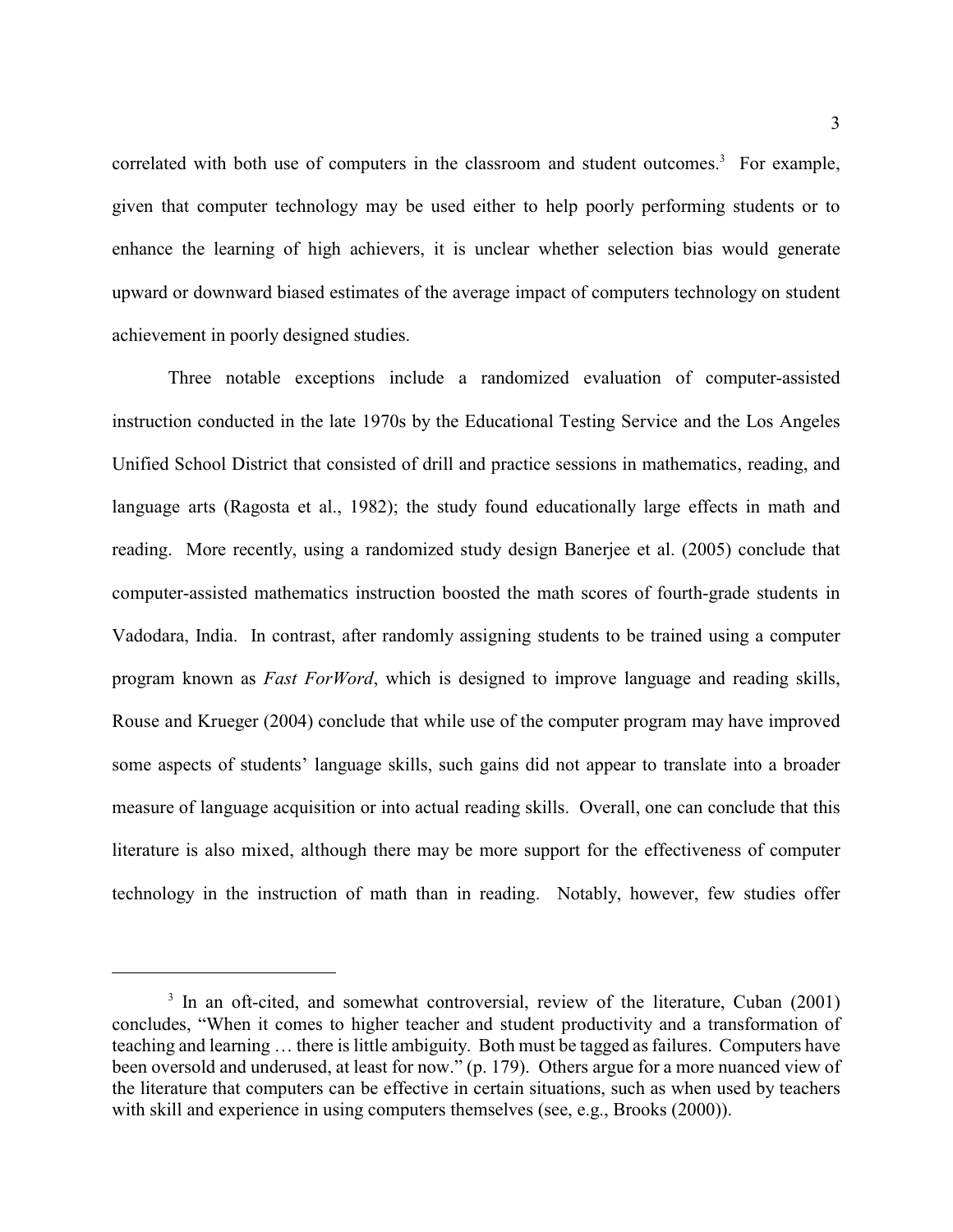correlated with both use of computers in the classroom and student outcomes.[3] For example, given that computer technology may be used either to help poorly performing students or to enhance the learning of high achievers, it is unclear whether selection bias would generate upward or downward biased estimates of the average impact of computers technology on student achievement in poorly designed studies.

Three notable exceptions include a randomized evaluation of computer-assisted instruction conducted in the late 1970s by the Educational Testing Service and the Los Angeles Unified School District that consisted of drill and practice sessions in mathematics, reading, and language arts (Ragosta et al., 1982); the study found educationally large effects in math and reading. More recently, using a randomized study design Banerjee et al. (2005) conclude that computer-assisted mathematics instruction boosted the math scores of fourth-grade students in Vadodara, India. In contrast, after randomly assigning students to be trained using a computer program known as *Fast ForWord*, which is designed to improve language and reading skills, Rouse and Krueger (2004) conclude that while use of the computer program may have improved some aspects of students' language skills, such gains did not appear to translate into a broader measure of language acquisition or into actual reading skills. Overall, one can conclude that this literature is also mixed, although there may be more support for the effectiveness of computer technology in the instruction of math than in reading. Notably, however, few studies offer

[3] In an oft-cited, and somewhat controversial, review of the literature, Cuban (2001) concludes, "When it comes to higher teacher and student productivity and a transformation of teaching and learning … there is little ambiguity. Both must be tagged as failures. Computers have been oversold and underused, at least for now." (p. 179). Others argue for a more nuanced view of the literature that computers can be effective in certain situations, such as when used by teachers with skill and experience in using computers themselves (see, e.g., Brooks (2000)).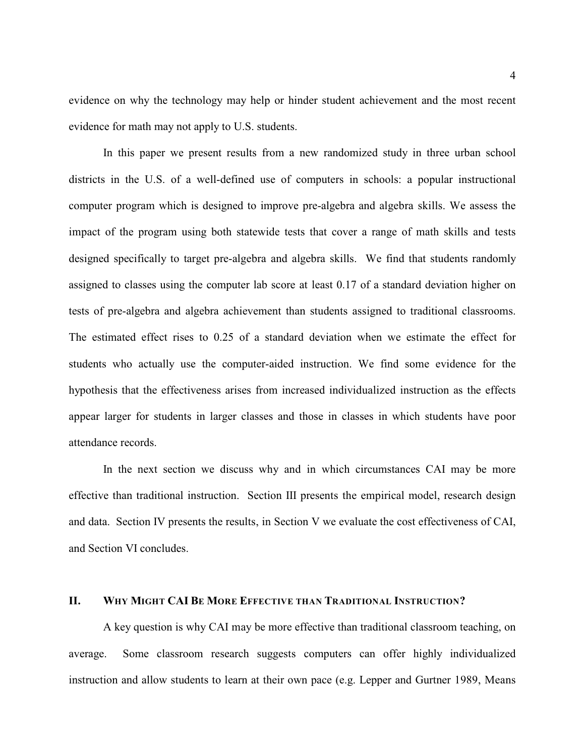evidence on why the technology may help or hinder student achievement and the most recent evidence for math may not apply to U.S. students.

In this paper we present results from a new randomized study in three urban school districts in the U.S. of a well-defined use of computers in schools: a popular instructional computer program which is designed to improve pre-algebra and algebra skills. We assess the impact of the program using both statewide tests that cover a range of math skills and tests designed specifically to target pre-algebra and algebra skills. We find that students randomly assigned to classes using the computer lab score at least 0.17 of a standard deviation higher on tests of pre-algebra and algebra achievement than students assigned to traditional classrooms. The estimated effect rises to 0.25 of a standard deviation when we estimate the effect for students who actually use the computer-aided instruction. We find some evidence for the hypothesis that the effectiveness arises from increased individualized instruction as the effects appear larger for students in larger classes and those in classes in which students have poor attendance records.

In the next section we discuss why and in which circumstances CAI may be more effective than traditional instruction. Section III presents the empirical model, research design and data. Section IV presents the results, in Section V we evaluate the cost effectiveness of CAI, and Section VI concludes.

## II. Why Might CAI Be More Effective than Traditional Instruction?

A key question is why CAI may be more effective than traditional classroom teaching, on average. Some classroom research suggests computers can offer highly individualized instruction and allow students to learn at their own pace (e.g. Lepper and Gurtner 1989, Means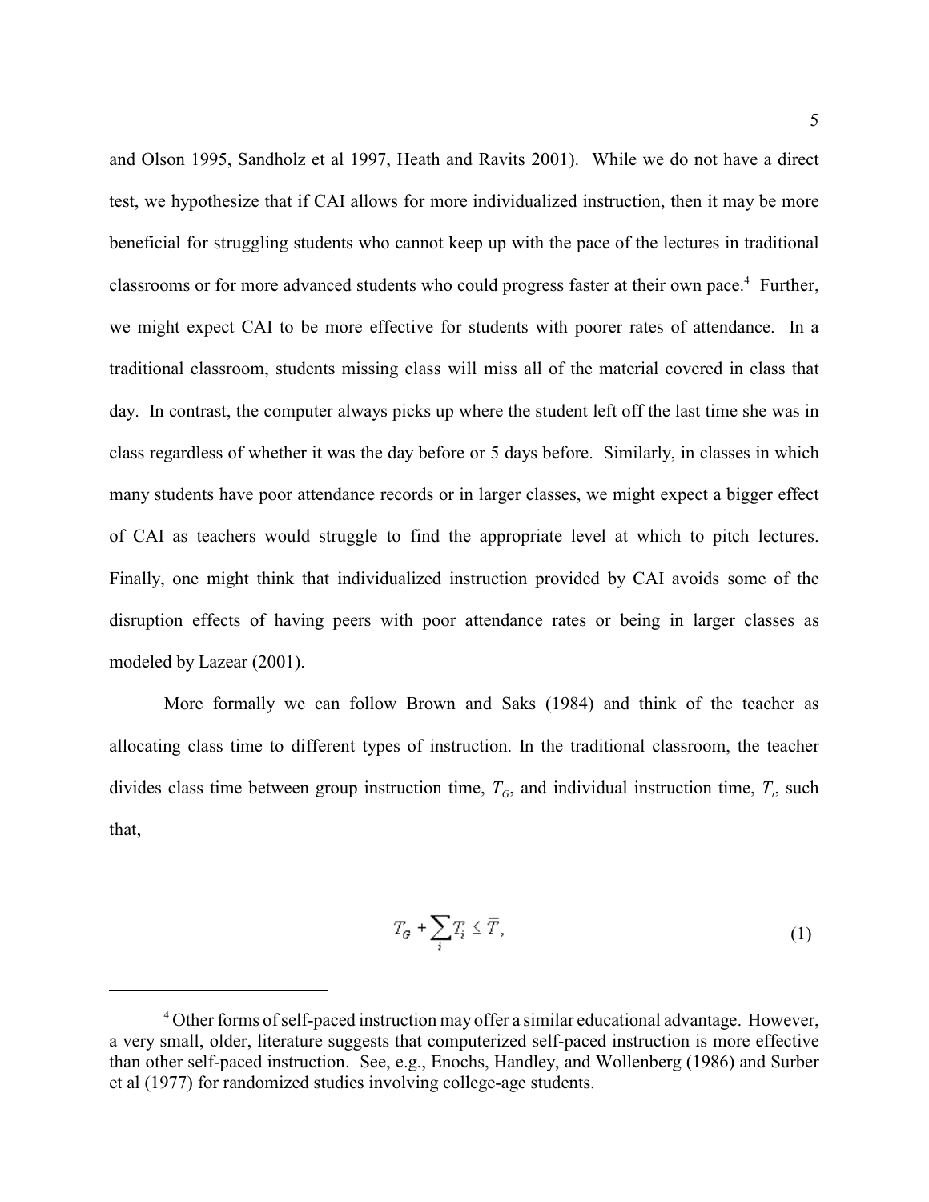and Olson 1995, Sandholz et al 1997, Heath and Ravits 2001). While we do not have a direct test, we hypothesize that if CAI allows for more individualized instruction, then it may be more beneficial for struggling students who cannot keep up with the pace of the lectures in traditional classrooms or for more advanced students who could progress faster at their own pace.[4] Further, we might expect CAI to be more effective for students with poorer rates of attendance. In a traditional classroom, students missing class will miss all of the material covered in class that day. In contrast, the computer always picks up where the student left off the last time she was in class regardless of whether it was the day before or 5 days before. Similarly, in classes in which many students have poor attendance records or in larger classes, we might expect a bigger effect of CAI as teachers would struggle to find the appropriate level at which to pitch lectures. Finally, one might think that individualized instruction provided by CAI avoids some of the disruption effects of having peers with poor attendance rates or being in larger classes as modeled by Lazear (2001).

More formally we can follow Brown and Saks (1984) and think of the teacher as allocating class time to different types of instruction. In the traditional classroom, the teacher divides class time between group instruction time, $T_G$, and individual instruction time, $T_i$, such that,

$$T_G + \sum_i T_i \leq \overline{T}, \tag{1}$$

[4] Other forms of self-paced instruction may offer a similar educational advantage. However, a very small, older, literature suggests that computerized self-paced instruction is more effective than other self-paced instruction. See, e.g., Enochs, Handley, and Wollenberg (1986) and Surber et al (1977) for randomized studies involving college-age students.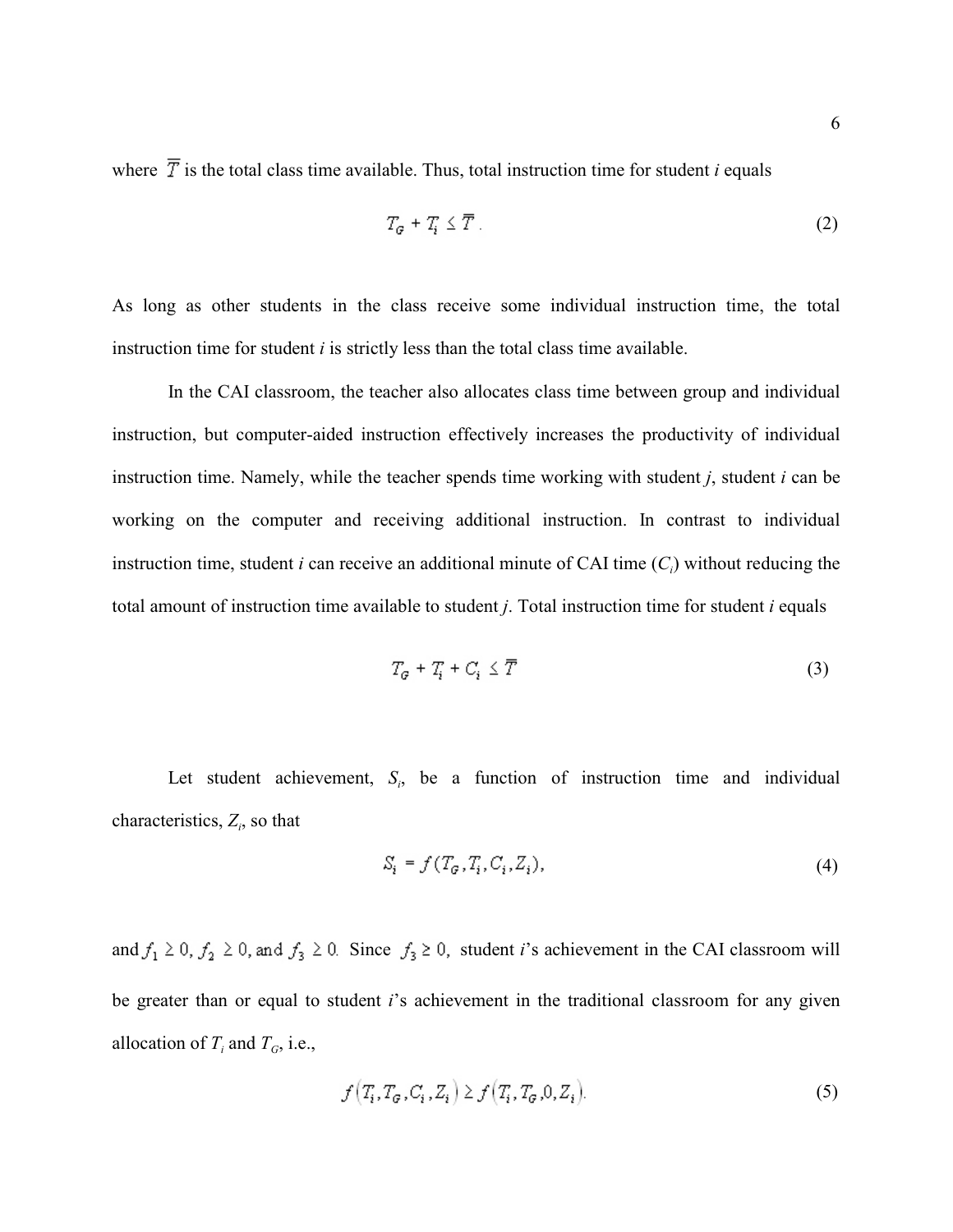where $\overline{T}$ is the total class time available. Thus, total instruction time for student *i* equals

$$T_G + T_i \leq \overline{T}. \tag{2}$$

As long as other students in the class receive some individual instruction time, the total instruction time for student *i* is strictly less than the total class time available.

In the CAI classroom, the teacher also allocates class time between group and individual instruction, but computer-aided instruction effectively increases the productivity of individual instruction time. Namely, while the teacher spends time working with student *j*, student *i* can be working on the computer and receiving additional instruction. In contrast to individual instruction time, student *i* can receive an additional minute of CAI time ($C_i$) without reducing the total amount of instruction time available to student *j*. Total instruction time for student *i* equals

$$T_G + T_i + C_i \leq \overline{T} \tag{3}$$

Let student achievement, $S_i$, be a function of instruction time and individual characteristics, $Z_i$, so that

$$S_i = f(T_G, T_i, C_i, Z_i), \tag{4}$$

and $f_1 \geq 0$, $f_2 \geq 0$, and $f_3 \geq 0$. Since $f_3 \geq 0$, student *i*'s achievement in the CAI classroom will be greater than or equal to student *i*'s achievement in the traditional classroom for any given allocation of $T_i$ and $T_G$, i.e.,

$$f(T_i, T_G, C_i, Z_i) \geq f(T_i, T_G, 0, Z_i). \tag{5}$$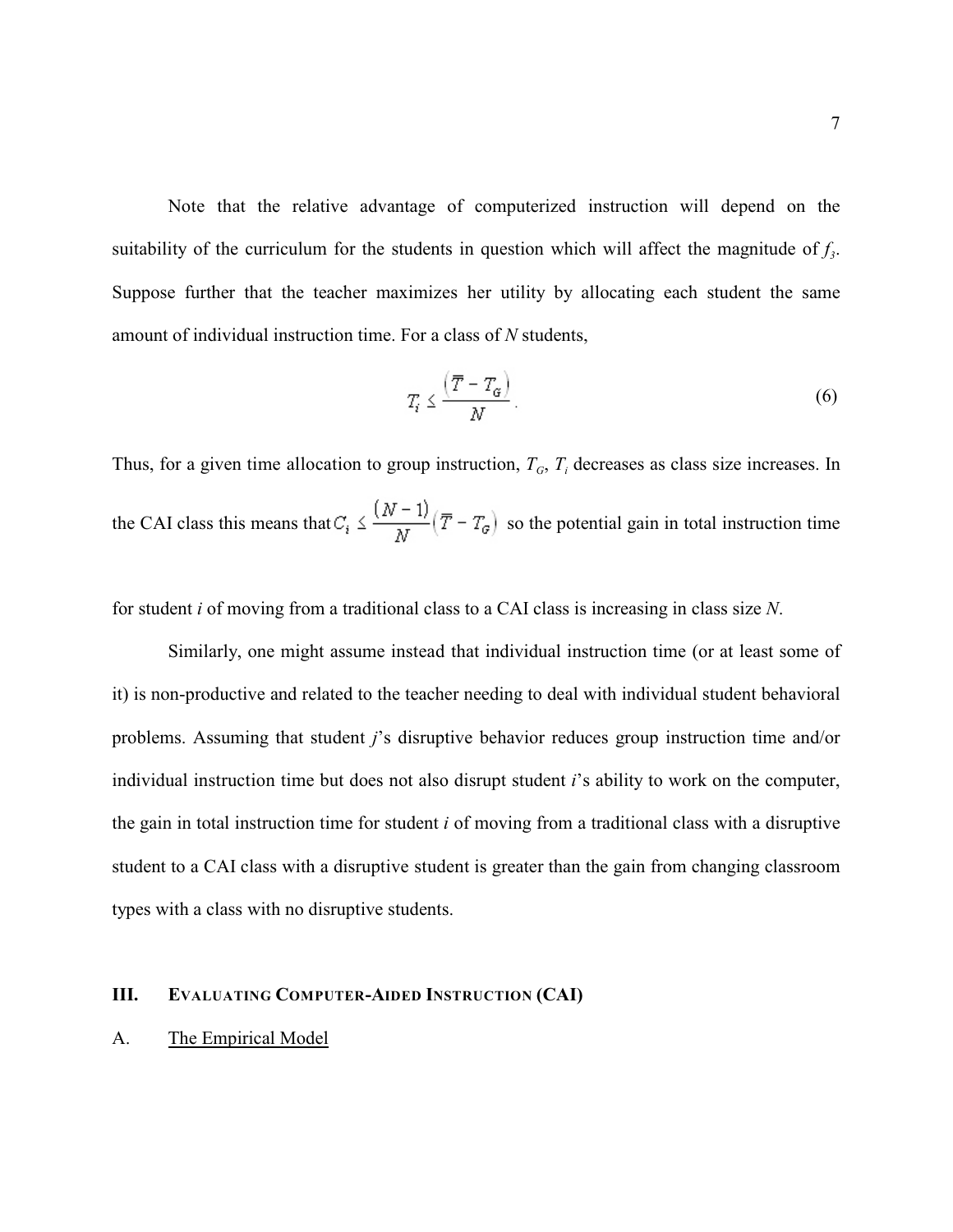Note that the relative advantage of computerized instruction will depend on the suitability of the curriculum for the students in question which will affect the magnitude of $f_3$. Suppose further that the teacher maximizes her utility by allocating each student the same amount of individual instruction time. For a class of $N$ students,

$$T_i \leq \frac{\left(\overline{T} - T_G\right)}{N}. \tag{6}$$

Thus, for a given time allocation to group instruction, $T_G$, $T_i$ decreases as class size increases. In the CAI class this means that $C_i \leq \frac{(N-1)}{N}\left(\overline{T} - T_G\right)$ so the potential gain in total instruction time for student $i$ of moving from a traditional class to a CAI class is increasing in class size $N$.

Similarly, one might assume instead that individual instruction time (or at least some of it) is non-productive and related to the teacher needing to deal with individual student behavioral problems. Assuming that student $j$'s disruptive behavior reduces group instruction time and/or individual instruction time but does not also disrupt student $i$'s ability to work on the computer, the gain in total instruction time for student $i$ of moving from a traditional class with a disruptive student to a CAI class with a disruptive student is greater than the gain from changing classroom types with a class with no disruptive students.

## III. Evaluating Computer-Aided Instruction (CAI)

### A. The Empirical Model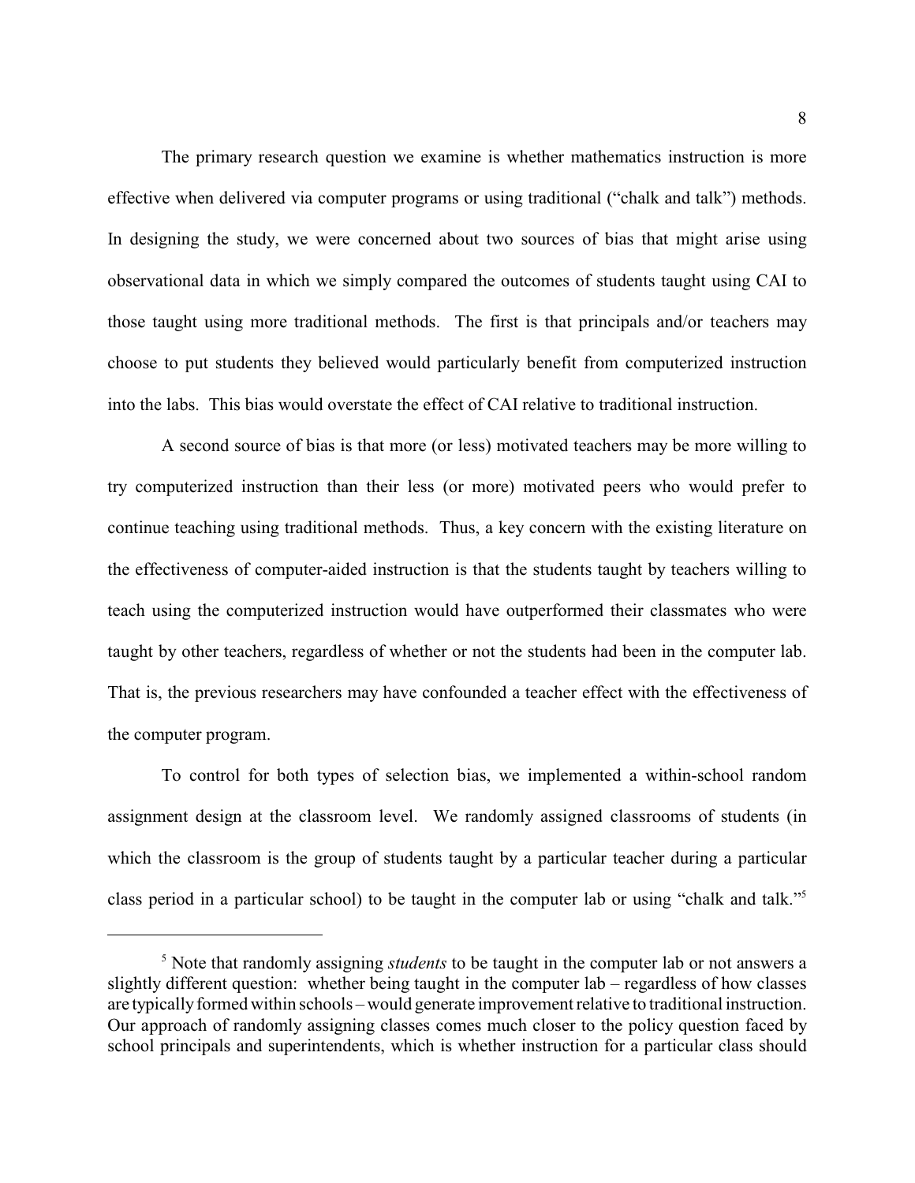The primary research question we examine is whether mathematics instruction is more effective when delivered via computer programs or using traditional ("chalk and talk") methods. In designing the study, we were concerned about two sources of bias that might arise using observational data in which we simply compared the outcomes of students taught using CAI to those taught using more traditional methods. The first is that principals and/or teachers may choose to put students they believed would particularly benefit from computerized instruction into the labs. This bias would overstate the effect of CAI relative to traditional instruction.

A second source of bias is that more (or less) motivated teachers may be more willing to try computerized instruction than their less (or more) motivated peers who would prefer to continue teaching using traditional methods. Thus, a key concern with the existing literature on the effectiveness of computer-aided instruction is that the students taught by teachers willing to teach using the computerized instruction would have outperformed their classmates who were taught by other teachers, regardless of whether or not the students had been in the computer lab. That is, the previous researchers may have confounded a teacher effect with the effectiveness of the computer program.

To control for both types of selection bias, we implemented a within-school random assignment design at the classroom level. We randomly assigned classrooms of students (in which the classroom is the group of students taught by a particular teacher during a particular class period in a particular school) to be taught in the computer lab or using "chalk and talk."[5]

[5] Note that randomly assigning *students* to be taught in the computer lab or not answers a slightly different question: whether being taught in the computer lab – regardless of how classes are typically formed within schools – would generate improvement relative to traditional instruction. Our approach of randomly assigning classes comes much closer to the policy question faced by school principals and superintendents, which is whether instruction for a particular class should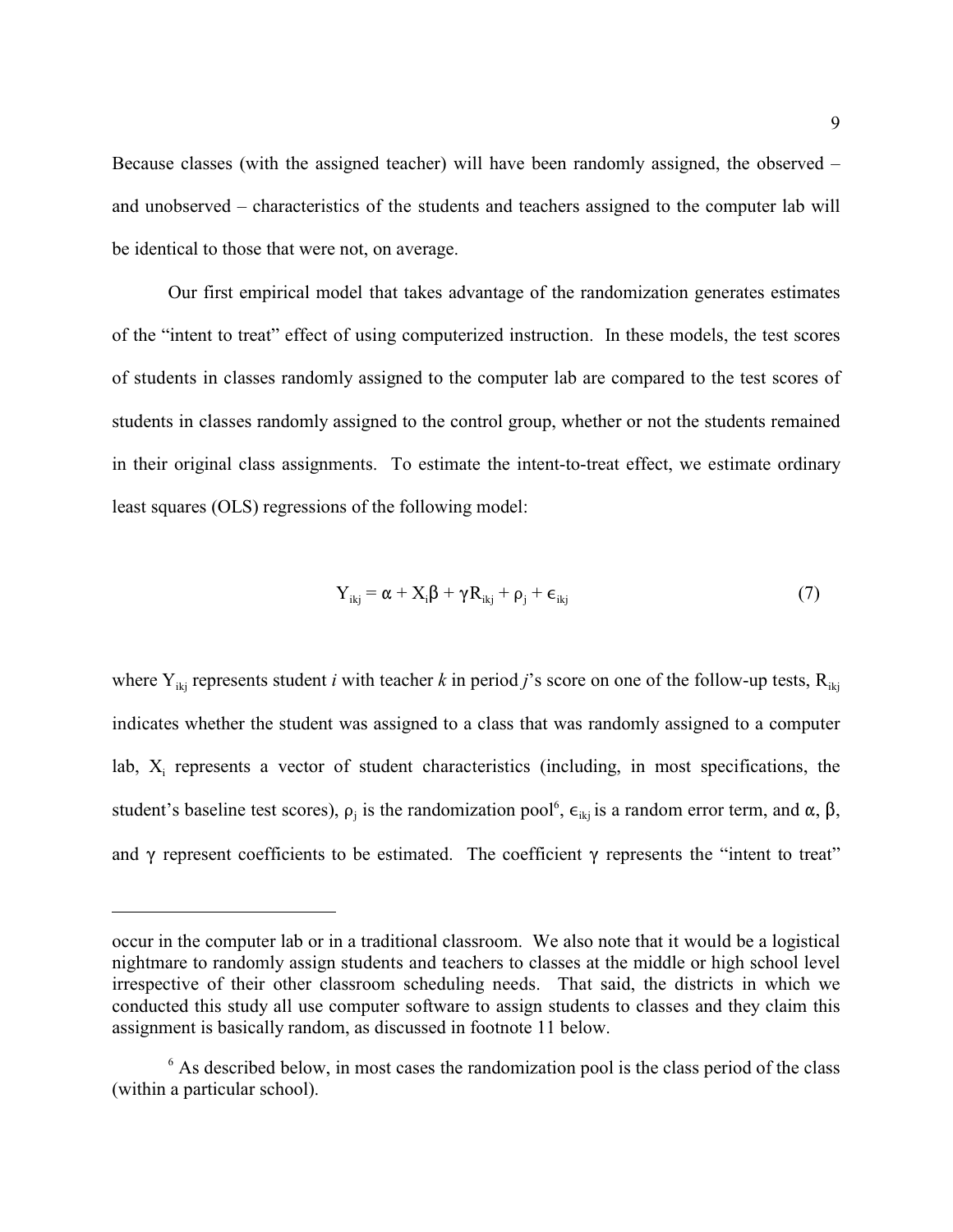Because classes (with the assigned teacher) will have been randomly assigned, the observed – and unobserved – characteristics of the students and teachers assigned to the computer lab will be identical to those that were not, on average.

Our first empirical model that takes advantage of the randomization generates estimates of the "intent to treat" effect of using computerized instruction. In these models, the test scores of students in classes randomly assigned to the computer lab are compared to the test scores of students in classes randomly assigned to the control group, whether or not the students remained in their original class assignments. To estimate the intent-to-treat effect, we estimate ordinary least squares (OLS) regressions of the following model:

$$Y_{ikj} = \alpha + X_i\beta + \gamma R_{ikj} + \rho_j + \epsilon_{ikj} \tag{7}$$

where $Y_{ikj}$ represents student *i* with teacher *k* in period *j*'s score on one of the follow-up tests, $R_{ikj}$ indicates whether the student was assigned to a class that was randomly assigned to a computer lab, $X_i$ represents a vector of student characteristics (including, in most specifications, the student's baseline test scores), $\rho_j$ is the randomization pool[6], $\epsilon_{ikj}$ is a random error term, and $\alpha$, $\beta$, and $\gamma$ represent coefficients to be estimated. The coefficient $\gamma$ represents the "intent to treat"

---

occur in the computer lab or in a traditional classroom. We also note that it would be a logistical nightmare to randomly assign students and teachers to classes at the middle or high school level irrespective of their other classroom scheduling needs. That said, the districts in which we conducted this study all use computer software to assign students to classes and they claim this assignment is basically random, as discussed in footnote 11 below.

[6] As described below, in most cases the randomization pool is the class period of the class (within a particular school).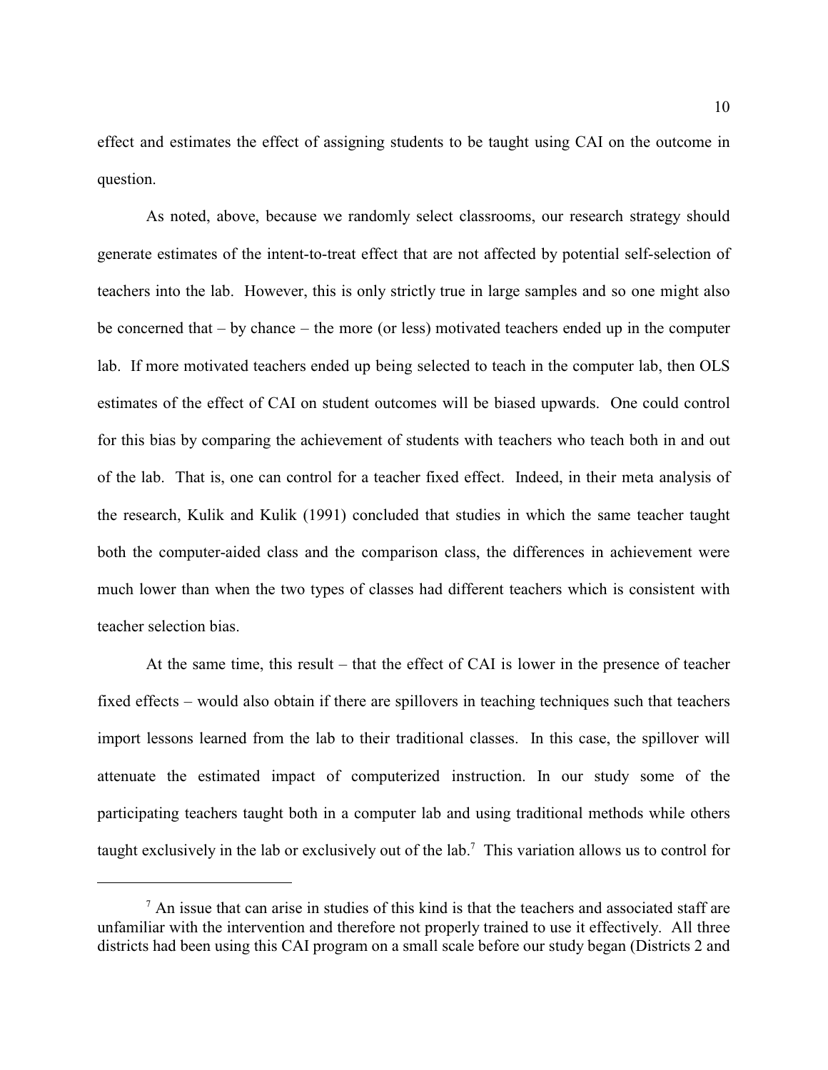effect and estimates the effect of assigning students to be taught using CAI on the outcome in question.

As noted, above, because we randomly select classrooms, our research strategy should generate estimates of the intent-to-treat effect that are not affected by potential self-selection of teachers into the lab. However, this is only strictly true in large samples and so one might also be concerned that – by chance – the more (or less) motivated teachers ended up in the computer lab. If more motivated teachers ended up being selected to teach in the computer lab, then OLS estimates of the effect of CAI on student outcomes will be biased upwards. One could control for this bias by comparing the achievement of students with teachers who teach both in and out of the lab. That is, one can control for a teacher fixed effect. Indeed, in their meta analysis of the research, Kulik and Kulik (1991) concluded that studies in which the same teacher taught both the computer-aided class and the comparison class, the differences in achievement were much lower than when the two types of classes had different teachers which is consistent with teacher selection bias.

At the same time, this result – that the effect of CAI is lower in the presence of teacher fixed effects – would also obtain if there are spillovers in teaching techniques such that teachers import lessons learned from the lab to their traditional classes. In this case, the spillover will attenuate the estimated impact of computerized instruction. In our study some of the participating teachers taught both in a computer lab and using traditional methods while others taught exclusively in the lab or exclusively out of the lab.[7] This variation allows us to control for

---

[7] An issue that can arise in studies of this kind is that the teachers and associated staff are unfamiliar with the intervention and therefore not properly trained to use it effectively. All three districts had been using this CAI program on a small scale before our study began (Districts 2 and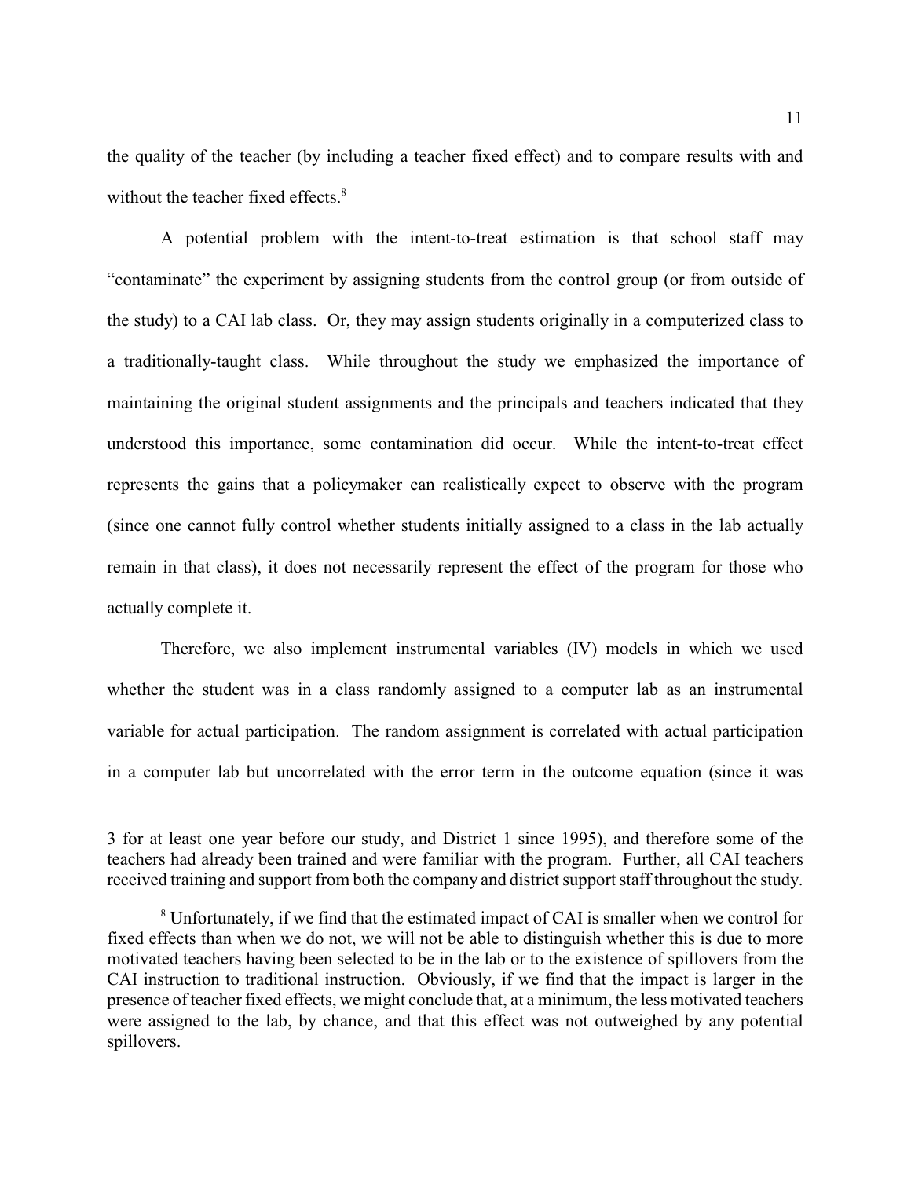the quality of the teacher (by including a teacher fixed effect) and to compare results with and without the teacher fixed effects.[8]

A potential problem with the intent-to-treat estimation is that school staff may "contaminate" the experiment by assigning students from the control group (or from outside of the study) to a CAI lab class. Or, they may assign students originally in a computerized class to a traditionally-taught class. While throughout the study we emphasized the importance of maintaining the original student assignments and the principals and teachers indicated that they understood this importance, some contamination did occur. While the intent-to-treat effect represents the gains that a policymaker can realistically expect to observe with the program (since one cannot fully control whether students initially assigned to a class in the lab actually remain in that class), it does not necessarily represent the effect of the program for those who actually complete it.

Therefore, we also implement instrumental variables (IV) models in which we used whether the student was in a class randomly assigned to a computer lab as an instrumental variable for actual participation. The random assignment is correlated with actual participation in a computer lab but uncorrelated with the error term in the outcome equation (since it was

---

3 for at least one year before our study, and District 1 since 1995), and therefore some of the teachers had already been trained and were familiar with the program. Further, all CAI teachers received training and support from both the company and district support staff throughout the study.

[8] Unfortunately, if we find that the estimated impact of CAI is smaller when we control for fixed effects than when we do not, we will not be able to distinguish whether this is due to more motivated teachers having been selected to be in the lab or to the existence of spillovers from the CAI instruction to traditional instruction. Obviously, if we find that the impact is larger in the presence of teacher fixed effects, we might conclude that, at a minimum, the less motivated teachers were assigned to the lab, by chance, and that this effect was not outweighed by any potential spillovers.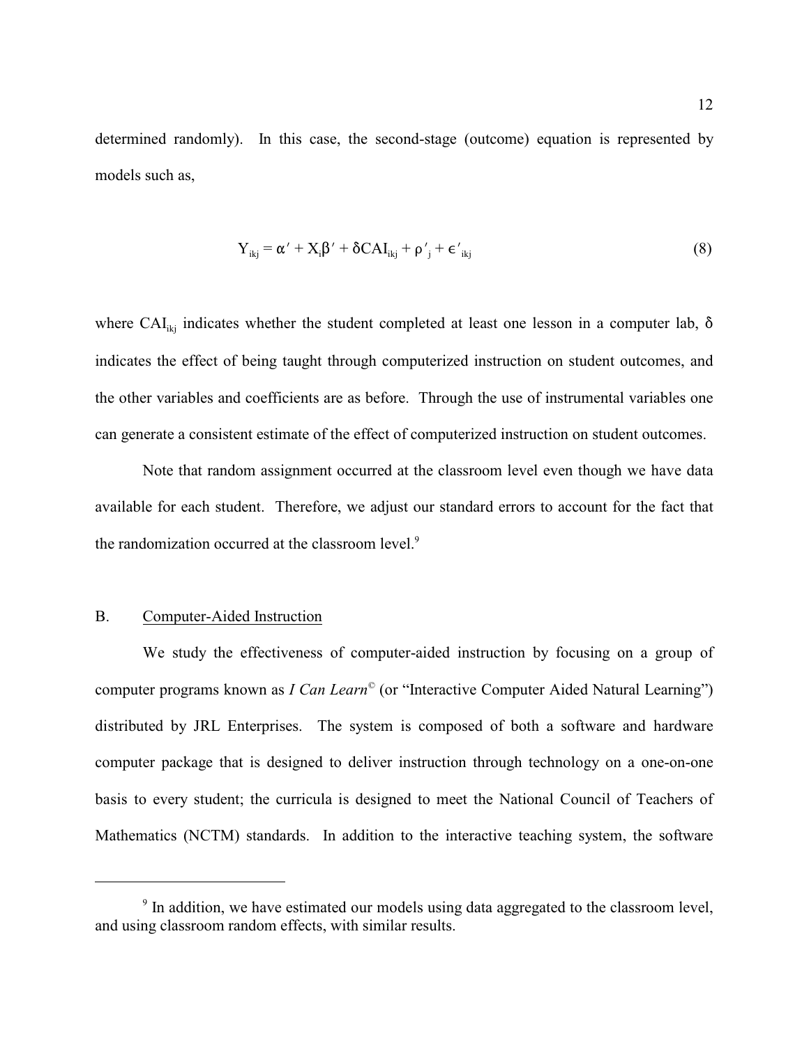determined randomly). In this case, the second-stage (outcome) equation is represented by models such as,

$$Y_{ikj} = \alpha' + X_i\beta' + \delta CAI_{ikj} + \rho'_j + \epsilon'_{ikj} \tag{8}$$

where $CAI_{ikj}$ indicates whether the student completed at least one lesson in a computer lab, $\delta$ indicates the effect of being taught through computerized instruction on student outcomes, and the other variables and coefficients are as before. Through the use of instrumental variables one can generate a consistent estimate of the effect of computerized instruction on student outcomes.

Note that random assignment occurred at the classroom level even though we have data available for each student. Therefore, we adjust our standard errors to account for the fact that the randomization occurred at the classroom level.[9]

## B. Computer-Aided Instruction

We study the effectiveness of computer-aided instruction by focusing on a group of computer programs known as *I Can Learn*© (or "Interactive Computer Aided Natural Learning") distributed by JRL Enterprises. The system is composed of both a software and hardware computer package that is designed to deliver instruction through technology on a one-on-one basis to every student; the curricula is designed to meet the National Council of Teachers of Mathematics (NCTM) standards. In addition to the interactive teaching system, the software

---

[9] In addition, we have estimated our models using data aggregated to the classroom level, and using classroom random effects, with similar results.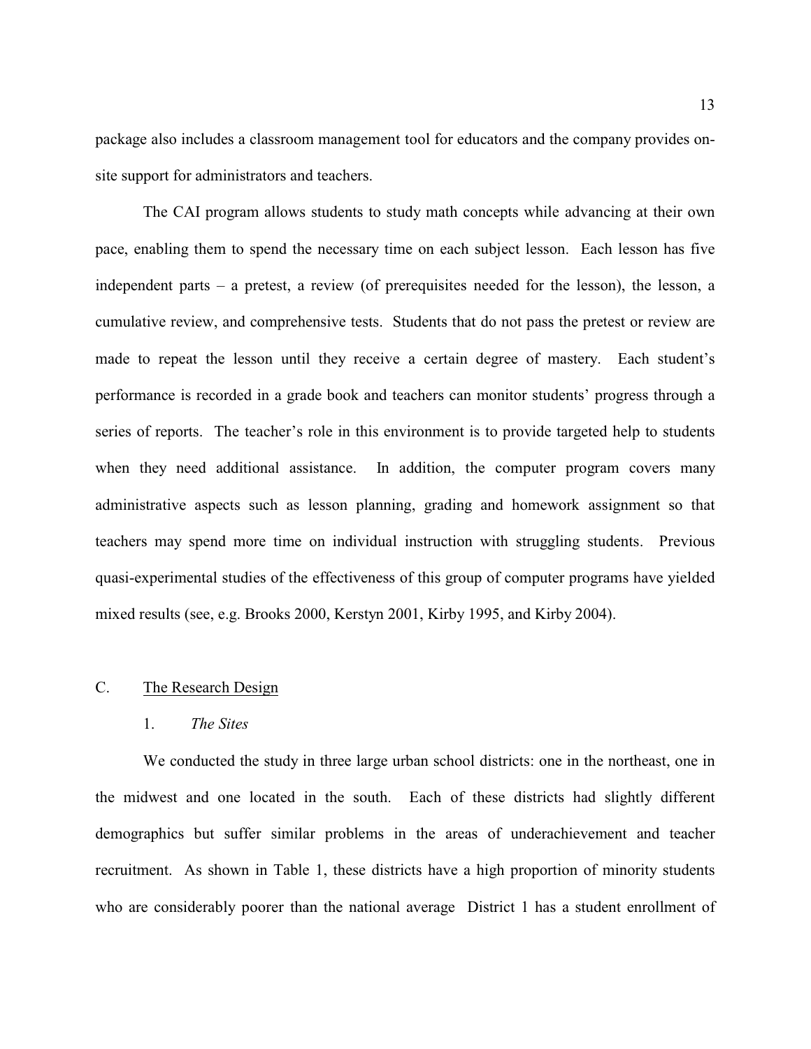package also includes a classroom management tool for educators and the company provides on-site support for administrators and teachers.

The CAI program allows students to study math concepts while advancing at their own pace, enabling them to spend the necessary time on each subject lesson. Each lesson has five independent parts – a pretest, a review (of prerequisites needed for the lesson), the lesson, a cumulative review, and comprehensive tests. Students that do not pass the pretest or review are made to repeat the lesson until they receive a certain degree of mastery. Each student's performance is recorded in a grade book and teachers can monitor students' progress through a series of reports. The teacher's role in this environment is to provide targeted help to students when they need additional assistance. In addition, the computer program covers many administrative aspects such as lesson planning, grading and homework assignment so that teachers may spend more time on individual instruction with struggling students. Previous quasi-experimental studies of the effectiveness of this group of computer programs have yielded mixed results (see, e.g. Brooks 2000, Kerstyn 2001, Kirby 1995, and Kirby 2004).

## C. The Research Design

### 1. *The Sites*

We conducted the study in three large urban school districts: one in the northeast, one in the midwest and one located in the south. Each of these districts had slightly different demographics but suffer similar problems in the areas of underachievement and teacher recruitment. As shown in Table 1, these districts have a high proportion of minority students who are considerably poorer than the national average District 1 has a student enrollment of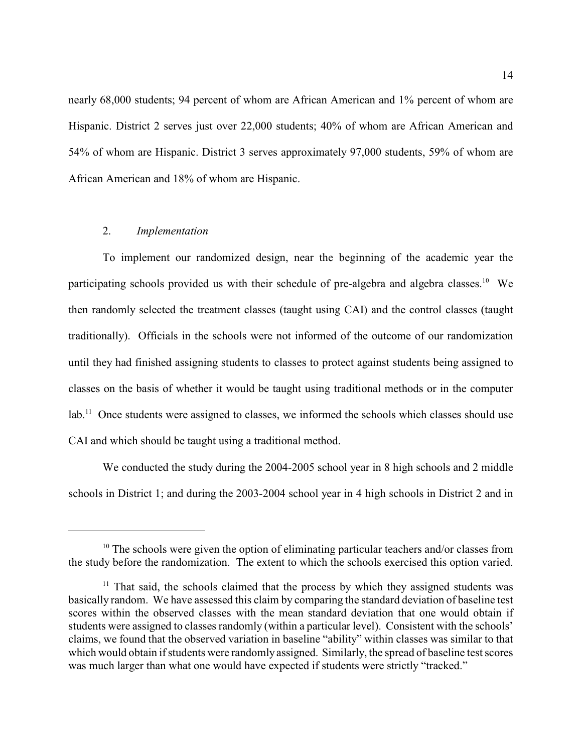nearly 68,000 students; 94 percent of whom are African American and 1% percent of whom are Hispanic. District 2 serves just over 22,000 students; 40% of whom are African American and 54% of whom are Hispanic. District 3 serves approximately 97,000 students, 59% of whom are African American and 18% of whom are Hispanic.

### 2. *Implementation*

To implement our randomized design, near the beginning of the academic year the participating schools provided us with their schedule of pre-algebra and algebra classes.[10] We then randomly selected the treatment classes (taught using CAI) and the control classes (taught traditionally). Officials in the schools were not informed of the outcome of our randomization until they had finished assigning students to classes to protect against students being assigned to classes on the basis of whether it would be taught using traditional methods or in the computer lab.[11] Once students were assigned to classes, we informed the schools which classes should use CAI and which should be taught using a traditional method.

We conducted the study during the 2004-2005 school year in 8 high schools and 2 middle schools in District 1; and during the 2003-2004 school year in 4 high schools in District 2 and in

---

[10] The schools were given the option of eliminating particular teachers and/or classes from the study before the randomization. The extent to which the schools exercised this option varied.

[11] That said, the schools claimed that the process by which they assigned students was basically random. We have assessed this claim by comparing the standard deviation of baseline test scores within the observed classes with the mean standard deviation that one would obtain if students were assigned to classes randomly (within a particular level). Consistent with the schools' claims, we found that the observed variation in baseline "ability" within classes was similar to that which would obtain if students were randomly assigned. Similarly, the spread of baseline test scores was much larger than what one would have expected if students were strictly "tracked."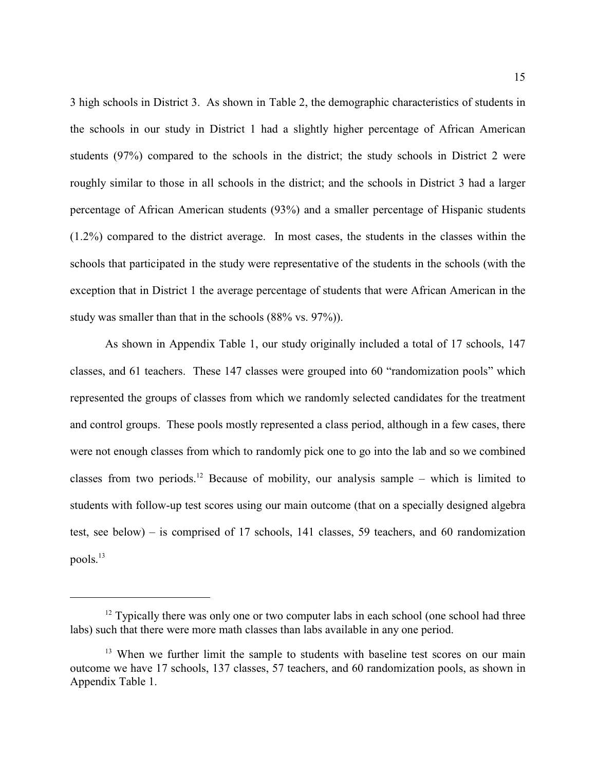3 high schools in District 3. As shown in Table 2, the demographic characteristics of students in the schools in our study in District 1 had a slightly higher percentage of African American students (97%) compared to the schools in the district; the study schools in District 2 were roughly similar to those in all schools in the district; and the schools in District 3 had a larger percentage of African American students (93%) and a smaller percentage of Hispanic students (1.2%) compared to the district average. In most cases, the students in the classes within the schools that participated in the study were representative of the students in the schools (with the exception that in District 1 the average percentage of students that were African American in the study was smaller than that in the schools (88% vs. 97%)).

As shown in Appendix Table 1, our study originally included a total of 17 schools, 147 classes, and 61 teachers. These 147 classes were grouped into 60 "randomization pools" which represented the groups of classes from which we randomly selected candidates for the treatment and control groups. These pools mostly represented a class period, although in a few cases, there were not enough classes from which to randomly pick one to go into the lab and so we combined classes from two periods.[12] Because of mobility, our analysis sample – which is limited to students with follow-up test scores using our main outcome (that on a specially designed algebra test, see below) – is comprised of 17 schools, 141 classes, 59 teachers, and 60 randomization pools.[13]

---

[12] Typically there was only one or two computer labs in each school (one school had three labs) such that there were more math classes than labs available in any one period.

[13] When we further limit the sample to students with baseline test scores on our main outcome we have 17 schools, 137 classes, 57 teachers, and 60 randomization pools, as shown in Appendix Table 1.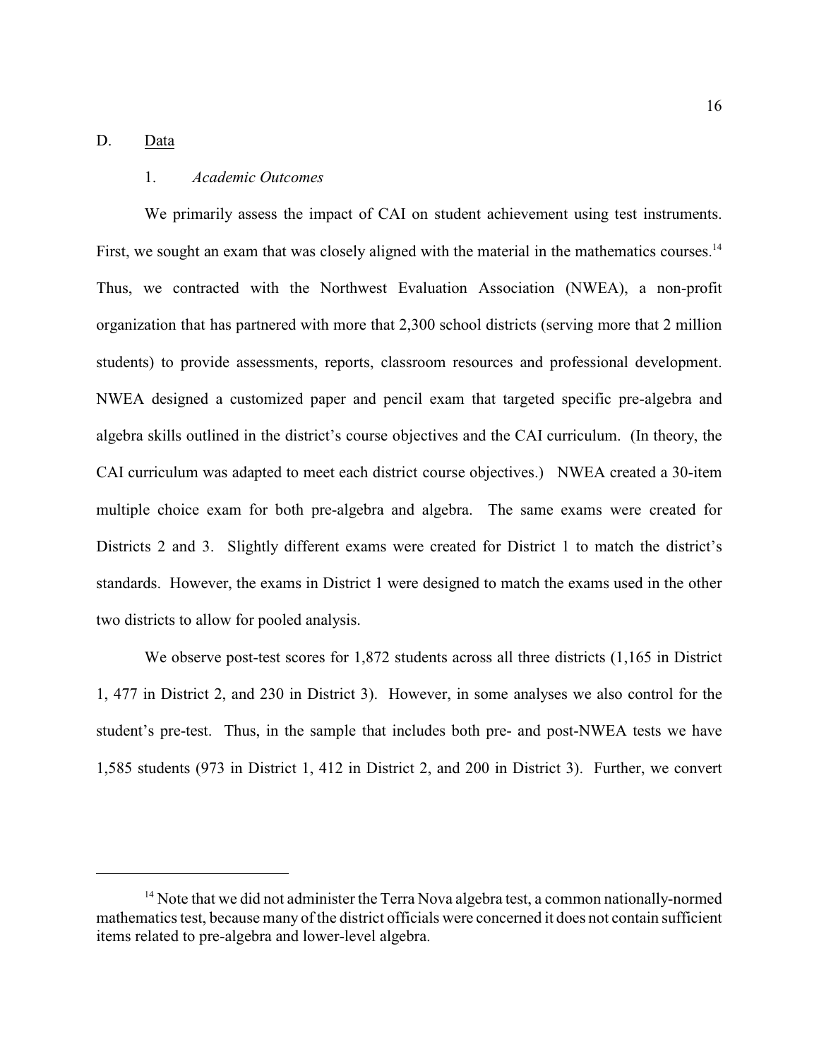## D. Data

### 1. *Academic Outcomes*

We primarily assess the impact of CAI on student achievement using test instruments. First, we sought an exam that was closely aligned with the material in the mathematics courses.[14] Thus, we contracted with the Northwest Evaluation Association (NWEA), a non-profit organization that has partnered with more that 2,300 school districts (serving more that 2 million students) to provide assessments, reports, classroom resources and professional development. NWEA designed a customized paper and pencil exam that targeted specific pre-algebra and algebra skills outlined in the district's course objectives and the CAI curriculum. (In theory, the CAI curriculum was adapted to meet each district course objectives.) NWEA created a 30-item multiple choice exam for both pre-algebra and algebra. The same exams were created for Districts 2 and 3. Slightly different exams were created for District 1 to match the district's standards. However, the exams in District 1 were designed to match the exams used in the other two districts to allow for pooled analysis.

We observe post-test scores for 1,872 students across all three districts (1,165 in District 1, 477 in District 2, and 230 in District 3). However, in some analyses we also control for the student's pre-test. Thus, in the sample that includes both pre- and post-NWEA tests we have 1,585 students (973 in District 1, 412 in District 2, and 200 in District 3). Further, we convert

---

[14] Note that we did not administer the Terra Nova algebra test, a common nationally-normed mathematics test, because many of the district officials were concerned it does not contain sufficient items related to pre-algebra and lower-level algebra.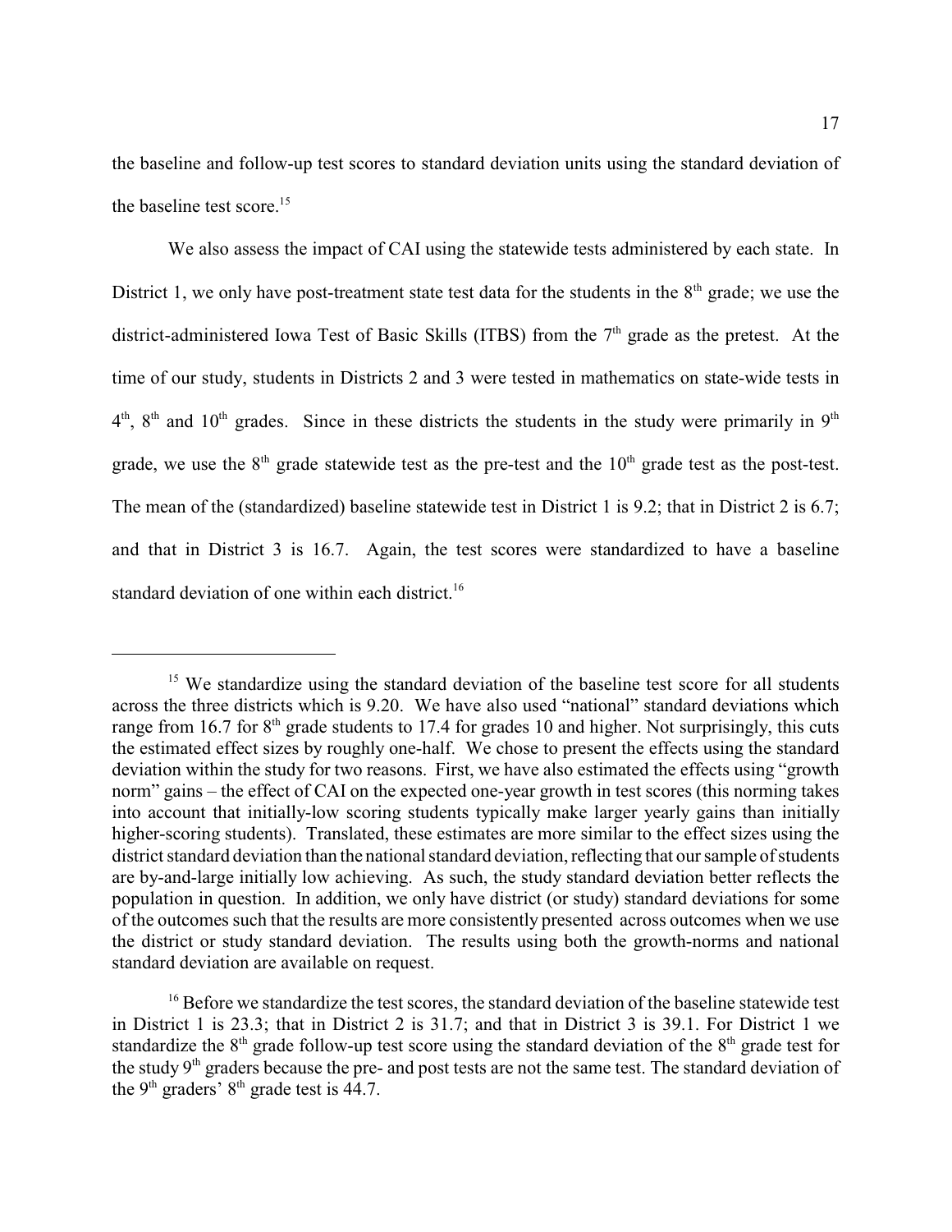the baseline and follow-up test scores to standard deviation units using the standard deviation of the baseline test score.[15]

We also assess the impact of CAI using the statewide tests administered by each state. In District 1, we only have post-treatment state test data for the students in the 8th grade; we use the district-administered Iowa Test of Basic Skills (ITBS) from the 7th grade as the pretest. At the time of our study, students in Districts 2 and 3 were tested in mathematics on state-wide tests in 4th, 8th and 10th grades. Since in these districts the students in the study were primarily in 9th grade, we use the 8th grade statewide test as the pre-test and the 10th grade test as the post-test. The mean of the (standardized) baseline statewide test in District 1 is 9.2; that in District 2 is 6.7; and that in District 3 is 16.7. Again, the test scores were standardized to have a baseline standard deviation of one within each district.[16]

---

[15] We standardize using the standard deviation of the baseline test score for all students across the three districts which is 9.20. We have also used "national" standard deviations which range from 16.7 for 8th grade students to 17.4 for grades 10 and higher. Not surprisingly, this cuts the estimated effect sizes by roughly one-half. We chose to present the effects using the standard deviation within the study for two reasons. First, we have also estimated the effects using "growth norm" gains – the effect of CAI on the expected one-year growth in test scores (this norming takes into account that initially-low scoring students typically make larger yearly gains than initially higher-scoring students). Translated, these estimates are more similar to the effect sizes using the district standard deviation than the national standard deviation, reflecting that our sample of students are by-and-large initially low achieving. As such, the study standard deviation better reflects the population in question. In addition, we only have district (or study) standard deviations for some of the outcomes such that the results are more consistently presented across outcomes when we use the district or study standard deviation. The results using both the growth-norms and national standard deviation are available on request.

[16] Before we standardize the test scores, the standard deviation of the baseline statewide test in District 1 is 23.3; that in District 2 is 31.7; and that in District 3 is 39.1. For District 1 we standardize the 8th grade follow-up test score using the standard deviation of the 8th grade test for the study 9th graders because the pre- and post tests are not the same test. The standard deviation of the 9th graders' 8th grade test is 44.7.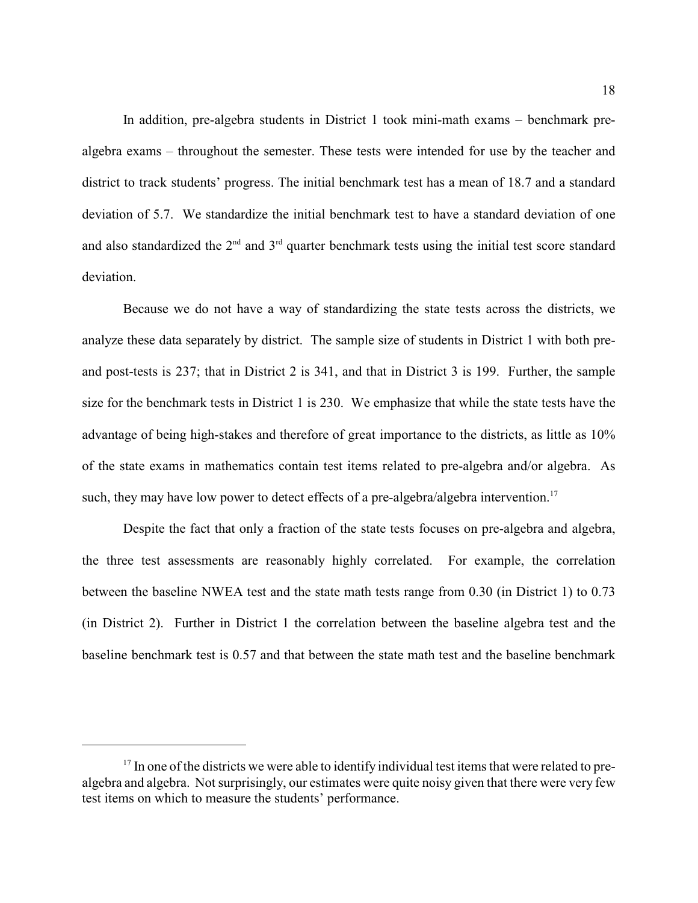In addition, pre-algebra students in District 1 took mini-math exams – benchmark pre-algebra exams – throughout the semester. These tests were intended for use by the teacher and district to track students' progress. The initial benchmark test has a mean of 18.7 and a standard deviation of 5.7. We standardize the initial benchmark test to have a standard deviation of one and also standardized the 2nd and 3rd quarter benchmark tests using the initial test score standard deviation.

Because we do not have a way of standardizing the state tests across the districts, we analyze these data separately by district. The sample size of students in District 1 with both pre- and post-tests is 237; that in District 2 is 341, and that in District 3 is 199. Further, the sample size for the benchmark tests in District 1 is 230. We emphasize that while the state tests have the advantage of being high-stakes and therefore of great importance to the districts, as little as 10% of the state exams in mathematics contain test items related to pre-algebra and/or algebra. As such, they may have low power to detect effects of a pre-algebra/algebra intervention.[17]

Despite the fact that only a fraction of the state tests focuses on pre-algebra and algebra, the three test assessments are reasonably highly correlated. For example, the correlation between the baseline NWEA test and the state math tests range from 0.30 (in District 1) to 0.73 (in District 2). Further in District 1 the correlation between the baseline algebra test and the baseline benchmark test is 0.57 and that between the state math test and the baseline benchmark

---

[17] In one of the districts we were able to identify individual test items that were related to pre-algebra and algebra. Not surprisingly, our estimates were quite noisy given that there were very few test items on which to measure the students' performance.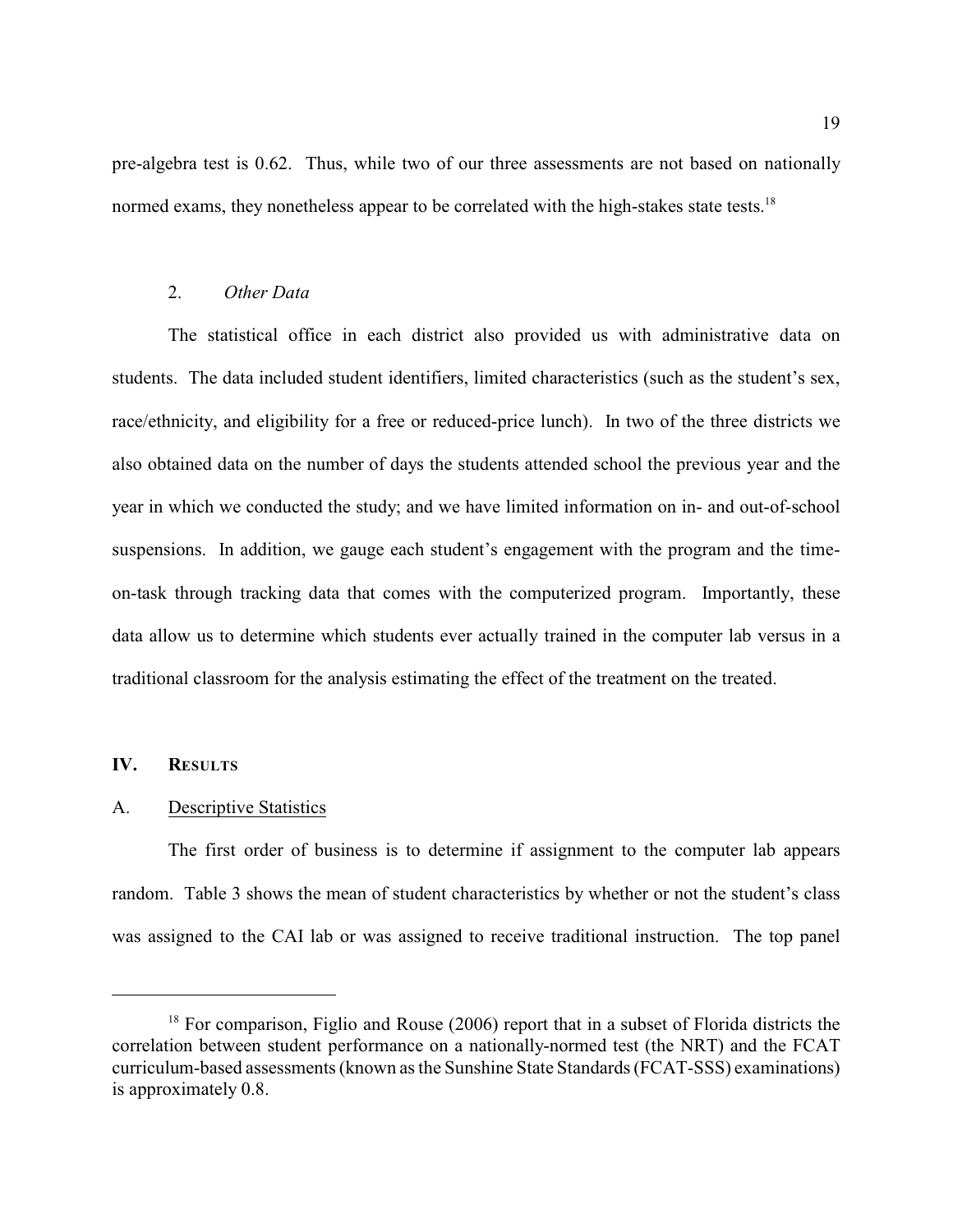pre-algebra test is 0.62. Thus, while two of our three assessments are not based on nationally normed exams, they nonetheless appear to be correlated with the high-stakes state tests.[18]

### 2. *Other Data*

The statistical office in each district also provided us with administrative data on students. The data included student identifiers, limited characteristics (such as the student's sex, race/ethnicity, and eligibility for a free or reduced-price lunch). In two of the three districts we also obtained data on the number of days the students attended school the previous year and the year in which we conducted the study; and we have limited information on in- and out-of-school suspensions. In addition, we gauge each student's engagement with the program and the time-on-task through tracking data that comes with the computerized program. Importantly, these data allow us to determine which students ever actually trained in the computer lab versus in a traditional classroom for the analysis estimating the effect of the treatment on the treated.

## IV. Results

### A. Descriptive Statistics

The first order of business is to determine if assignment to the computer lab appears random. Table 3 shows the mean of student characteristics by whether or not the student's class was assigned to the CAI lab or was assigned to receive traditional instruction. The top panel

[18] For comparison, Figlio and Rouse (2006) report that in a subset of Florida districts the correlation between student performance on a nationally-normed test (the NRT) and the FCAT curriculum-based assessments (known as the Sunshine State Standards (FCAT-SSS) examinations) is approximately 0.8.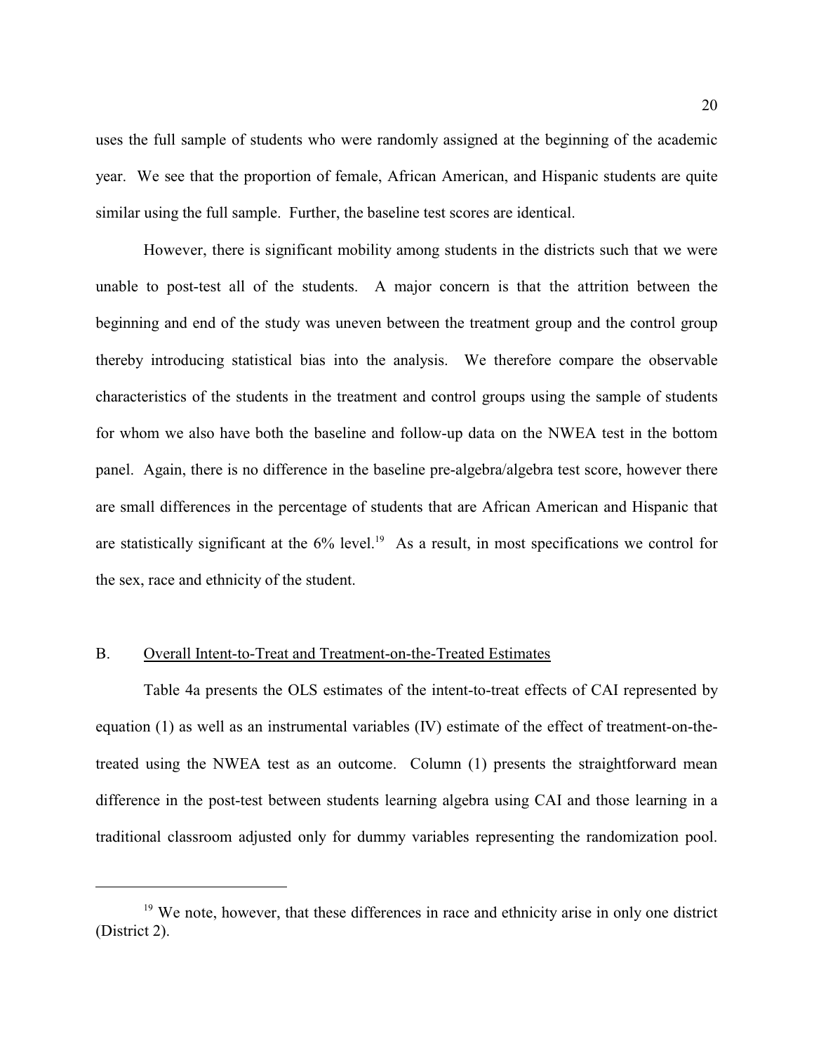uses the full sample of students who were randomly assigned at the beginning of the academic year. We see that the proportion of female, African American, and Hispanic students are quite similar using the full sample. Further, the baseline test scores are identical.

However, there is significant mobility among students in the districts such that we were unable to post-test all of the students. A major concern is that the attrition between the beginning and end of the study was uneven between the treatment group and the control group thereby introducing statistical bias into the analysis. We therefore compare the observable characteristics of the students in the treatment and control groups using the sample of students for whom we also have both the baseline and follow-up data on the NWEA test in the bottom panel. Again, there is no difference in the baseline pre-algebra/algebra test score, however there are small differences in the percentage of students that are African American and Hispanic that are statistically significant at the 6% level.[19] As a result, in most specifications we control for the sex, race and ethnicity of the student.

## B. Overall Intent-to-Treat and Treatment-on-the-Treated Estimates

Table 4a presents the OLS estimates of the intent-to-treat effects of CAI represented by equation (1) as well as an instrumental variables (IV) estimate of the effect of treatment-on-the-treated using the NWEA test as an outcome. Column (1) presents the straightforward mean difference in the post-test between students learning algebra using CAI and those learning in a traditional classroom adjusted only for dummy variables representing the randomization pool.

---

[19] We note, however, that these differences in race and ethnicity arise in only one district (District 2).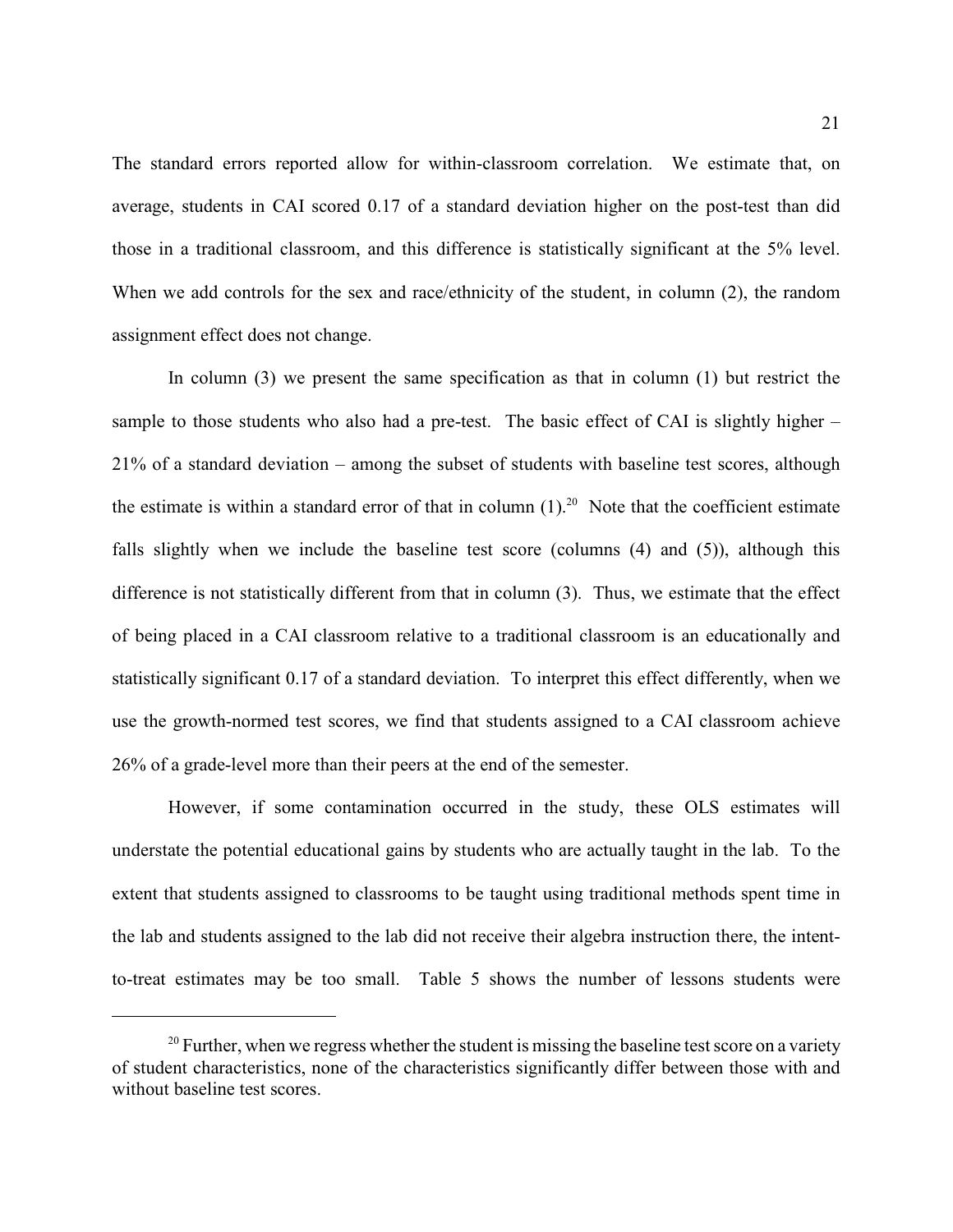The standard errors reported allow for within-classroom correlation. We estimate that, on average, students in CAI scored 0.17 of a standard deviation higher on the post-test than did those in a traditional classroom, and this difference is statistically significant at the 5% level. When we add controls for the sex and race/ethnicity of the student, in column (2), the random assignment effect does not change.

In column (3) we present the same specification as that in column (1) but restrict the sample to those students who also had a pre-test. The basic effect of CAI is slightly higher – 21% of a standard deviation – among the subset of students with baseline test scores, although the estimate is within a standard error of that in column (1).[20] Note that the coefficient estimate falls slightly when we include the baseline test score (columns (4) and (5)), although this difference is not statistically different from that in column (3). Thus, we estimate that the effect of being placed in a CAI classroom relative to a traditional classroom is an educationally and statistically significant 0.17 of a standard deviation. To interpret this effect differently, when we use the growth-normed test scores, we find that students assigned to a CAI classroom achieve 26% of a grade-level more than their peers at the end of the semester.

However, if some contamination occurred in the study, these OLS estimates will understate the potential educational gains by students who are actually taught in the lab. To the extent that students assigned to classrooms to be taught using traditional methods spent time in the lab and students assigned to the lab did not receive their algebra instruction there, the intent-to-treat estimates may be too small. Table 5 shows the number of lessons students were

[20] Further, when we regress whether the student is missing the baseline test score on a variety of student characteristics, none of the characteristics significantly differ between those with and without baseline test scores.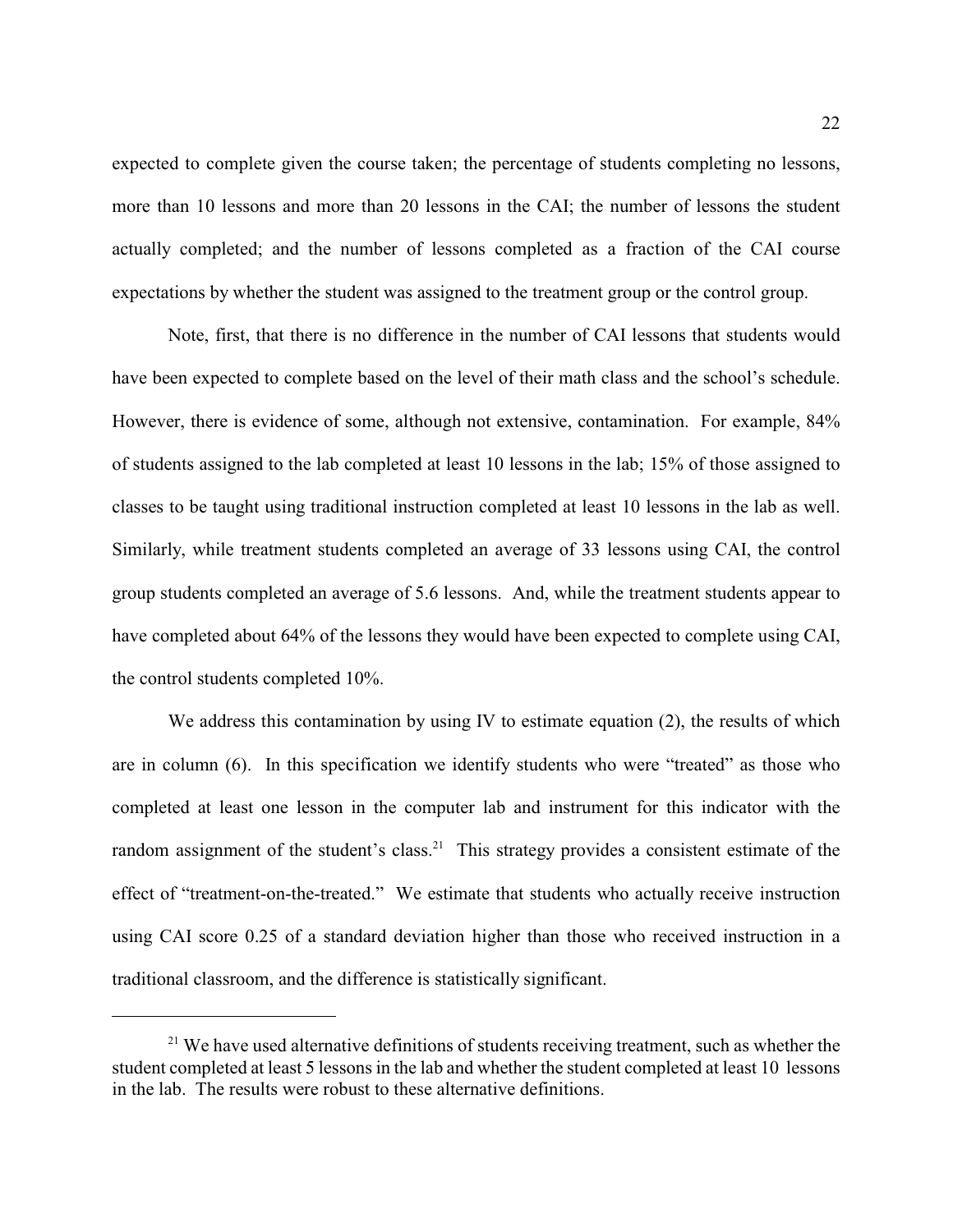expected to complete given the course taken; the percentage of students completing no lessons, more than 10 lessons and more than 20 lessons in the CAI; the number of lessons the student actually completed; and the number of lessons completed as a fraction of the CAI course expectations by whether the student was assigned to the treatment group or the control group.

Note, first, that there is no difference in the number of CAI lessons that students would have been expected to complete based on the level of their math class and the school's schedule. However, there is evidence of some, although not extensive, contamination. For example, 84% of students assigned to the lab completed at least 10 lessons in the lab; 15% of those assigned to classes to be taught using traditional instruction completed at least 10 lessons in the lab as well. Similarly, while treatment students completed an average of 33 lessons using CAI, the control group students completed an average of 5.6 lessons. And, while the treatment students appear to have completed about 64% of the lessons they would have been expected to complete using CAI, the control students completed 10%.

We address this contamination by using IV to estimate equation (2), the results of which are in column (6). In this specification we identify students who were "treated" as those who completed at least one lesson in the computer lab and instrument for this indicator with the random assignment of the student's class.[21] This strategy provides a consistent estimate of the effect of "treatment-on-the-treated." We estimate that students who actually receive instruction using CAI score 0.25 of a standard deviation higher than those who received instruction in a traditional classroom, and the difference is statistically significant.

---

[21] We have used alternative definitions of students receiving treatment, such as whether the student completed at least 5 lessons in the lab and whether the student completed at least 10 lessons in the lab. The results were robust to these alternative definitions.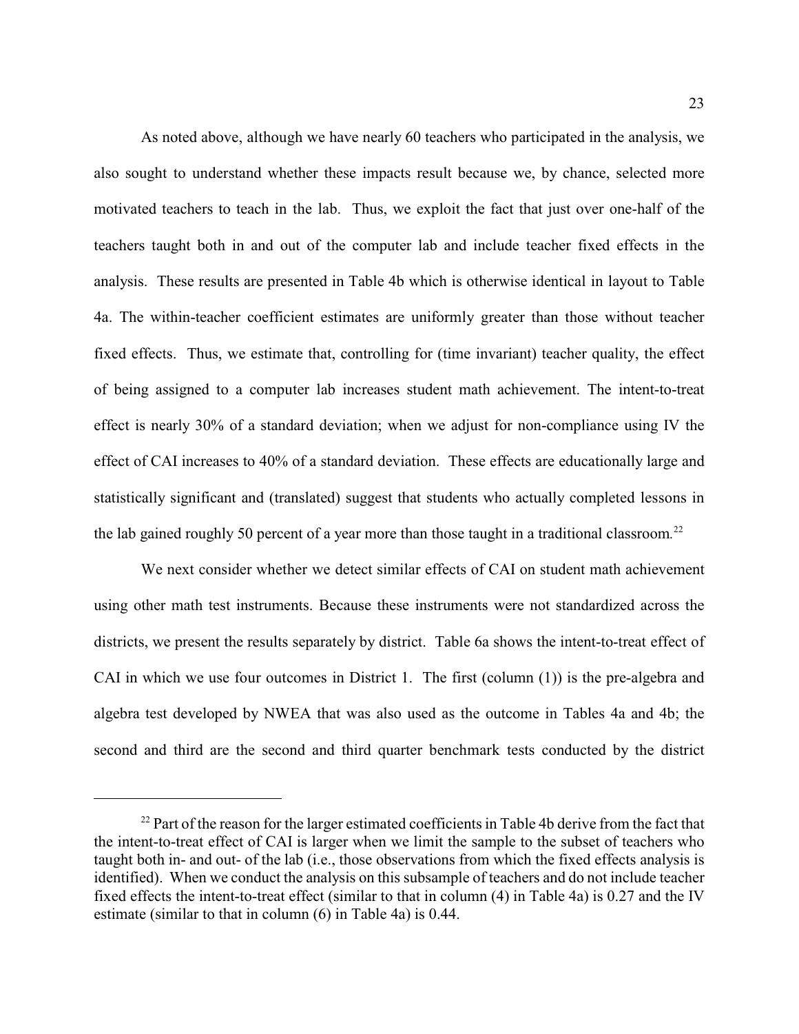As noted above, although we have nearly 60 teachers who participated in the analysis, we also sought to understand whether these impacts result because we, by chance, selected more motivated teachers to teach in the lab. Thus, we exploit the fact that just over one-half of the teachers taught both in and out of the computer lab and include teacher fixed effects in the analysis. These results are presented in Table 4b which is otherwise identical in layout to Table 4a. The within-teacher coefficient estimates are uniformly greater than those without teacher fixed effects. Thus, we estimate that, controlling for (time invariant) teacher quality, the effect of being assigned to a computer lab increases student math achievement. The intent-to-treat effect is nearly 30% of a standard deviation; when we adjust for non-compliance using IV the effect of CAI increases to 40% of a standard deviation. These effects are educationally large and statistically significant and (translated) suggest that students who actually completed lessons in the lab gained roughly 50 percent of a year more than those taught in a traditional classroom.[22]

We next consider whether we detect similar effects of CAI on student math achievement using other math test instruments. Because these instruments were not standardized across the districts, we present the results separately by district. Table 6a shows the intent-to-treat effect of CAI in which we use four outcomes in District 1. The first (column (1)) is the pre-algebra and algebra test developed by NWEA that was also used as the outcome in Tables 4a and 4b; the second and third are the second and third quarter benchmark tests conducted by the district

[22] Part of the reason for the larger estimated coefficients in Table 4b derive from the fact that the intent-to-treat effect of CAI is larger when we limit the sample to the subset of teachers who taught both in- and out- of the lab (i.e., those observations from which the fixed effects analysis is identified). When we conduct the analysis on this subsample of teachers and do not include teacher fixed effects the intent-to-treat effect (similar to that in column (4) in Table 4a) is 0.27 and the IV estimate (similar to that in column (6) in Table 4a) is 0.44.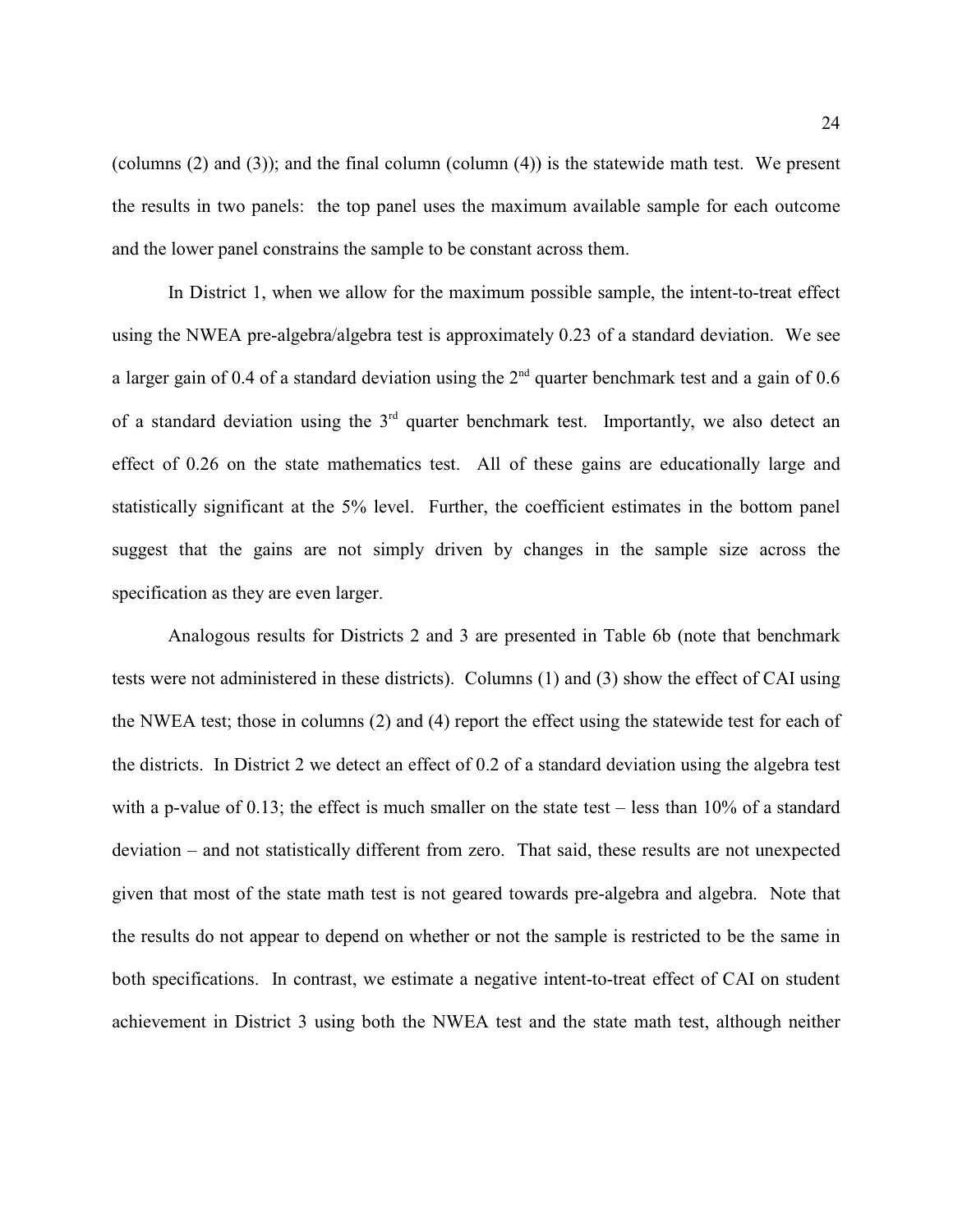(columns (2) and (3)); and the final column (column (4)) is the statewide math test. We present the results in two panels: the top panel uses the maximum available sample for each outcome and the lower panel constrains the sample to be constant across them.

In District 1, when we allow for the maximum possible sample, the intent-to-treat effect using the NWEA pre-algebra/algebra test is approximately 0.23 of a standard deviation. We see a larger gain of 0.4 of a standard deviation using the 2nd quarter benchmark test and a gain of 0.6 of a standard deviation using the 3rd quarter benchmark test. Importantly, we also detect an effect of 0.26 on the state mathematics test. All of these gains are educationally large and statistically significant at the 5% level. Further, the coefficient estimates in the bottom panel suggest that the gains are not simply driven by changes in the sample size across the specification as they are even larger.

Analogous results for Districts 2 and 3 are presented in Table 6b (note that benchmark tests were not administered in these districts). Columns (1) and (3) show the effect of CAI using the NWEA test; those in columns (2) and (4) report the effect using the statewide test for each of the districts. In District 2 we detect an effect of 0.2 of a standard deviation using the algebra test with a p-value of 0.13; the effect is much smaller on the state test – less than 10% of a standard deviation – and not statistically different from zero. That said, these results are not unexpected given that most of the state math test is not geared towards pre-algebra and algebra. Note that the results do not appear to depend on whether or not the sample is restricted to be the same in both specifications. In contrast, we estimate a negative intent-to-treat effect of CAI on student achievement in District 3 using both the NWEA test and the state math test, although neither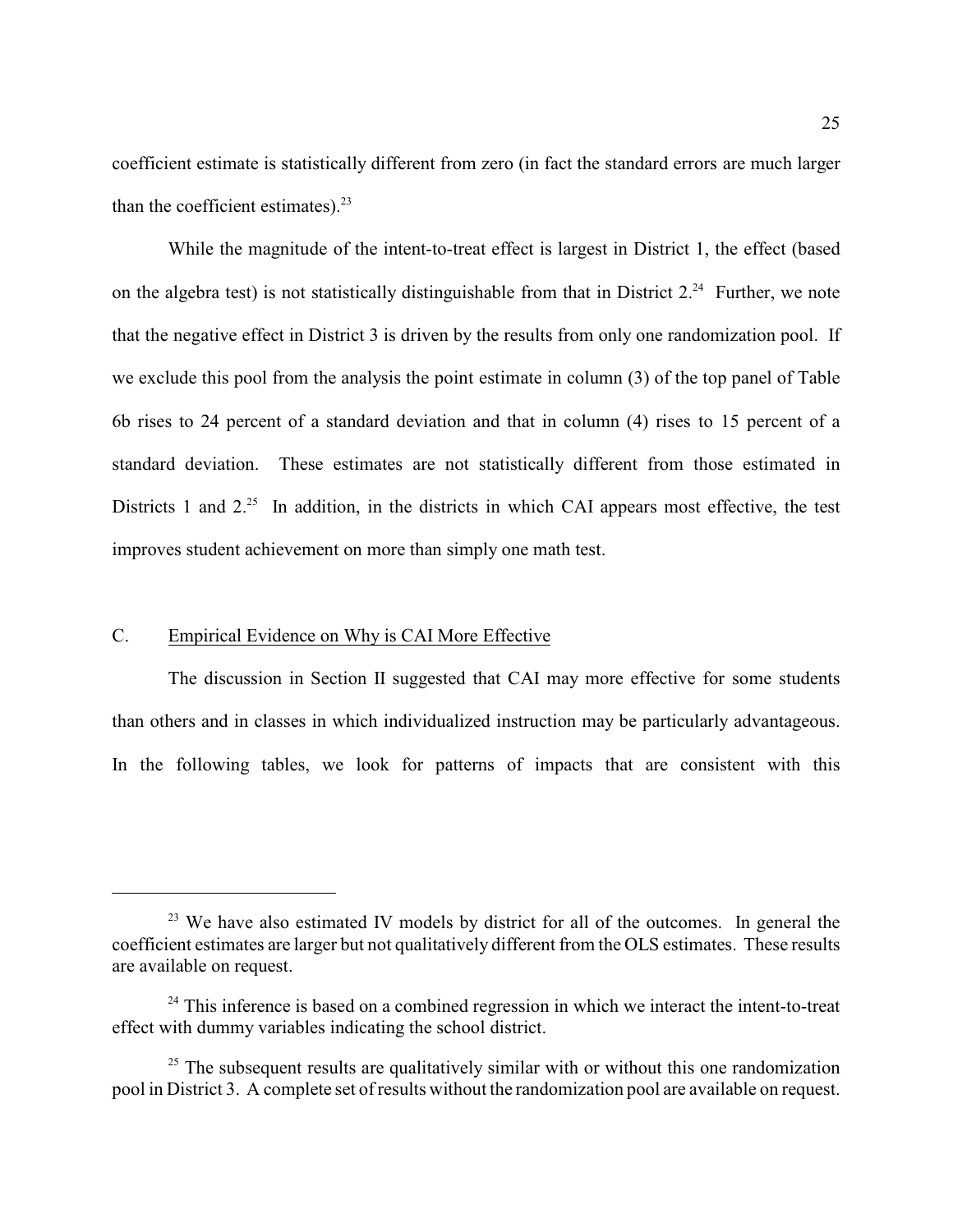coefficient estimate is statistically different from zero (in fact the standard errors are much larger than the coefficient estimates).[23]

While the magnitude of the intent-to-treat effect is largest in District 1, the effect (based on the algebra test) is not statistically distinguishable from that in District 2.[24] Further, we note that the negative effect in District 3 is driven by the results from only one randomization pool. If we exclude this pool from the analysis the point estimate in column (3) of the top panel of Table 6b rises to 24 percent of a standard deviation and that in column (4) rises to 15 percent of a standard deviation. These estimates are not statistically different from those estimated in Districts 1 and 2.[25] In addition, in the districts in which CAI appears most effective, the test improves student achievement on more than simply one math test.

## C. Empirical Evidence on Why is CAI More Effective

The discussion in Section II suggested that CAI may more effective for some students than others and in classes in which individualized instruction may be particularly advantageous. In the following tables, we look for patterns of impacts that are consistent with this

---

[23] We have also estimated IV models by district for all of the outcomes. In general the coefficient estimates are larger but not qualitatively different from the OLS estimates. These results are available on request.

[24] This inference is based on a combined regression in which we interact the intent-to-treat effect with dummy variables indicating the school district.

[25] The subsequent results are qualitatively similar with or without this one randomization pool in District 3. A complete set of results without the randomization pool are available on request.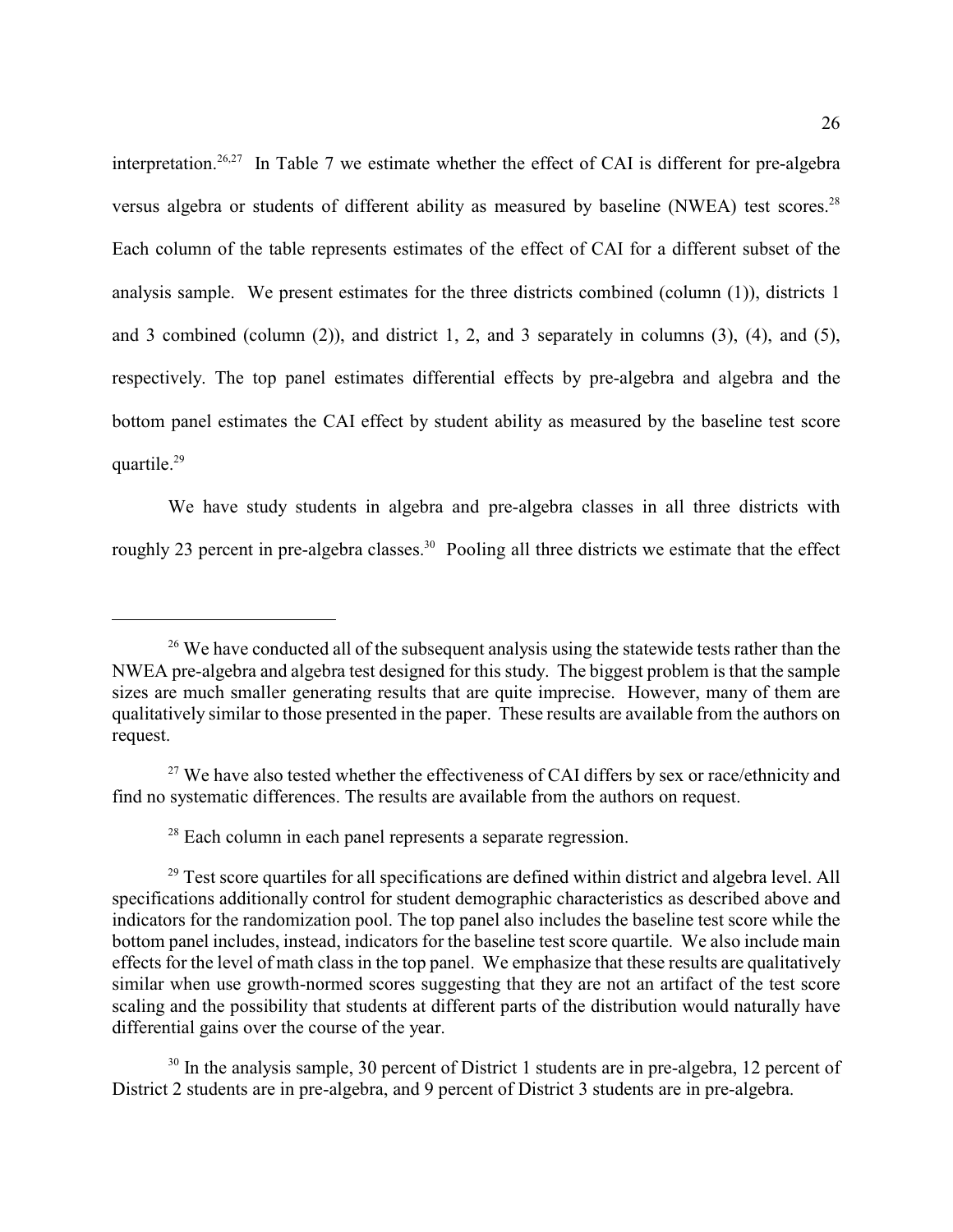interpretation.[26,27] In Table 7 we estimate whether the effect of CAI is different for pre-algebra versus algebra or students of different ability as measured by baseline (NWEA) test scores.[28] Each column of the table represents estimates of the effect of CAI for a different subset of the analysis sample. We present estimates for the three districts combined (column (1)), districts 1 and 3 combined (column (2)), and district 1, 2, and 3 separately in columns (3), (4), and (5), respectively. The top panel estimates differential effects by pre-algebra and algebra and the bottom panel estimates the CAI effect by student ability as measured by the baseline test score quartile.[29]

We have study students in algebra and pre-algebra classes in all three districts with roughly 23 percent in pre-algebra classes.[30] Pooling all three districts we estimate that the effect

---

[26] We have conducted all of the subsequent analysis using the statewide tests rather than the NWEA pre-algebra and algebra test designed for this study. The biggest problem is that the sample sizes are much smaller generating results that are quite imprecise. However, many of them are qualitatively similar to those presented in the paper. These results are available from the authors on request.

[27] We have also tested whether the effectiveness of CAI differs by sex or race/ethnicity and find no systematic differences. The results are available from the authors on request.

[28] Each column in each panel represents a separate regression.

[29] Test score quartiles for all specifications are defined within district and algebra level. All specifications additionally control for student demographic characteristics as described above and indicators for the randomization pool. The top panel also includes the baseline test score while the bottom panel includes, instead, indicators for the baseline test score quartile. We also include main effects for the level of math class in the top panel. We emphasize that these results are qualitatively similar when use growth-normed scores suggesting that they are not an artifact of the test score scaling and the possibility that students at different parts of the distribution would naturally have differential gains over the course of the year.

[30] In the analysis sample, 30 percent of District 1 students are in pre-algebra, 12 percent of District 2 students are in pre-algebra, and 9 percent of District 3 students are in pre-algebra.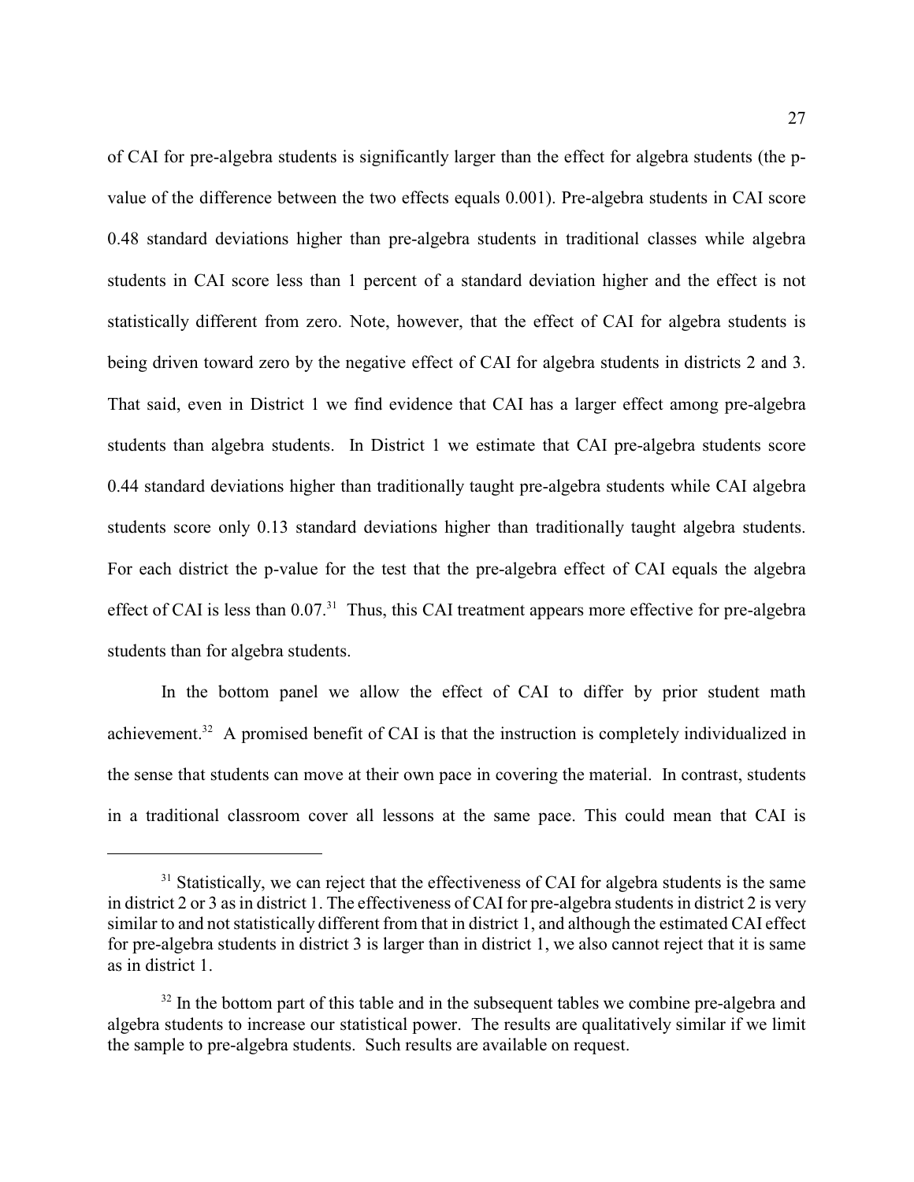of CAI for pre-algebra students is significantly larger than the effect for algebra students (the p-value of the difference between the two effects equals 0.001). Pre-algebra students in CAI score 0.48 standard deviations higher than pre-algebra students in traditional classes while algebra students in CAI score less than 1 percent of a standard deviation higher and the effect is not statistically different from zero. Note, however, that the effect of CAI for algebra students is being driven toward zero by the negative effect of CAI for algebra students in districts 2 and 3. That said, even in District 1 we find evidence that CAI has a larger effect among pre-algebra students than algebra students. In District 1 we estimate that CAI pre-algebra students score 0.44 standard deviations higher than traditionally taught pre-algebra students while CAI algebra students score only 0.13 standard deviations higher than traditionally taught algebra students. For each district the p-value for the test that the pre-algebra effect of CAI equals the algebra effect of CAI is less than 0.07.[31] Thus, this CAI treatment appears more effective for pre-algebra students than for algebra students.

In the bottom panel we allow the effect of CAI to differ by prior student math achievement.[32] A promised benefit of CAI is that the instruction is completely individualized in the sense that students can move at their own pace in covering the material. In contrast, students in a traditional classroom cover all lessons at the same pace. This could mean that CAI is

---

[31] Statistically, we can reject that the effectiveness of CAI for algebra students is the same in district 2 or 3 as in district 1. The effectiveness of CAI for pre-algebra students in district 2 is very similar to and not statistically different from that in district 1, and although the estimated CAI effect for pre-algebra students in district 3 is larger than in district 1, we also cannot reject that it is same as in district 1.

[32] In the bottom part of this table and in the subsequent tables we combine pre-algebra and algebra students to increase our statistical power. The results are qualitatively similar if we limit the sample to pre-algebra students. Such results are available on request.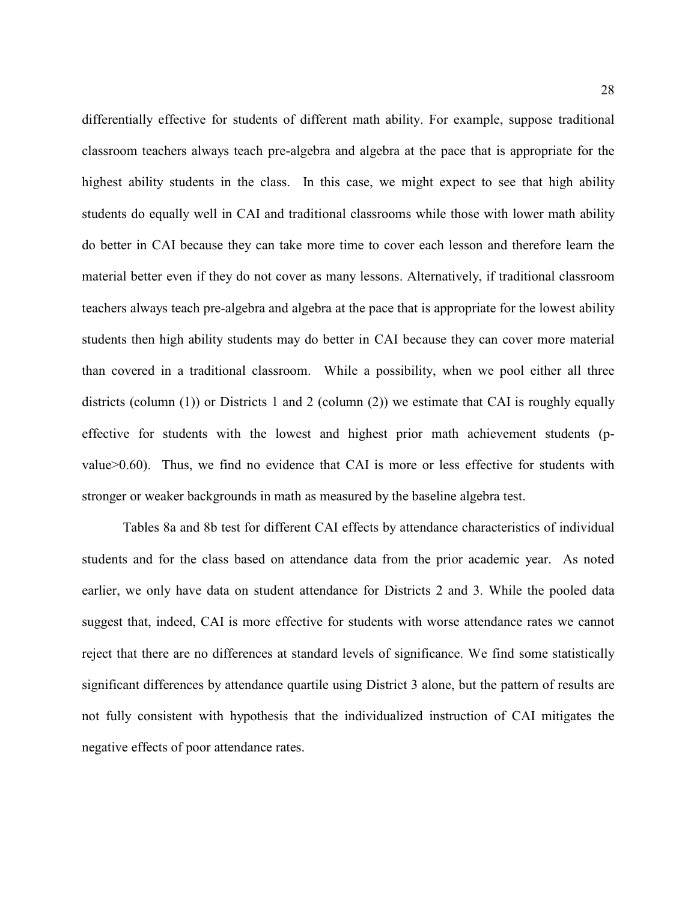differentially effective for students of different math ability. For example, suppose traditional classroom teachers always teach pre-algebra and algebra at the pace that is appropriate for the highest ability students in the class. In this case, we might expect to see that high ability students do equally well in CAI and traditional classrooms while those with lower math ability do better in CAI because they can take more time to cover each lesson and therefore learn the material better even if they do not cover as many lessons. Alternatively, if traditional classroom teachers always teach pre-algebra and algebra at the pace that is appropriate for the lowest ability students then high ability students may do better in CAI because they can cover more material than covered in a traditional classroom. While a possibility, when we pool either all three districts (column (1)) or Districts 1 and 2 (column (2)) we estimate that CAI is roughly equally effective for students with the lowest and highest prior math achievement students (p-value>0.60). Thus, we find no evidence that CAI is more or less effective for students with stronger or weaker backgrounds in math as measured by the baseline algebra test.

Tables 8a and 8b test for different CAI effects by attendance characteristics of individual students and for the class based on attendance data from the prior academic year. As noted earlier, we only have data on student attendance for Districts 2 and 3. While the pooled data suggest that, indeed, CAI is more effective for students with worse attendance rates we cannot reject that there are no differences at standard levels of significance. We find some statistically significant differences by attendance quartile using District 3 alone, but the pattern of results are not fully consistent with hypothesis that the individualized instruction of CAI mitigates the negative effects of poor attendance rates.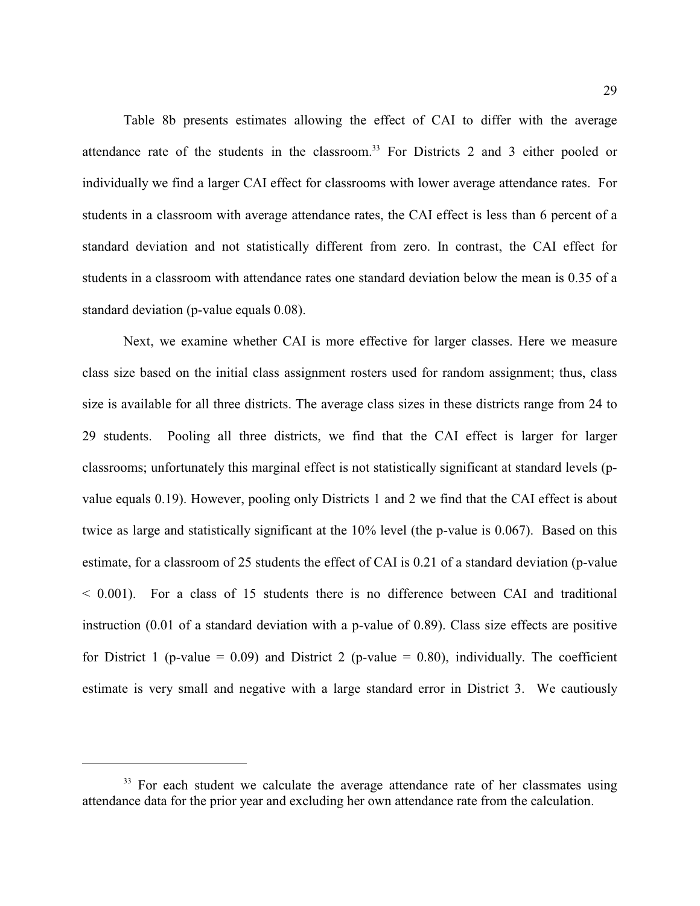Table 8b presents estimates allowing the effect of CAI to differ with the average attendance rate of the students in the classroom.[33] For Districts 2 and 3 either pooled or individually we find a larger CAI effect for classrooms with lower average attendance rates. For students in a classroom with average attendance rates, the CAI effect is less than 6 percent of a standard deviation and not statistically different from zero. In contrast, the CAI effect for students in a classroom with attendance rates one standard deviation below the mean is 0.35 of a standard deviation (p-value equals 0.08).

Next, we examine whether CAI is more effective for larger classes. Here we measure class size based on the initial class assignment rosters used for random assignment; thus, class size is available for all three districts. The average class sizes in these districts range from 24 to 29 students. Pooling all three districts, we find that the CAI effect is larger for larger classrooms; unfortunately this marginal effect is not statistically significant at standard levels (p-value equals 0.19). However, pooling only Districts 1 and 2 we find that the CAI effect is about twice as large and statistically significant at the 10% level (the p-value is 0.067). Based on this estimate, for a classroom of 25 students the effect of CAI is 0.21 of a standard deviation (p-value < 0.001). For a class of 15 students there is no difference between CAI and traditional instruction (0.01 of a standard deviation with a p-value of 0.89). Class size effects are positive for District 1 (p-value = 0.09) and District 2 (p-value = 0.80), individually. The coefficient estimate is very small and negative with a large standard error in District 3. We cautiously

[33] For each student we calculate the average attendance rate of her classmates using attendance data for the prior year and excluding her own attendance rate from the calculation.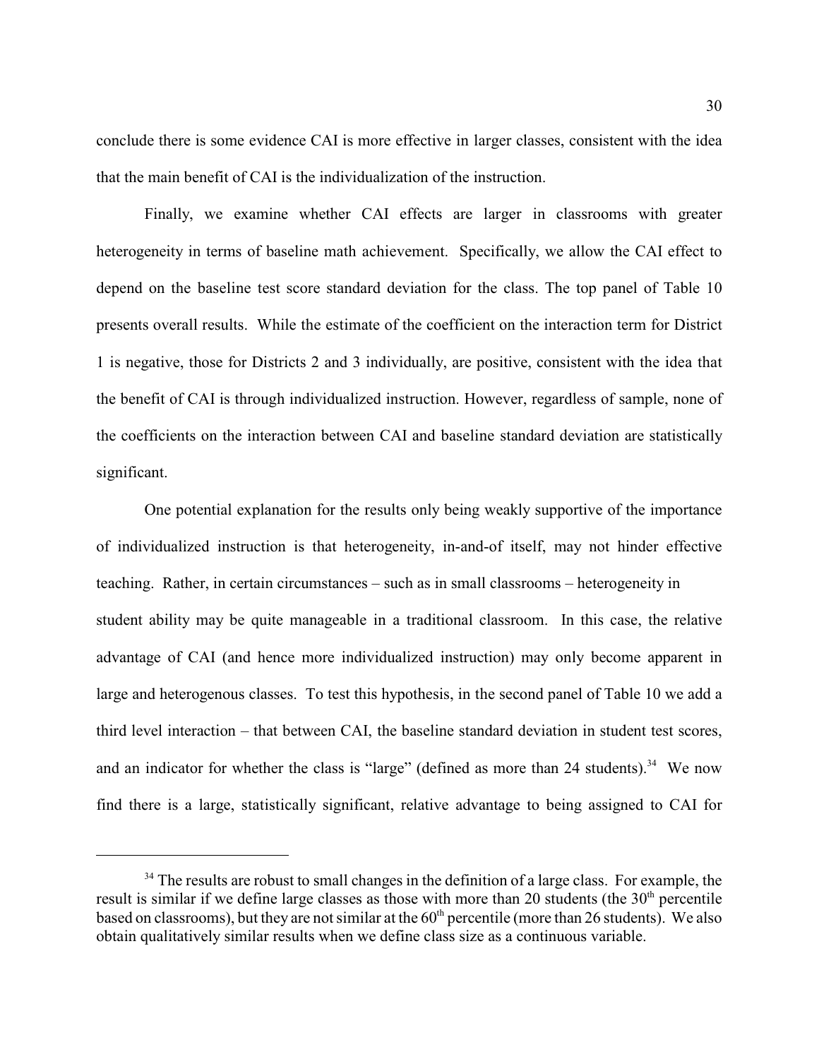conclude there is some evidence CAI is more effective in larger classes, consistent with the idea that the main benefit of CAI is the individualization of the instruction.

Finally, we examine whether CAI effects are larger in classrooms with greater heterogeneity in terms of baseline math achievement. Specifically, we allow the CAI effect to depend on the baseline test score standard deviation for the class. The top panel of Table 10 presents overall results. While the estimate of the coefficient on the interaction term for District 1 is negative, those for Districts 2 and 3 individually, are positive, consistent with the idea that the benefit of CAI is through individualized instruction. However, regardless of sample, none of the coefficients on the interaction between CAI and baseline standard deviation are statistically significant.

One potential explanation for the results only being weakly supportive of the importance of individualized instruction is that heterogeneity, in-and-of itself, may not hinder effective teaching. Rather, in certain circumstances – such as in small classrooms – heterogeneity in student ability may be quite manageable in a traditional classroom. In this case, the relative advantage of CAI (and hence more individualized instruction) may only become apparent in large and heterogenous classes. To test this hypothesis, in the second panel of Table 10 we add a third level interaction – that between CAI, the baseline standard deviation in student test scores, and an indicator for whether the class is "large" (defined as more than 24 students).[34] We now find there is a large, statistically significant, relative advantage to being assigned to CAI for

---

[34] The results are robust to small changes in the definition of a large class. For example, the result is similar if we define large classes as those with more than 20 students (the 30th percentile based on classrooms), but they are not similar at the 60th percentile (more than 26 students). We also obtain qualitatively similar results when we define class size as a continuous variable.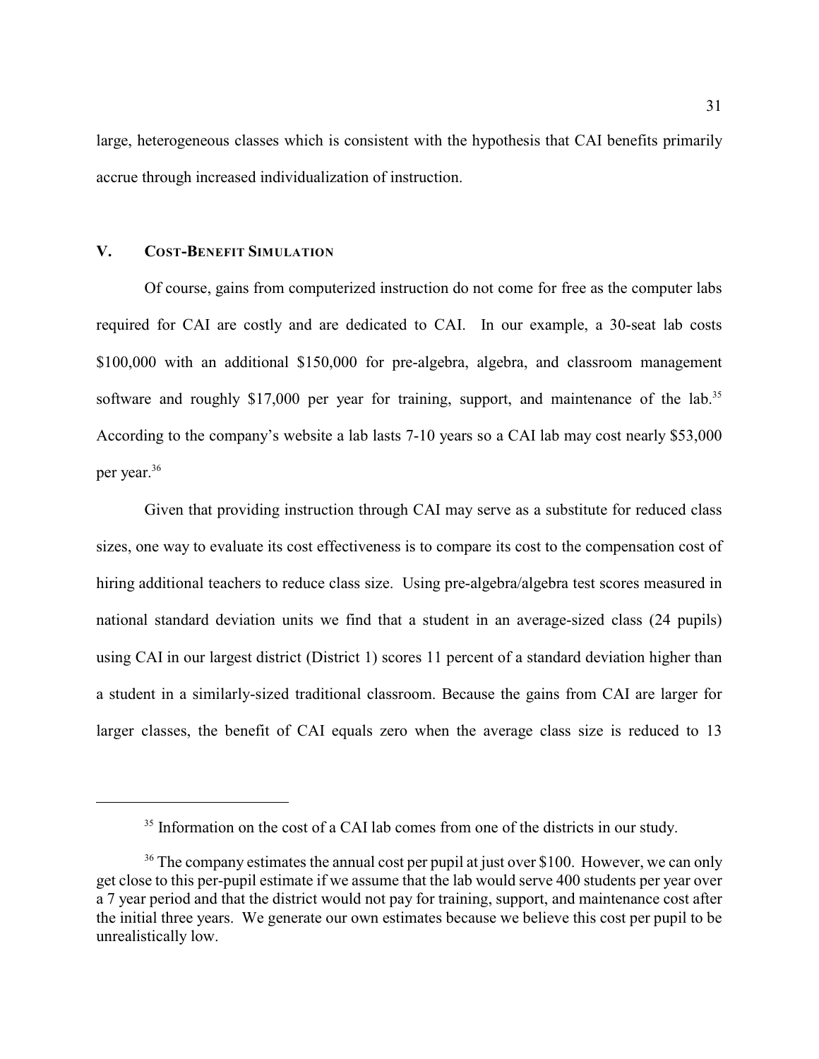large, heterogeneous classes which is consistent with the hypothesis that CAI benefits primarily accrue through increased individualization of instruction.

## V. Cost-Benefit Simulation

Of course, gains from computerized instruction do not come for free as the computer labs required for CAI are costly and are dedicated to CAI. In our example, a 30-seat lab costs \$100,000 with an additional \$150,000 for pre-algebra, algebra, and classroom management software and roughly \$17,000 per year for training, support, and maintenance of the lab.[35] According to the company's website a lab lasts 7-10 years so a CAI lab may cost nearly \$53,000 per year.[36]

Given that providing instruction through CAI may serve as a substitute for reduced class sizes, one way to evaluate its cost effectiveness is to compare its cost to the compensation cost of hiring additional teachers to reduce class size. Using pre-algebra/algebra test scores measured in national standard deviation units we find that a student in an average-sized class (24 pupils) using CAI in our largest district (District 1) scores 11 percent of a standard deviation higher than a student in a similarly-sized traditional classroom. Because the gains from CAI are larger for larger classes, the benefit of CAI equals zero when the average class size is reduced to 13

---

[35] Information on the cost of a CAI lab comes from one of the districts in our study.

[36] The company estimates the annual cost per pupil at just over \$100. However, we can only get close to this per-pupil estimate if we assume that the lab would serve 400 students per year over a 7 year period and that the district would not pay for training, support, and maintenance cost after the initial three years. We generate our own estimates because we believe this cost per pupil to be unrealistically low.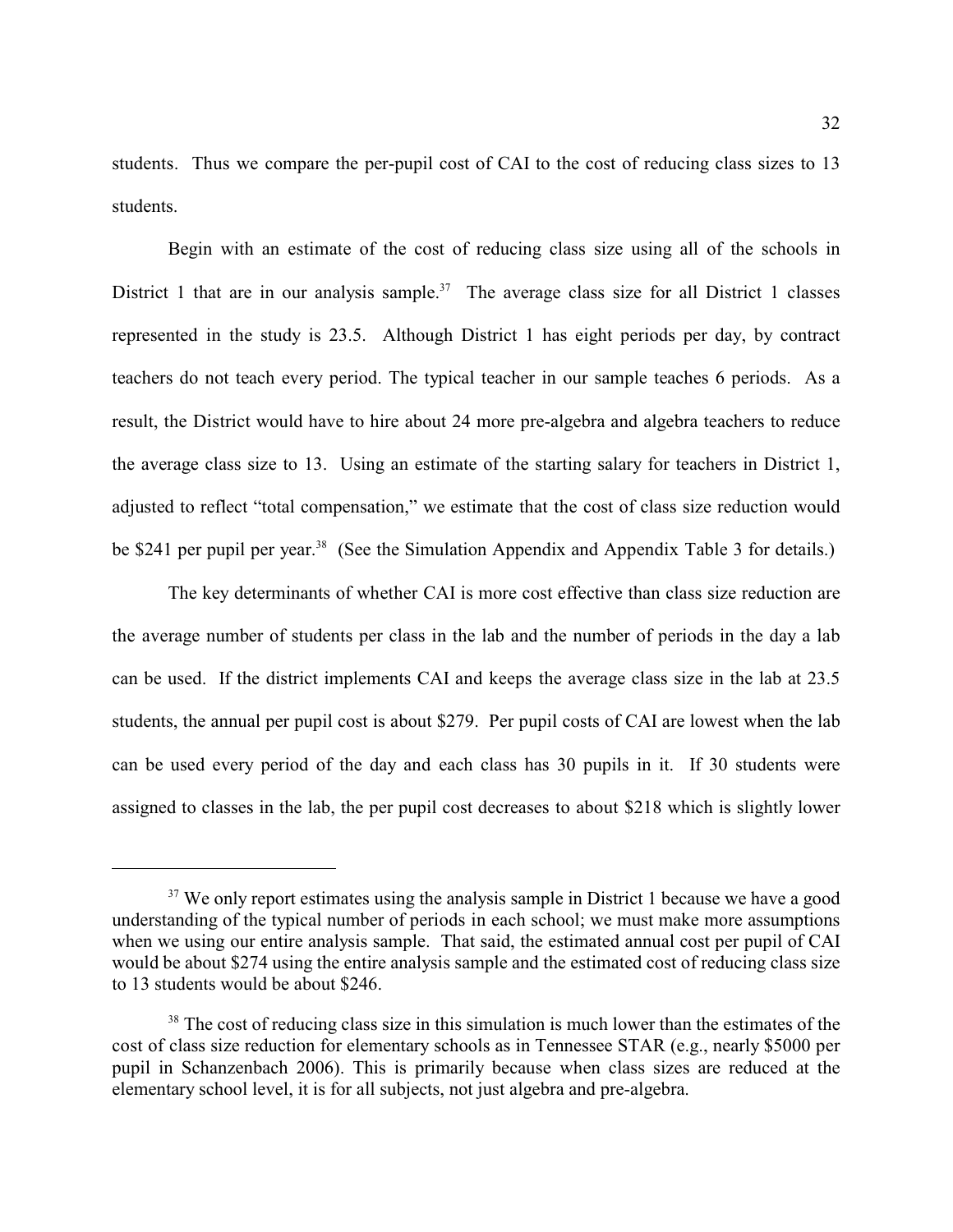students. Thus we compare the per-pupil cost of CAI to the cost of reducing class sizes to 13 students.

Begin with an estimate of the cost of reducing class size using all of the schools in District 1 that are in our analysis sample.[37] The average class size for all District 1 classes represented in the study is 23.5. Although District 1 has eight periods per day, by contract teachers do not teach every period. The typical teacher in our sample teaches 6 periods. As a result, the District would have to hire about 24 more pre-algebra and algebra teachers to reduce the average class size to 13. Using an estimate of the starting salary for teachers in District 1, adjusted to reflect "total compensation," we estimate that the cost of class size reduction would be $241 per pupil per year.[38] (See the Simulation Appendix and Appendix Table 3 for details.)

The key determinants of whether CAI is more cost effective than class size reduction are the average number of students per class in the lab and the number of periods in the day a lab can be used. If the district implements CAI and keeps the average class size in the lab at 23.5 students, the annual per pupil cost is about $279. Per pupil costs of CAI are lowest when the lab can be used every period of the day and each class has 30 pupils in it. If 30 students were assigned to classes in the lab, the per pupil cost decreases to about $218 which is slightly lower

---

[37] We only report estimates using the analysis sample in District 1 because we have a good understanding of the typical number of periods in each school; we must make more assumptions when we using our entire analysis sample. That said, the estimated annual cost per pupil of CAI would be about $274 using the entire analysis sample and the estimated cost of reducing class size to 13 students would be about $246.

[38] The cost of reducing class size in this simulation is much lower than the estimates of the cost of class size reduction for elementary schools as in Tennessee STAR (e.g., nearly $5000 per pupil in Schanzenbach 2006). This is primarily because when class sizes are reduced at the elementary school level, it is for all subjects, not just algebra and pre-algebra.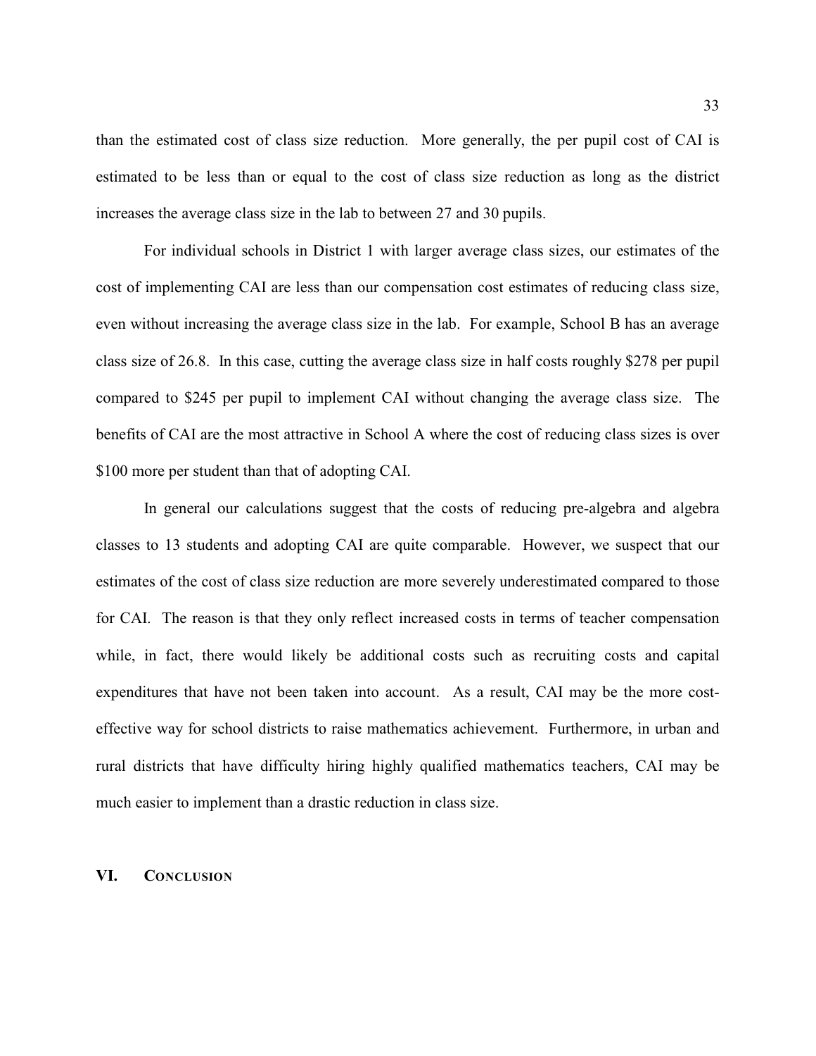than the estimated cost of class size reduction. More generally, the per pupil cost of CAI is estimated to be less than or equal to the cost of class size reduction as long as the district increases the average class size in the lab to between 27 and 30 pupils.

For individual schools in District 1 with larger average class sizes, our estimates of the cost of implementing CAI are less than our compensation cost estimates of reducing class size, even without increasing the average class size in the lab. For example, School B has an average class size of 26.8. In this case, cutting the average class size in half costs roughly $278 per pupil compared to $245 per pupil to implement CAI without changing the average class size. The benefits of CAI are the most attractive in School A where the cost of reducing class sizes is over $100 more per student than that of adopting CAI.

In general our calculations suggest that the costs of reducing pre-algebra and algebra classes to 13 students and adopting CAI are quite comparable. However, we suspect that our estimates of the cost of class size reduction are more severely underestimated compared to those for CAI. The reason is that they only reflect increased costs in terms of teacher compensation while, in fact, there would likely be additional costs such as recruiting costs and capital expenditures that have not been taken into account. As a result, CAI may be the more cost-effective way for school districts to raise mathematics achievement. Furthermore, in urban and rural districts that have difficulty hiring highly qualified mathematics teachers, CAI may be much easier to implement than a drastic reduction in class size.

## VI. Conclusion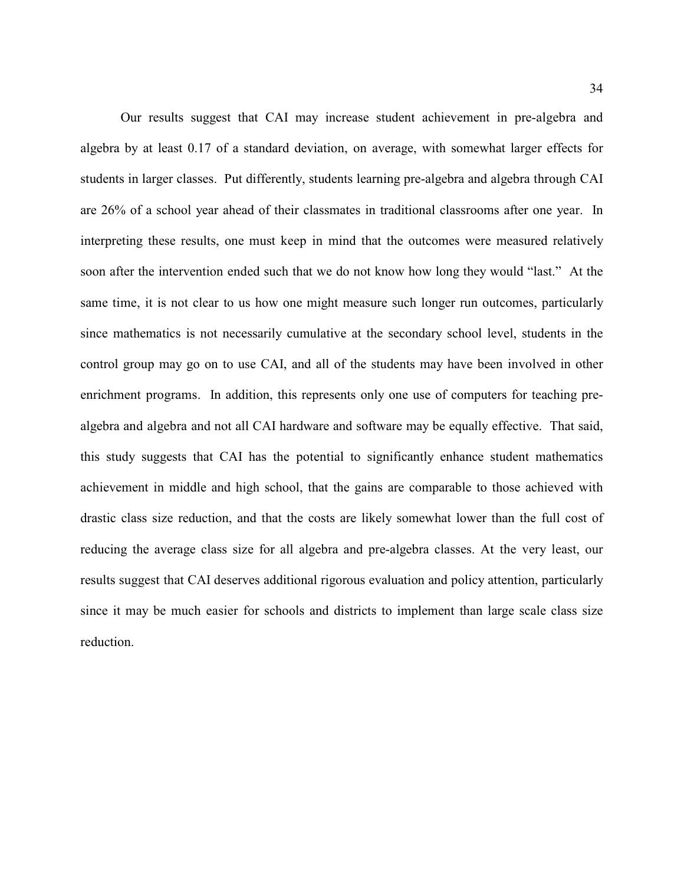Our results suggest that CAI may increase student achievement in pre-algebra and algebra by at least 0.17 of a standard deviation, on average, with somewhat larger effects for students in larger classes. Put differently, students learning pre-algebra and algebra through CAI are 26% of a school year ahead of their classmates in traditional classrooms after one year. In interpreting these results, one must keep in mind that the outcomes were measured relatively soon after the intervention ended such that we do not know how long they would "last." At the same time, it is not clear to us how one might measure such longer run outcomes, particularly since mathematics is not necessarily cumulative at the secondary school level, students in the control group may go on to use CAI, and all of the students may have been involved in other enrichment programs. In addition, this represents only one use of computers for teaching pre-algebra and algebra and not all CAI hardware and software may be equally effective. That said, this study suggests that CAI has the potential to significantly enhance student mathematics achievement in middle and high school, that the gains are comparable to those achieved with drastic class size reduction, and that the costs are likely somewhat lower than the full cost of reducing the average class size for all algebra and pre-algebra classes. At the very least, our results suggest that CAI deserves additional rigorous evaluation and policy attention, particularly since it may be much easier for schools and districts to implement than large scale class size reduction.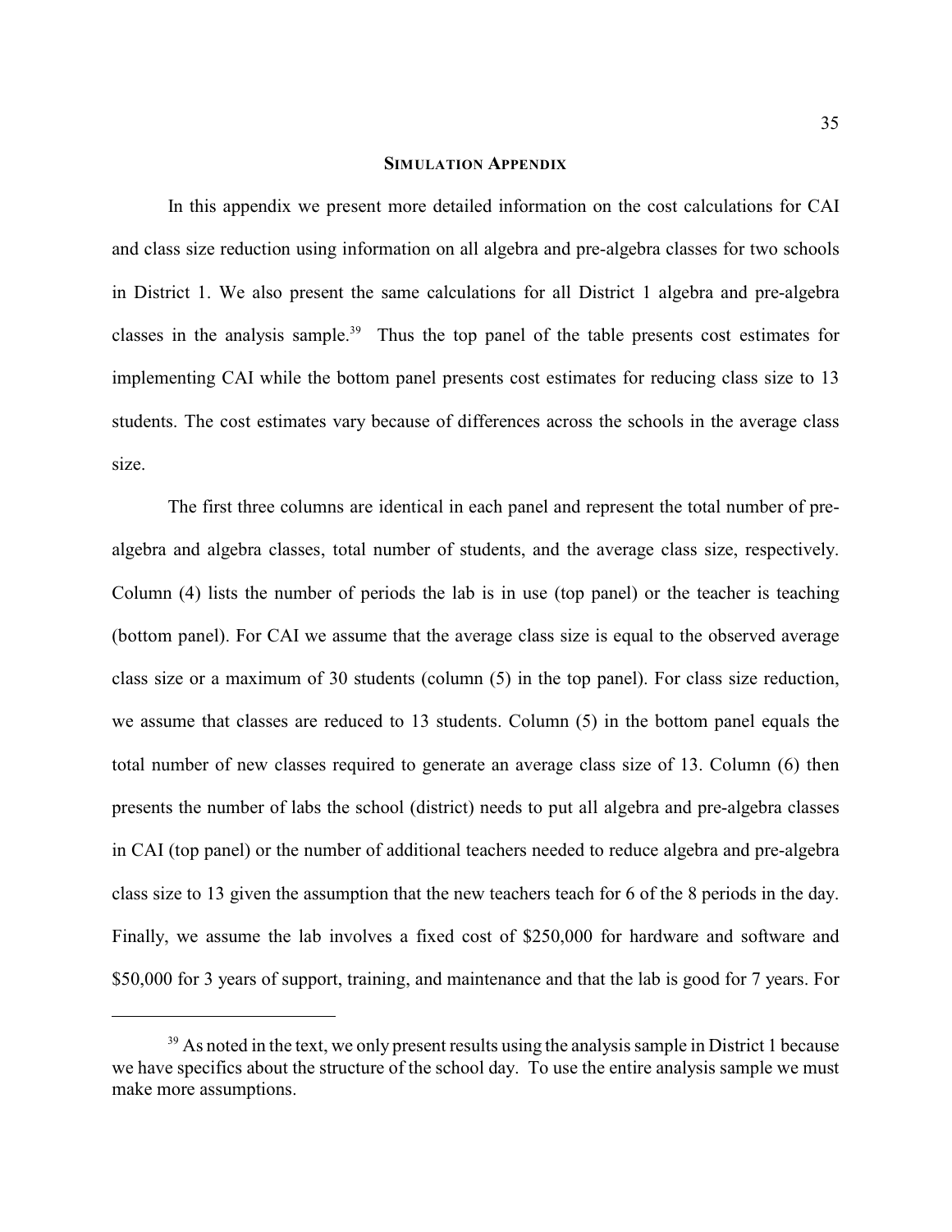## SIMULATION APPENDIX

In this appendix we present more detailed information on the cost calculations for CAI and class size reduction using information on all algebra and pre-algebra classes for two schools in District 1. We also present the same calculations for all District 1 algebra and pre-algebra classes in the analysis sample.[39] Thus the top panel of the table presents cost estimates for implementing CAI while the bottom panel presents cost estimates for reducing class size to 13 students. The cost estimates vary because of differences across the schools in the average class size.

The first three columns are identical in each panel and represent the total number of pre-algebra and algebra classes, total number of students, and the average class size, respectively. Column (4) lists the number of periods the lab is in use (top panel) or the teacher is teaching (bottom panel). For CAI we assume that the average class size is equal to the observed average class size or a maximum of 30 students (column (5) in the top panel). For class size reduction, we assume that classes are reduced to 13 students. Column (5) in the bottom panel equals the total number of new classes required to generate an average class size of 13. Column (6) then presents the number of labs the school (district) needs to put all algebra and pre-algebra classes in CAI (top panel) or the number of additional teachers needed to reduce algebra and pre-algebra class size to 13 given the assumption that the new teachers teach for 6 of the 8 periods in the day. Finally, we assume the lab involves a fixed cost of $250,000 for hardware and software and $50,000 for 3 years of support, training, and maintenance and that the lab is good for 7 years. For

[39] As noted in the text, we only present results using the analysis sample in District 1 because we have specifics about the structure of the school day. To use the entire analysis sample we must make more assumptions.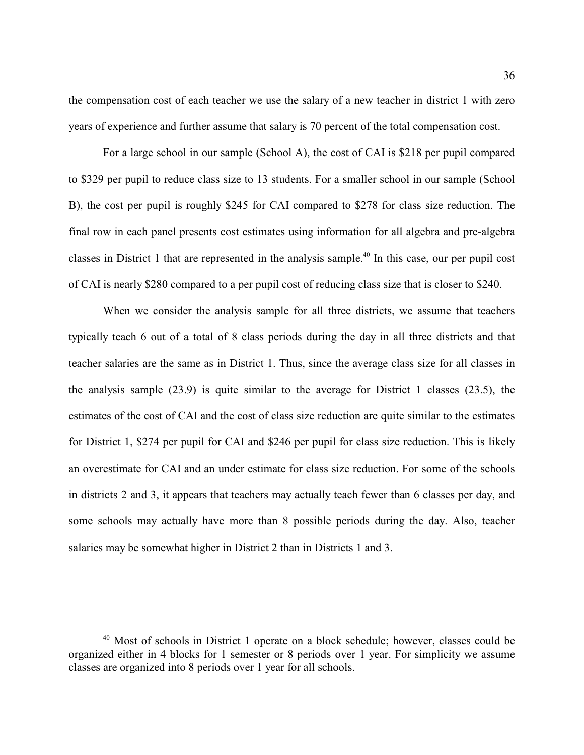the compensation cost of each teacher we use the salary of a new teacher in district 1 with zero years of experience and further assume that salary is 70 percent of the total compensation cost.

For a large school in our sample (School A), the cost of CAI is $218 per pupil compared to $329 per pupil to reduce class size to 13 students. For a smaller school in our sample (School B), the cost per pupil is roughly $245 for CAI compared to $278 for class size reduction. The final row in each panel presents cost estimates using information for all algebra and pre-algebra classes in District 1 that are represented in the analysis sample.[40] In this case, our per pupil cost of CAI is nearly $280 compared to a per pupil cost of reducing class size that is closer to $240.

When we consider the analysis sample for all three districts, we assume that teachers typically teach 6 out of a total of 8 class periods during the day in all three districts and that teacher salaries are the same as in District 1. Thus, since the average class size for all classes in the analysis sample (23.9) is quite similar to the average for District 1 classes (23.5), the estimates of the cost of CAI and the cost of class size reduction are quite similar to the estimates for District 1, $274 per pupil for CAI and $246 per pupil for class size reduction. This is likely an overestimate for CAI and an under estimate for class size reduction. For some of the schools in districts 2 and 3, it appears that teachers may actually teach fewer than 6 classes per day, and some schools may actually have more than 8 possible periods during the day. Also, teacher salaries may be somewhat higher in District 2 than in Districts 1 and 3.

[40] Most of schools in District 1 operate on a block schedule; however, classes could be organized either in 4 blocks for 1 semester or 8 periods over 1 year. For simplicity we assume classes are organized into 8 periods over 1 year for all schools.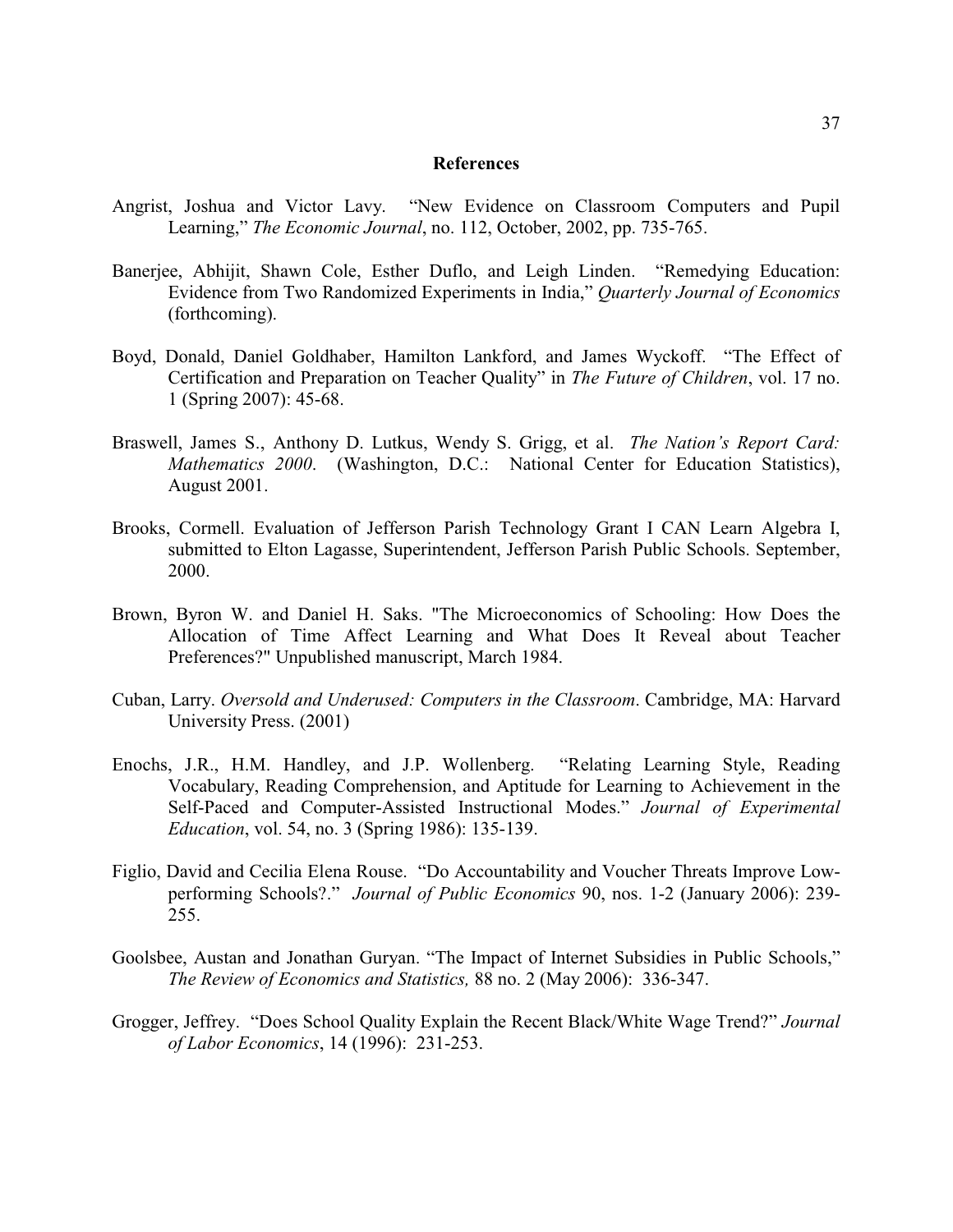## References

Angrist, Joshua and Victor Lavy. "New Evidence on Classroom Computers and Pupil Learning," *The Economic Journal*, no. 112, October, 2002, pp. 735-765.

Banerjee, Abhijit, Shawn Cole, Esther Duflo, and Leigh Linden. "Remedying Education: Evidence from Two Randomized Experiments in India," *Quarterly Journal of Economics* (forthcoming).

Boyd, Donald, Daniel Goldhaber, Hamilton Lankford, and James Wyckoff. "The Effect of Certification and Preparation on Teacher Quality" in *The Future of Children*, vol. 17 no. 1 (Spring 2007): 45-68.

Braswell, James S., Anthony D. Lutkus, Wendy S. Grigg, et al. *The Nation's Report Card: Mathematics 2000*. (Washington, D.C.: National Center for Education Statistics), August 2001.

Brooks, Cormell. Evaluation of Jefferson Parish Technology Grant I CAN Learn Algebra I, submitted to Elton Lagasse, Superintendent, Jefferson Parish Public Schools. September, 2000.

Brown, Byron W. and Daniel H. Saks. "The Microeconomics of Schooling: How Does the Allocation of Time Affect Learning and What Does It Reveal about Teacher Preferences?" Unpublished manuscript, March 1984.

Cuban, Larry. *Oversold and Underused: Computers in the Classroom*. Cambridge, MA: Harvard University Press. (2001)

Enochs, J.R., H.M. Handley, and J.P. Wollenberg. "Relating Learning Style, Reading Vocabulary, Reading Comprehension, and Aptitude for Learning to Achievement in the Self-Paced and Computer-Assisted Instructional Modes." *Journal of Experimental Education*, vol. 54, no. 3 (Spring 1986): 135-139.

Figlio, David and Cecilia Elena Rouse. "Do Accountability and Voucher Threats Improve Low-performing Schools?." *Journal of Public Economics* 90, nos. 1-2 (January 2006): 239-255.

Goolsbee, Austan and Jonathan Guryan. "The Impact of Internet Subsidies in Public Schools," *The Review of Economics and Statistics,* 88 no. 2 (May 2006): 336-347.

Grogger, Jeffrey. "Does School Quality Explain the Recent Black/White Wage Trend?" *Journal of Labor Economics*, 14 (1996): 231-253.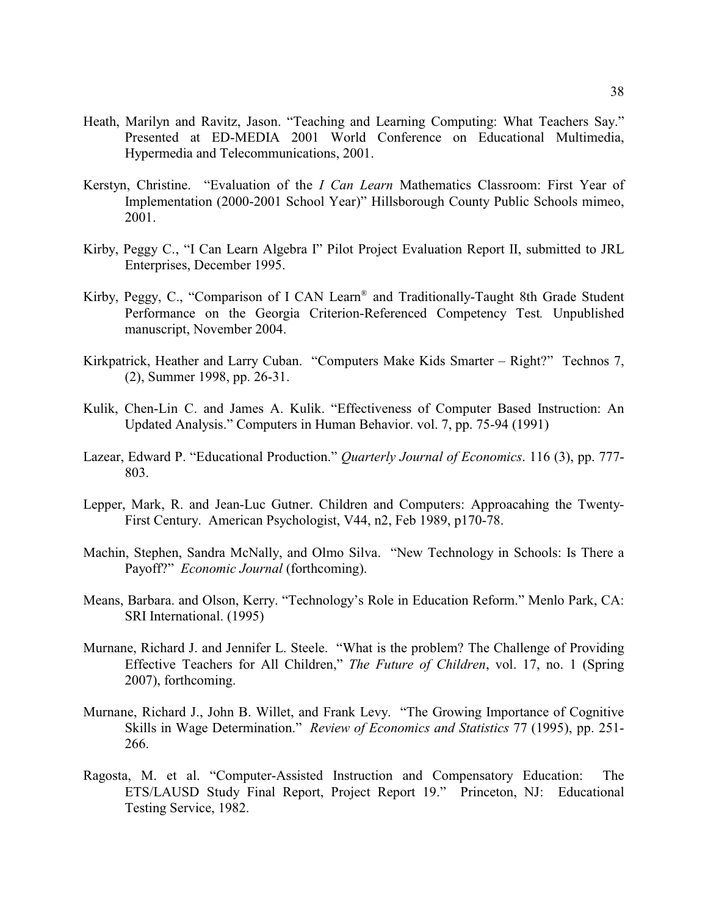Heath, Marilyn and Ravitz, Jason. "Teaching and Learning Computing: What Teachers Say." Presented at ED-MEDIA 2001 World Conference on Educational Multimedia, Hypermedia and Telecommunications, 2001.

Kerstyn, Christine. "Evaluation of the *I Can Learn* Mathematics Classroom: First Year of Implementation (2000-2001 School Year)" Hillsborough County Public Schools mimeo, 2001.

Kirby, Peggy C., "I Can Learn Algebra I" Pilot Project Evaluation Report II, submitted to JRL Enterprises, December 1995.

Kirby, Peggy, C., "Comparison of I CAN Learn® and Traditionally-Taught 8th Grade Student Performance on the Georgia Criterion-Referenced Competency Test*.* Unpublished manuscript, November 2004.

Kirkpatrick, Heather and Larry Cuban. "Computers Make Kids Smarter – Right?" Technos 7, (2), Summer 1998, pp. 26-31.

Kulik, Chen-Lin C. and James A. Kulik. "Effectiveness of Computer Based Instruction: An Updated Analysis." Computers in Human Behavior. vol. 7, pp. 75-94 (1991)

Lazear, Edward P. "Educational Production." *Quarterly Journal of Economics*. 116 (3), pp. 777-803.

Lepper, Mark, R. and Jean-Luc Gutner. Children and Computers: Approacahing the Twenty-First Century. American Psychologist, V44, n2, Feb 1989, p170-78.

Machin, Stephen, Sandra McNally, and Olmo Silva. "New Technology in Schools: Is There a Payoff?" *Economic Journal* (forthcoming).

Means, Barbara. and Olson, Kerry. "Technology's Role in Education Reform." Menlo Park, CA: SRI International. (1995)

Murnane, Richard J. and Jennifer L. Steele. "What is the problem? The Challenge of Providing Effective Teachers for All Children," *The Future of Children*, vol. 17, no. 1 (Spring 2007), forthcoming.

Murnane, Richard J., John B. Willet, and Frank Levy. "The Growing Importance of Cognitive Skills in Wage Determination." *Review of Economics and Statistics* 77 (1995), pp. 251-266.

Ragosta, M. et al. "Computer-Assisted Instruction and Compensatory Education: The ETS/LAUSD Study Final Report, Project Report 19." Princeton, NJ: Educational Testing Service, 1982.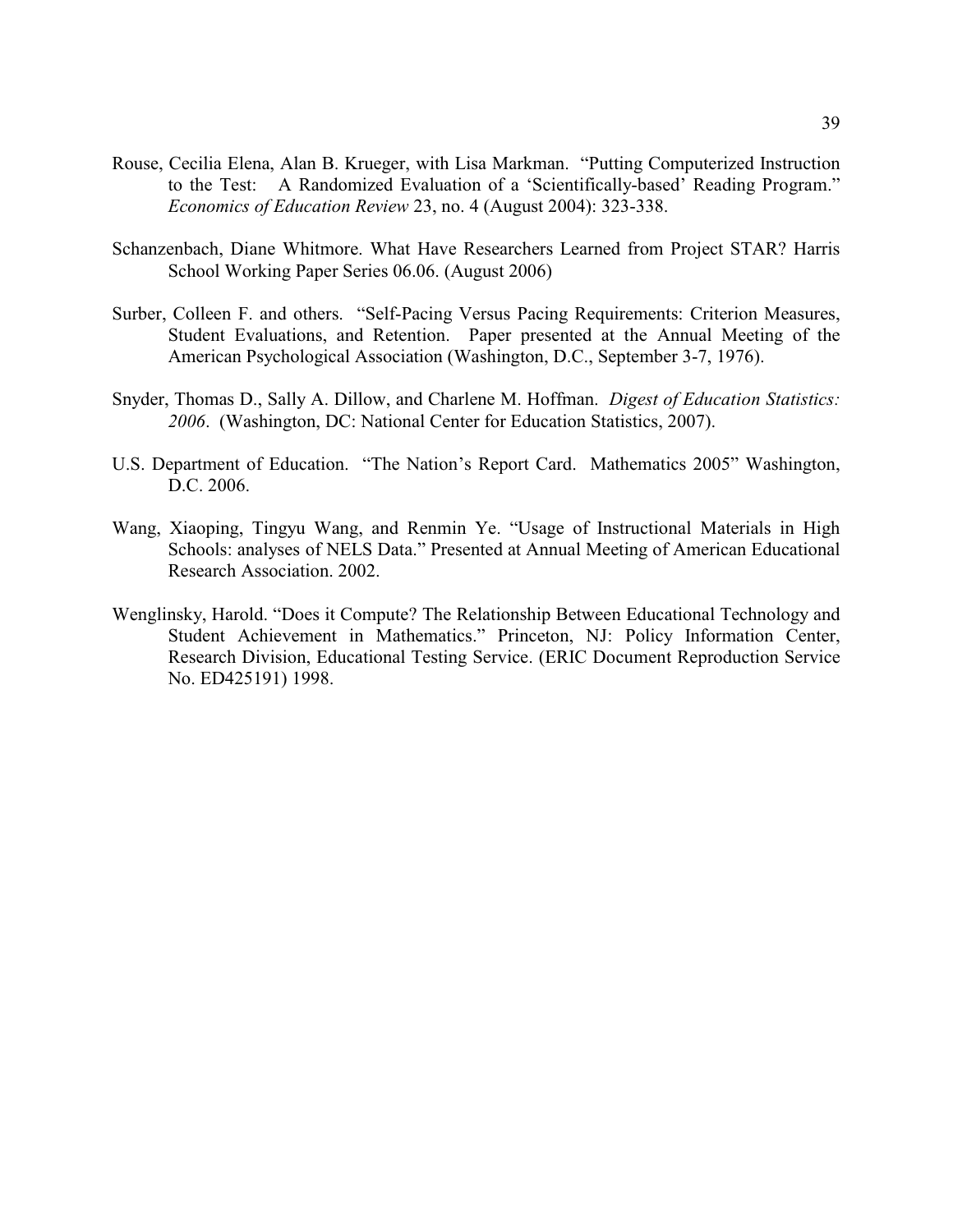Rouse, Cecilia Elena, Alan B. Krueger, with Lisa Markman. "Putting Computerized Instruction to the Test: A Randomized Evaluation of a 'Scientifically-based' Reading Program." *Economics of Education Review* 23, no. 4 (August 2004): 323-338.

Schanzenbach, Diane Whitmore. What Have Researchers Learned from Project STAR? Harris School Working Paper Series 06.06. (August 2006)

Surber, Colleen F. and others. "Self-Pacing Versus Pacing Requirements: Criterion Measures, Student Evaluations, and Retention. Paper presented at the Annual Meeting of the American Psychological Association (Washington, D.C., September 3-7, 1976).

Snyder, Thomas D., Sally A. Dillow, and Charlene M. Hoffman. *Digest of Education Statistics: 2006*. (Washington, DC: National Center for Education Statistics, 2007).

U.S. Department of Education. "The Nation's Report Card. Mathematics 2005" Washington, D.C. 2006.

Wang, Xiaoping, Tingyu Wang, and Renmin Ye. "Usage of Instructional Materials in High Schools: analyses of NELS Data." Presented at Annual Meeting of American Educational Research Association. 2002.

Wenglinsky, Harold. "Does it Compute? The Relationship Between Educational Technology and Student Achievement in Mathematics." Princeton, NJ: Policy Information Center, Research Division, Educational Testing Service. (ERIC Document Reproduction Service No. ED425191) 1998.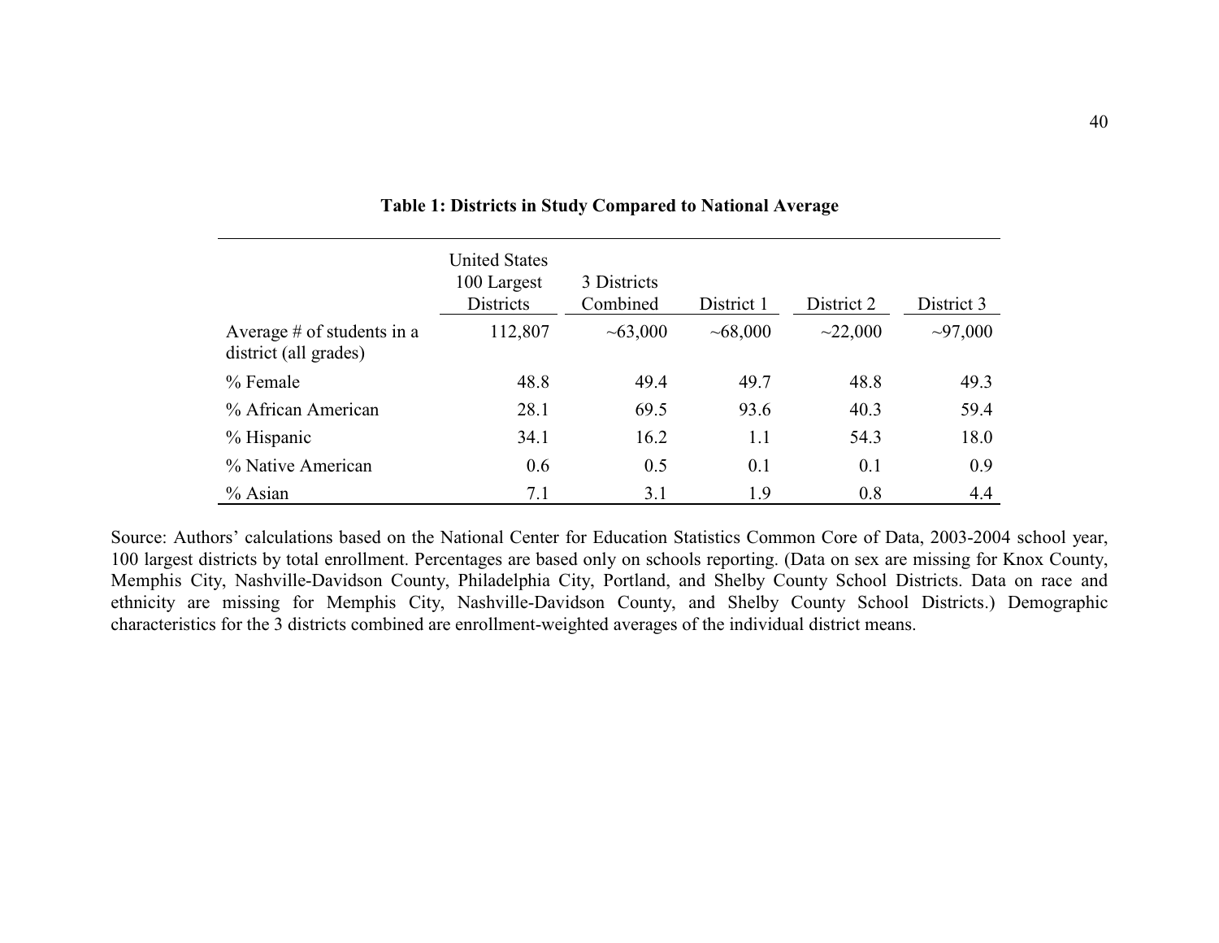**Table 1: Districts in Study Compared to National Average**

| | United States 100 Largest Districts | 3 Districts Combined | District 1 | District 2 | District 3 |
|---|---|---|---|---|---|
| Average # of students in a district (all grades) | 112,807 | ~63,000 | ~68,000 | ~22,000 | ~97,000 |
| % Female | 48.8 | 49.4 | 49.7 | 48.8 | 49.3 |
| % African American | 28.1 | 69.5 | 93.6 | 40.3 | 59.4 |
| % Hispanic | 34.1 | 16.2 | 1.1 | 54.3 | 18.0 |
| % Native American | 0.6 | 0.5 | 0.1 | 0.1 | 0.9 |
| % Asian | 7.1 | 3.1 | 1.9 | 0.8 | 4.4 |

Source: Authors' calculations based on the National Center for Education Statistics Common Core of Data, 2003-2004 school year, 100 largest districts by total enrollment. Percentages are based only on schools reporting. (Data on sex are missing for Knox County, Memphis City, Nashville-Davidson County, Philadelphia City, Portland, and Shelby County School Districts. Data on race and ethnicity are missing for Memphis City, Nashville-Davidson County, and Shelby County School Districts.) Demographic characteristics for the 3 districts combined are enrollment-weighted averages of the individual district means.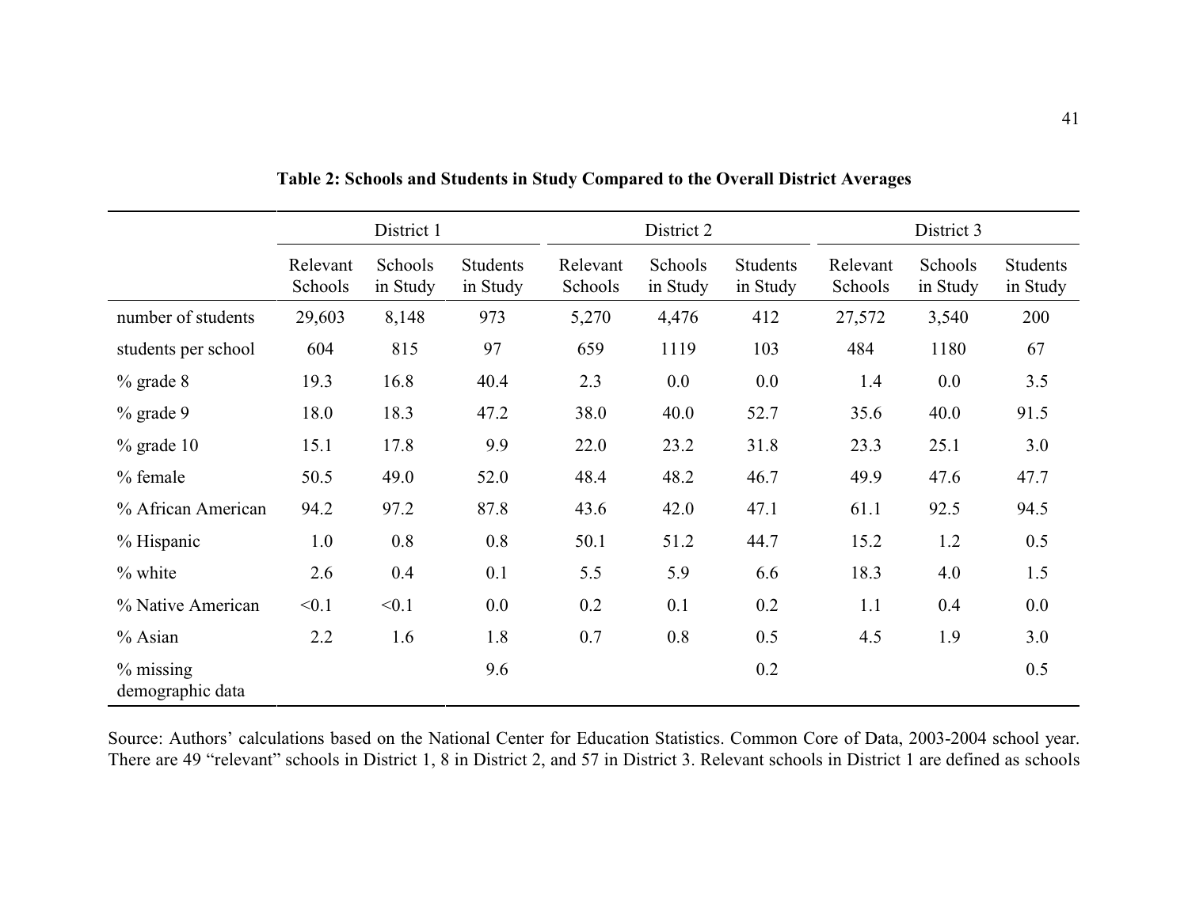**Table 2: Schools and Students in Study Compared to the Overall District Averages**

| | District 1 | | | District 2 | | | District 3 | | |
|---|---|---|---|---|---|---|---|---|---|
| | Relevant Schools | Schools in Study | Students in Study | Relevant Schools | Schools in Study | Students in Study | Relevant Schools | Schools in Study | Students in Study |
| number of students | 29,603 | 8,148 | 973 | 5,270 | 4,476 | 412 | 27,572 | 3,540 | 200 |
| students per school | 604 | 815 | 97 | 659 | 1119 | 103 | 484 | 1180 | 67 |
| % grade 8 | 19.3 | 16.8 | 40.4 | 2.3 | 0.0 | 0.0 | 1.4 | 0.0 | 3.5 |
| % grade 9 | 18.0 | 18.3 | 47.2 | 38.0 | 40.0 | 52.7 | 35.6 | 40.0 | 91.5 |
| % grade 10 | 15.1 | 17.8 | 9.9 | 22.0 | 23.2 | 31.8 | 23.3 | 25.1 | 3.0 |
| % female | 50.5 | 49.0 | 52.0 | 48.4 | 48.2 | 46.7 | 49.9 | 47.6 | 47.7 |
| % African American | 94.2 | 97.2 | 87.8 | 43.6 | 42.0 | 47.1 | 61.1 | 92.5 | 94.5 |
| % Hispanic | 1.0 | 0.8 | 0.8 | 50.1 | 51.2 | 44.7 | 15.2 | 1.2 | 0.5 |
| % white | 2.6 | 0.4 | 0.1 | 5.5 | 5.9 | 6.6 | 18.3 | 4.0 | 1.5 |
| % Native American | <0.1 | <0.1 | 0.0 | 0.2 | 0.1 | 0.2 | 1.1 | 0.4 | 0.0 |
| % Asian | 2.2 | 1.6 | 1.8 | 0.7 | 0.8 | 0.5 | 4.5 | 1.9 | 3.0 |
| % missing demographic data | | | 9.6 | | | 0.2 | | | 0.5 |

Source: Authors' calculations based on the National Center for Education Statistics. Common Core of Data, 2003-2004 school year. There are 49 "relevant" schools in District 1, 8 in District 2, and 57 in District 3. Relevant schools in District 1 are defined as schools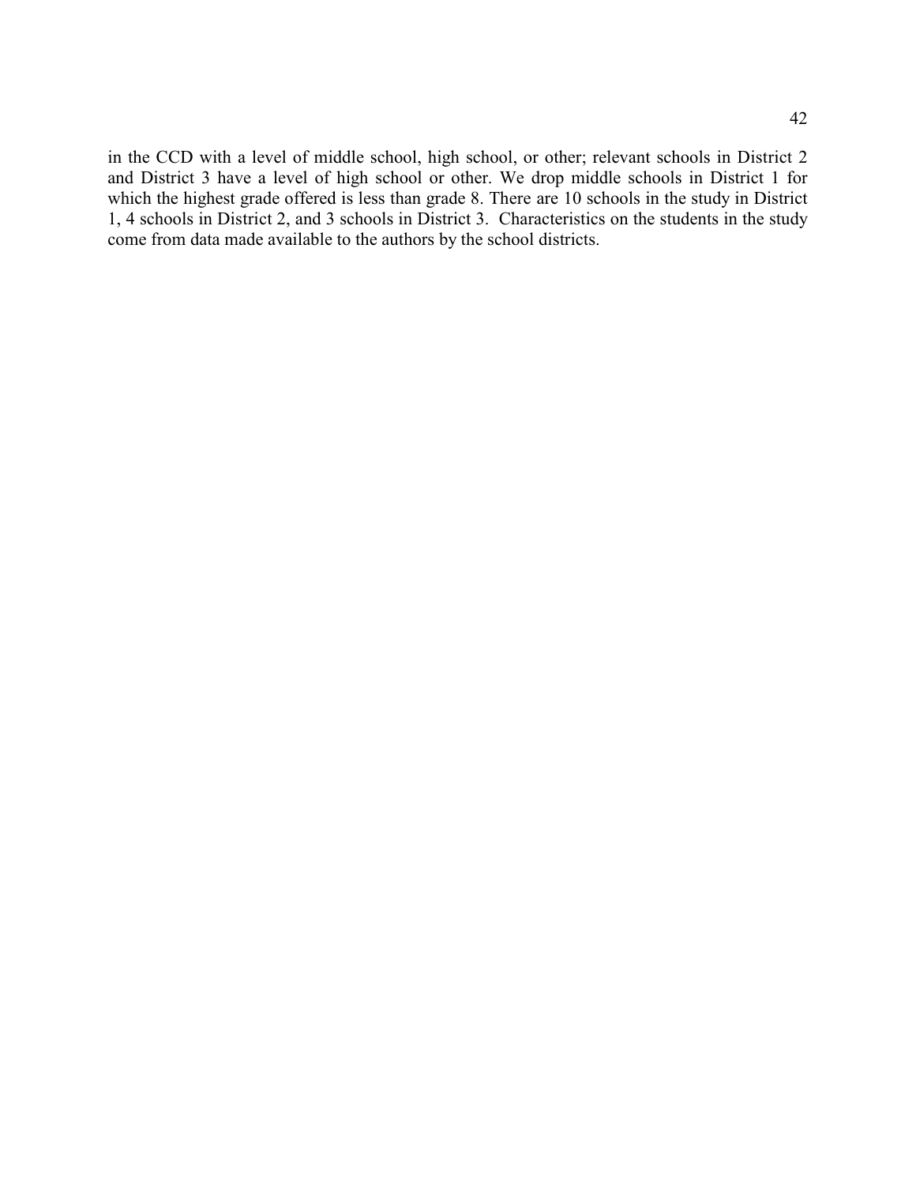in the CCD with a level of middle school, high school, or other; relevant schools in District 2 and District 3 have a level of high school or other. We drop middle schools in District 1 for which the highest grade offered is less than grade 8. There are 10 schools in the study in District 1, 4 schools in District 2, and 3 schools in District 3. Characteristics on the students in the study come from data made available to the authors by the school districts.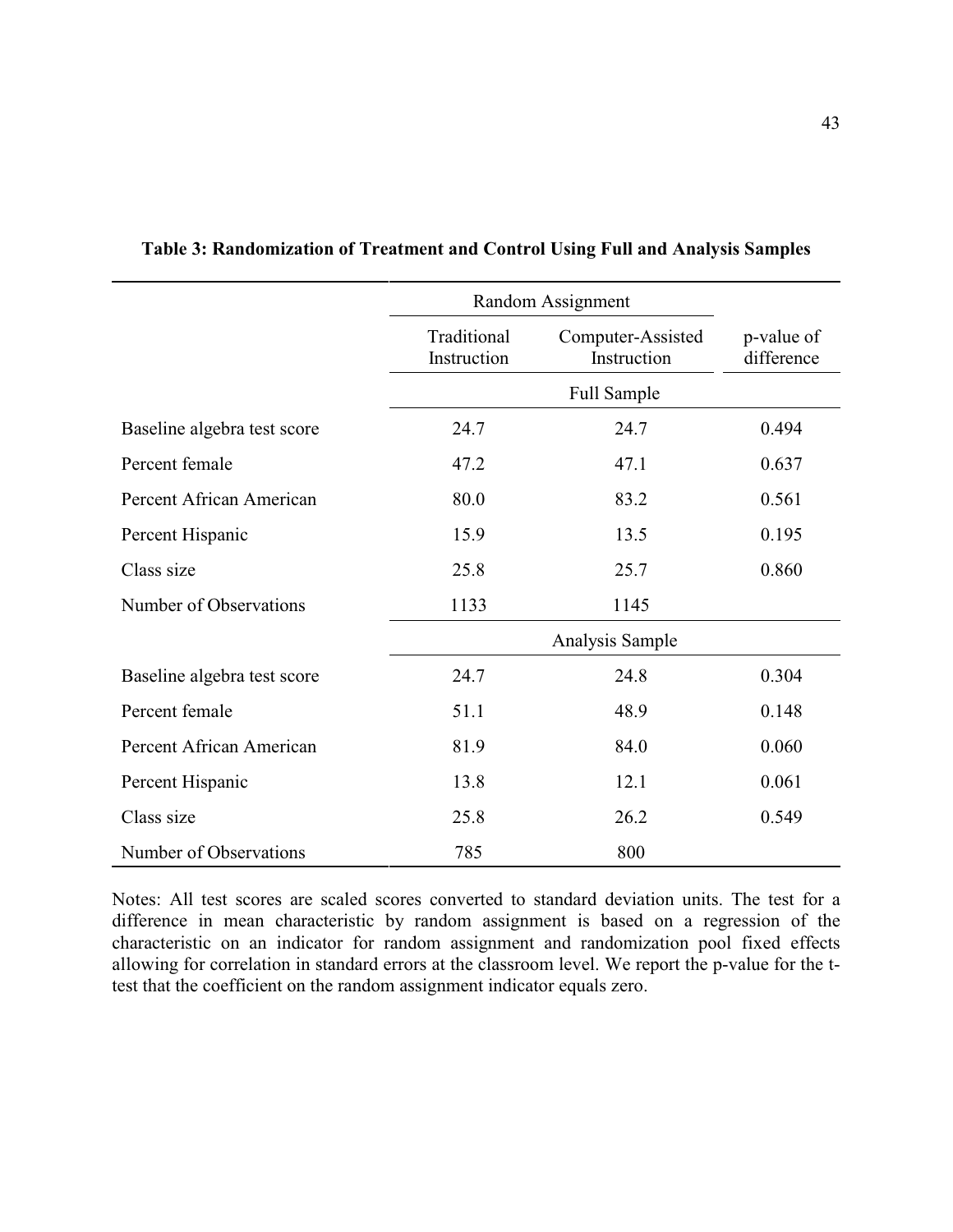**Table 3: Randomization of Treatment and Control Using Full and Analysis Samples**

| | Random Assignment | | |
|---|---|---|---|
| | Traditional Instruction | Computer-Assisted Instruction | p-value of difference |
| | Full Sample | | |
| Baseline algebra test score | 24.7 | 24.7 | 0.494 |
| Percent female | 47.2 | 47.1 | 0.637 |
| Percent African American | 80.0 | 83.2 | 0.561 |
| Percent Hispanic | 15.9 | 13.5 | 0.195 |
| Class size | 25.8 | 25.7 | 0.860 |
| Number of Observations | 1133 | 1145 | |
| | Analysis Sample | | |
| Baseline algebra test score | 24.7 | 24.8 | 0.304 |
| Percent female | 51.1 | 48.9 | 0.148 |
| Percent African American | 81.9 | 84.0 | 0.060 |
| Percent Hispanic | 13.8 | 12.1 | 0.061 |
| Class size | 25.8 | 26.2 | 0.549 |
| Number of Observations | 785 | 800 | |

Notes: All test scores are scaled scores converted to standard deviation units. The test for a difference in mean characteristic by random assignment is based on a regression of the characteristic on an indicator for random assignment and randomization pool fixed effects allowing for correlation in standard errors at the classroom level. We report the p-value for the t-test that the coefficient on the random assignment indicator equals zero.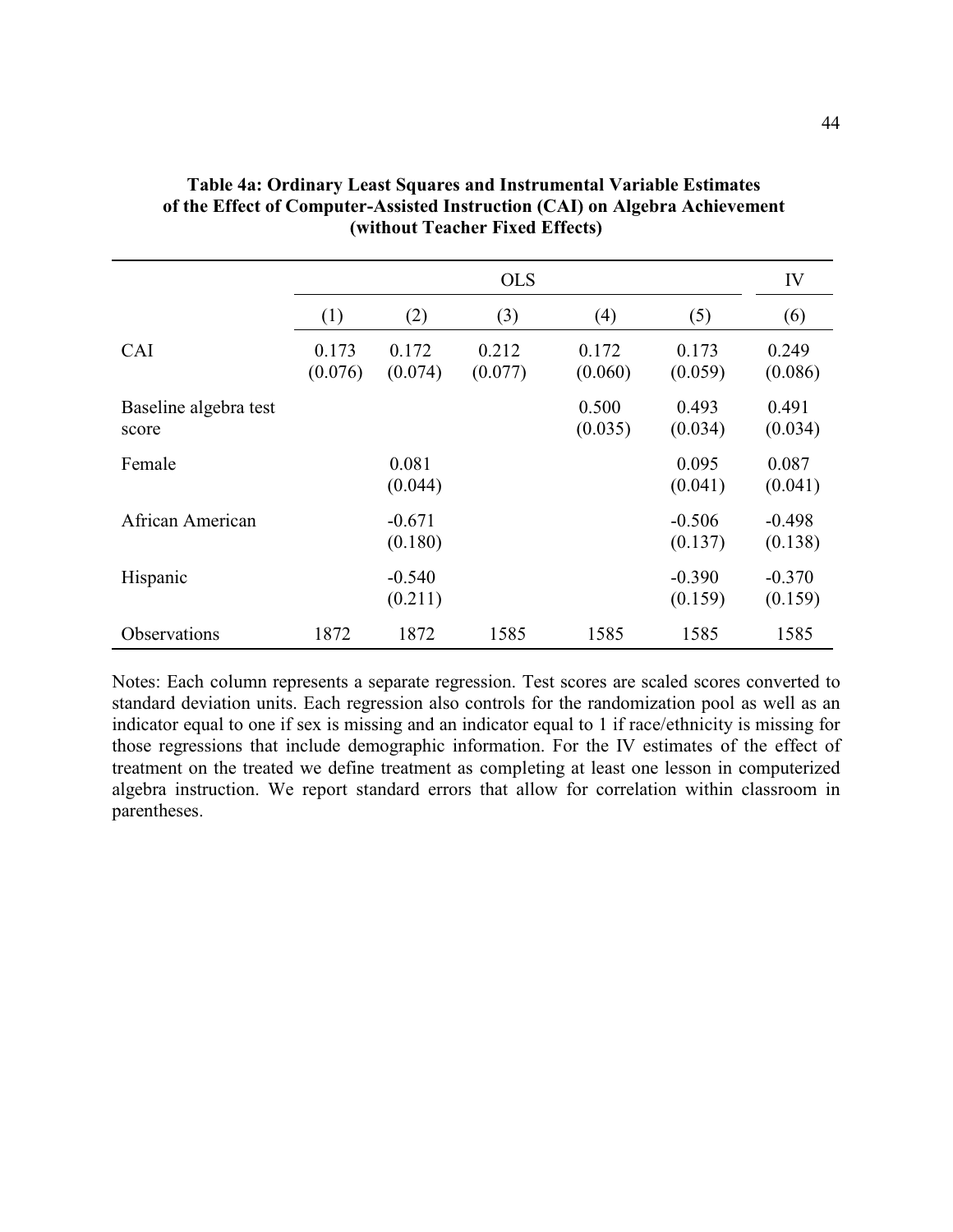**Table 4a: Ordinary Least Squares and Instrumental Variable Estimates of the Effect of Computer-Assisted Instruction (CAI) on Algebra Achievement (without Teacher Fixed Effects)**

| | OLS | | | | | IV |
|---|---|---|---|---|---|---|
| | (1) | (2) | (3) | (4) | (5) | (6) |
| CAI | 0.173<br>(0.076) | 0.172<br>(0.074) | 0.212<br>(0.077) | 0.172<br>(0.060) | 0.173<br>(0.059) | 0.249<br>(0.086) |
| Baseline algebra test score | | | | 0.500<br>(0.035) | 0.493<br>(0.034) | 0.491<br>(0.034) |
| Female | | 0.081<br>(0.044) | | | 0.095<br>(0.041) | 0.087<br>(0.041) |
| African American | | -0.671<br>(0.180) | | | -0.506<br>(0.137) | -0.498<br>(0.138) |
| Hispanic | | -0.540<br>(0.211) | | | -0.390<br>(0.159) | -0.370<br>(0.159) |
| Observations | 1872 | 1872 | 1585 | 1585 | 1585 | 1585 |

Notes: Each column represents a separate regression. Test scores are scaled scores converted to standard deviation units. Each regression also controls for the randomization pool as well as an indicator equal to one if sex is missing and an indicator equal to 1 if race/ethnicity is missing for those regressions that include demographic information. For the IV estimates of the effect of treatment on the treated we define treatment as completing at least one lesson in computerized algebra instruction. We report standard errors that allow for correlation within classroom in parentheses.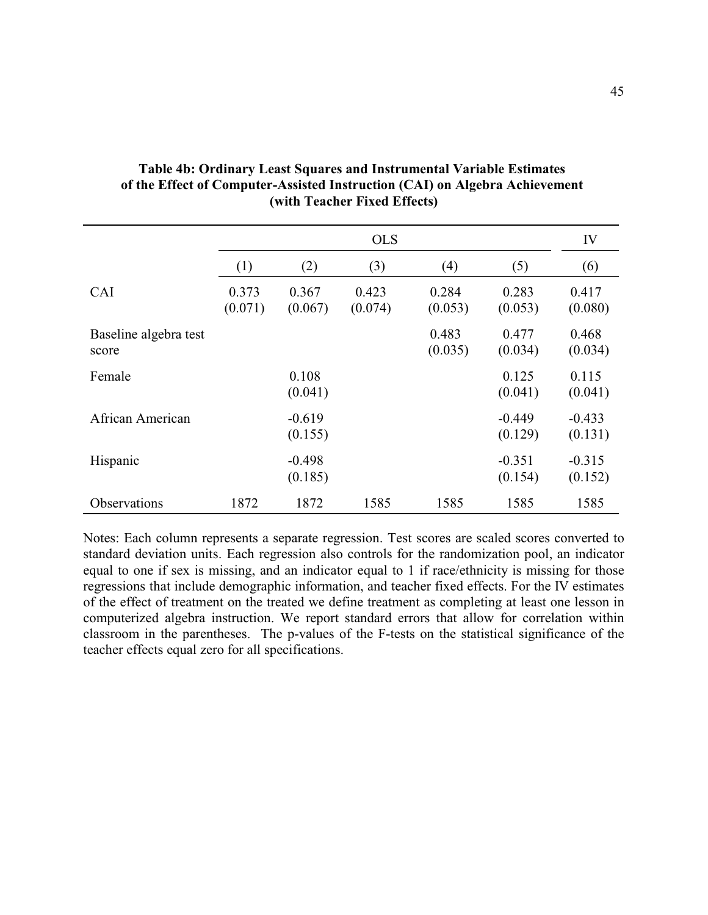**Table 4b: Ordinary Least Squares and Instrumental Variable Estimates of the Effect of Computer-Assisted Instruction (CAI) on Algebra Achievement (with Teacher Fixed Effects)**

| | OLS | | | | | IV |
|---|---|---|---|---|---|---|
| | (1) | (2) | (3) | (4) | (5) | (6) |
| CAI | 0.373<br>(0.071) | 0.367<br>(0.067) | 0.423<br>(0.074) | 0.284<br>(0.053) | 0.283<br>(0.053) | 0.417<br>(0.080) |
| Baseline algebra test score | | | | 0.483<br>(0.035) | 0.477<br>(0.034) | 0.468<br>(0.034) |
| Female | | 0.108<br>(0.041) | | | 0.125<br>(0.041) | 0.115<br>(0.041) |
| African American | | -0.619<br>(0.155) | | | -0.449<br>(0.129) | -0.433<br>(0.131) |
| Hispanic | | -0.498<br>(0.185) | | | -0.351<br>(0.154) | -0.315<br>(0.152) |
| Observations | 1872 | 1872 | 1585 | 1585 | 1585 | 1585 |

Notes: Each column represents a separate regression. Test scores are scaled scores converted to standard deviation units. Each regression also controls for the randomization pool, an indicator equal to one if sex is missing, and an indicator equal to 1 if race/ethnicity is missing for those regressions that include demographic information, and teacher fixed effects. For the IV estimates of the effect of treatment on the treated we define treatment as completing at least one lesson in computerized algebra instruction. We report standard errors that allow for correlation within classroom in the parentheses. The p-values of the F-tests on the statistical significance of the teacher effects equal zero for all specifications.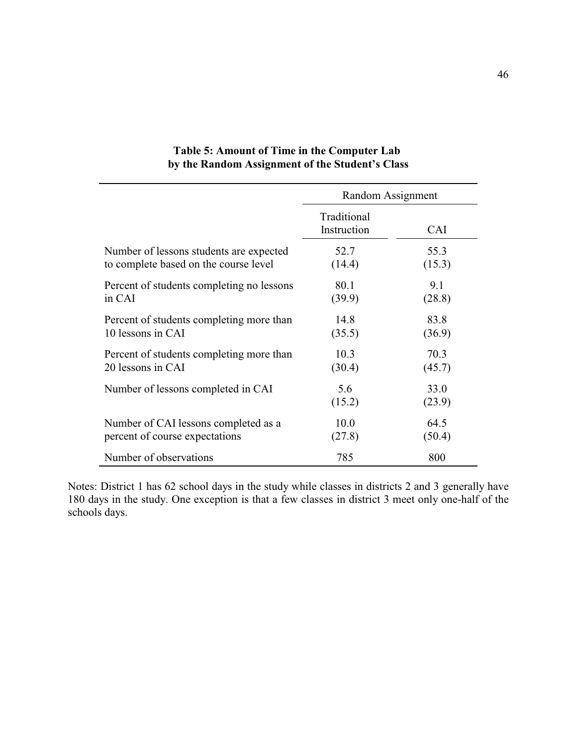**Table 5: Amount of Time in the Computer Lab by the Random Assignment of the Student's Class**

| | Random Assignment | |
|---|---|---|
| | Traditional Instruction | CAI |
| Number of lessons students are expected to complete based on the course level | 52.7<br>(14.4) | 55.3<br>(15.3) |
| Percent of students completing no lessons in CAI | 80.1<br>(39.9) | 9.1<br>(28.8) |
| Percent of students completing more than 10 lessons in CAI | 14.8<br>(35.5) | 83.8<br>(36.9) |
| Percent of students completing more than 20 lessons in CAI | 10.3<br>(30.4) | 70.3<br>(45.7) |
| Number of lessons completed in CAI | 5.6<br>(15.2) | 33.0<br>(23.9) |
| Number of CAI lessons completed as a percent of course expectations | 10.0<br>(27.8) | 64.5<br>(50.4) |
| Number of observations | 785 | 800 |

Notes: District 1 has 62 school days in the study while classes in districts 2 and 3 generally have 180 days in the study. One exception is that a few classes in district 3 meet only one-half of the schools days.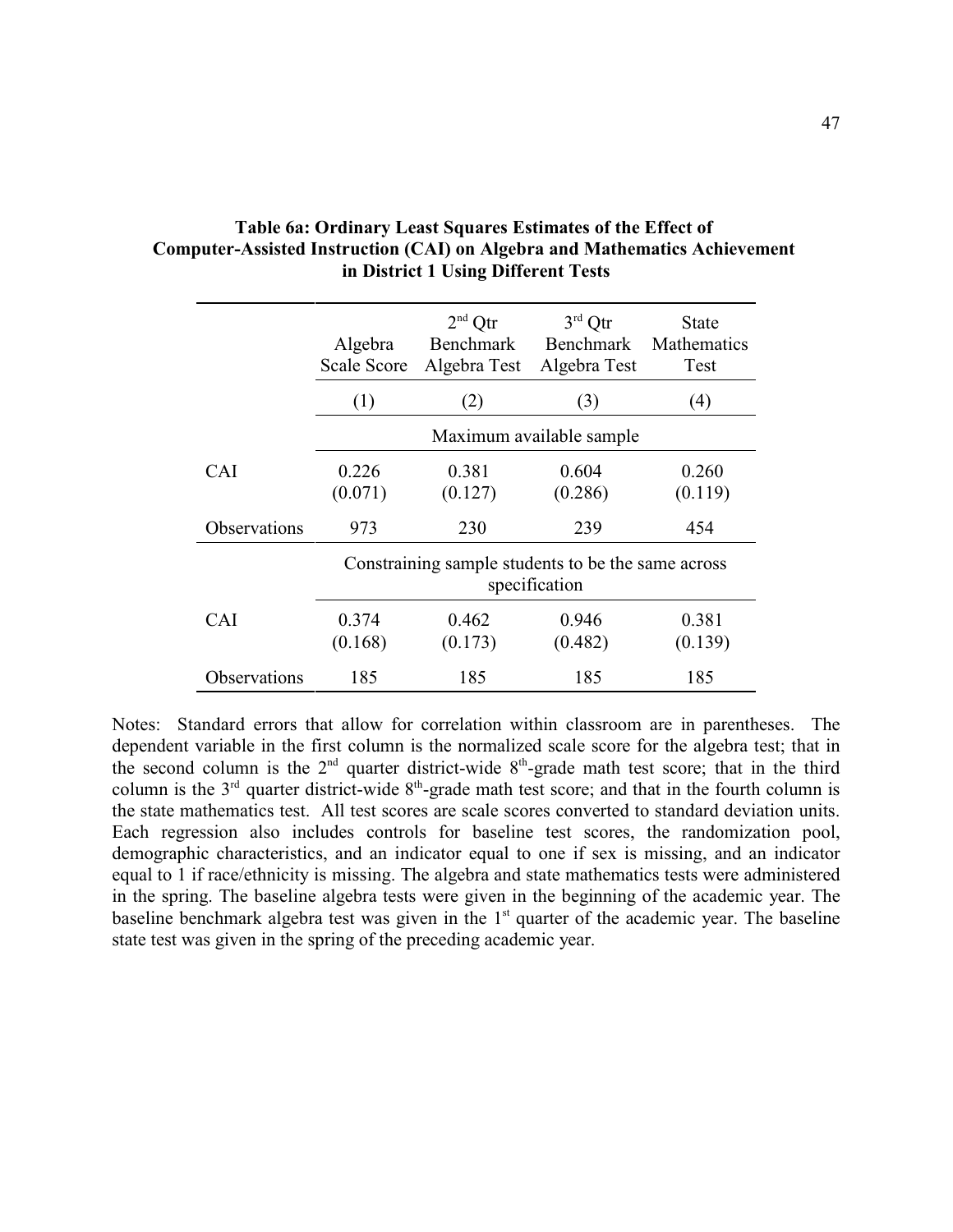**Table 6a: Ordinary Least Squares Estimates of the Effect of Computer-Assisted Instruction (CAI) on Algebra and Mathematics Achievement in District 1 Using Different Tests**

| | Algebra Scale Score | $2^{nd}$ Qtr Benchmark Algebra Test | $3^{rd}$ Qtr Benchmark Algebra Test | State Mathematics Test |
|---|---|---|---|---|
| | (1) | (2) | (3) | (4) |
| | Maximum available sample | | | |
| CAI | 0.226 | 0.381 | 0.604 | 0.260 |
| | (0.071) | (0.127) | (0.286) | (0.119) |
| Observations | 973 | 230 | 239 | 454 |
| | Constraining sample students to be the same across specification | | | |
| CAI | 0.374 | 0.462 | 0.946 | 0.381 |
| | (0.168) | (0.173) | (0.482) | (0.139) |
| Observations | 185 | 185 | 185 | 185 |

Notes: Standard errors that allow for correlation within classroom are in parentheses. The dependent variable in the first column is the normalized scale score for the algebra test; that in the second column is the $2^{nd}$ quarter district-wide $8^{th}$-grade math test score; that in the third column is the $3^{rd}$ quarter district-wide $8^{th}$-grade math test score; and that in the fourth column is the state mathematics test. All test scores are scale scores converted to standard deviation units. Each regression also includes controls for baseline test scores, the randomization pool, demographic characteristics, and an indicator equal to one if sex is missing, and an indicator equal to 1 if race/ethnicity is missing. The algebra and state mathematics tests were administered in the spring. The baseline algebra tests were given in the beginning of the academic year. The baseline benchmark algebra test was given in the $1^{st}$ quarter of the academic year. The baseline state test was given in the spring of the preceding academic year.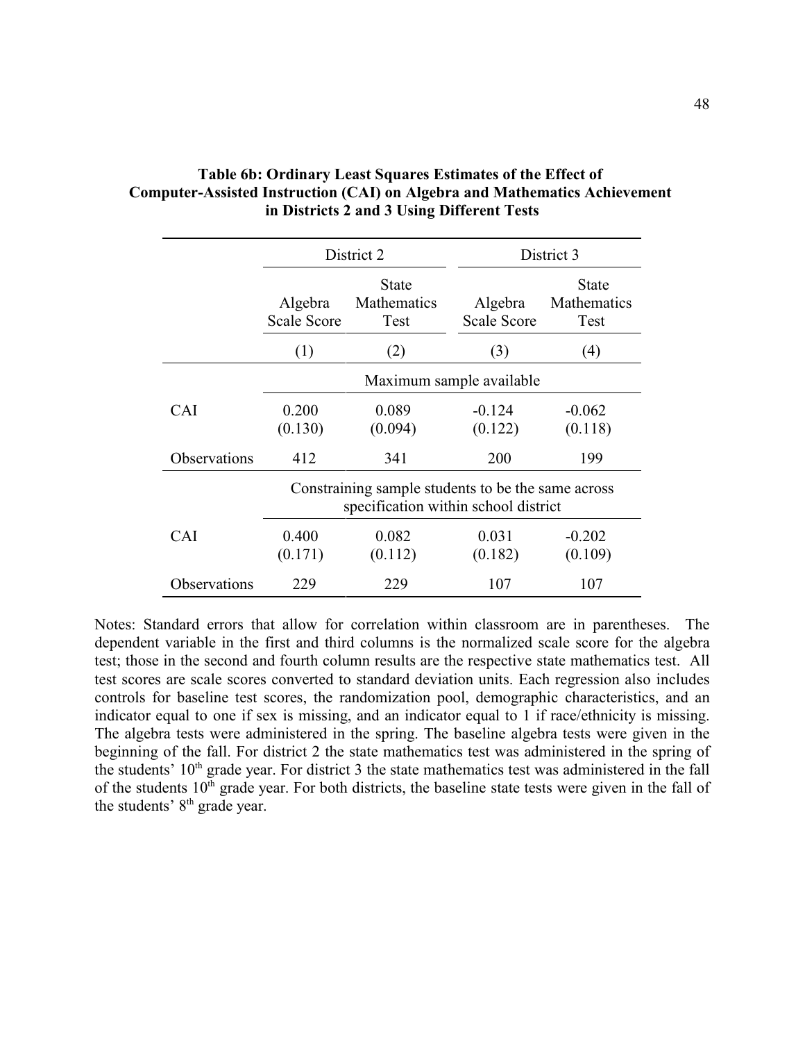**Table 6b: Ordinary Least Squares Estimates of the Effect of Computer-Assisted Instruction (CAI) on Algebra and Mathematics Achievement in Districts 2 and 3 Using Different Tests**

| | District 2 | | District 3 | |
|---|---|---|---|---|
| | Algebra Scale Score | State Mathematics Test | Algebra Scale Score | State Mathematics Test |
| | (1) | (2) | (3) | (4) |
| | Maximum sample available | | | |
| CAI | 0.200 | 0.089 | -0.124 | -0.062 |
| | (0.130) | (0.094) | (0.122) | (0.118) |
| Observations | 412 | 341 | 200 | 199 |
| | Constraining sample students to be the same across specification within school district | | | |
| CAI | 0.400 | 0.082 | 0.031 | -0.202 |
| | (0.171) | (0.112) | (0.182) | (0.109) |
| Observations | 229 | 229 | 107 | 107 |

Notes: Standard errors that allow for correlation within classroom are in parentheses. The dependent variable in the first and third columns is the normalized scale score for the algebra test; those in the second and fourth column results are the respective state mathematics test. All test scores are scale scores converted to standard deviation units. Each regression also includes controls for baseline test scores, the randomization pool, demographic characteristics, and an indicator equal to one if sex is missing, and an indicator equal to 1 if race/ethnicity is missing. The algebra tests were administered in the spring. The baseline algebra tests were given in the beginning of the fall. For district 2 the state mathematics test was administered in the spring of the students' 10th grade year. For district 3 the state mathematics test was administered in the fall of the students 10th grade year. For both districts, the baseline state tests were given in the fall of the students' 8th grade year.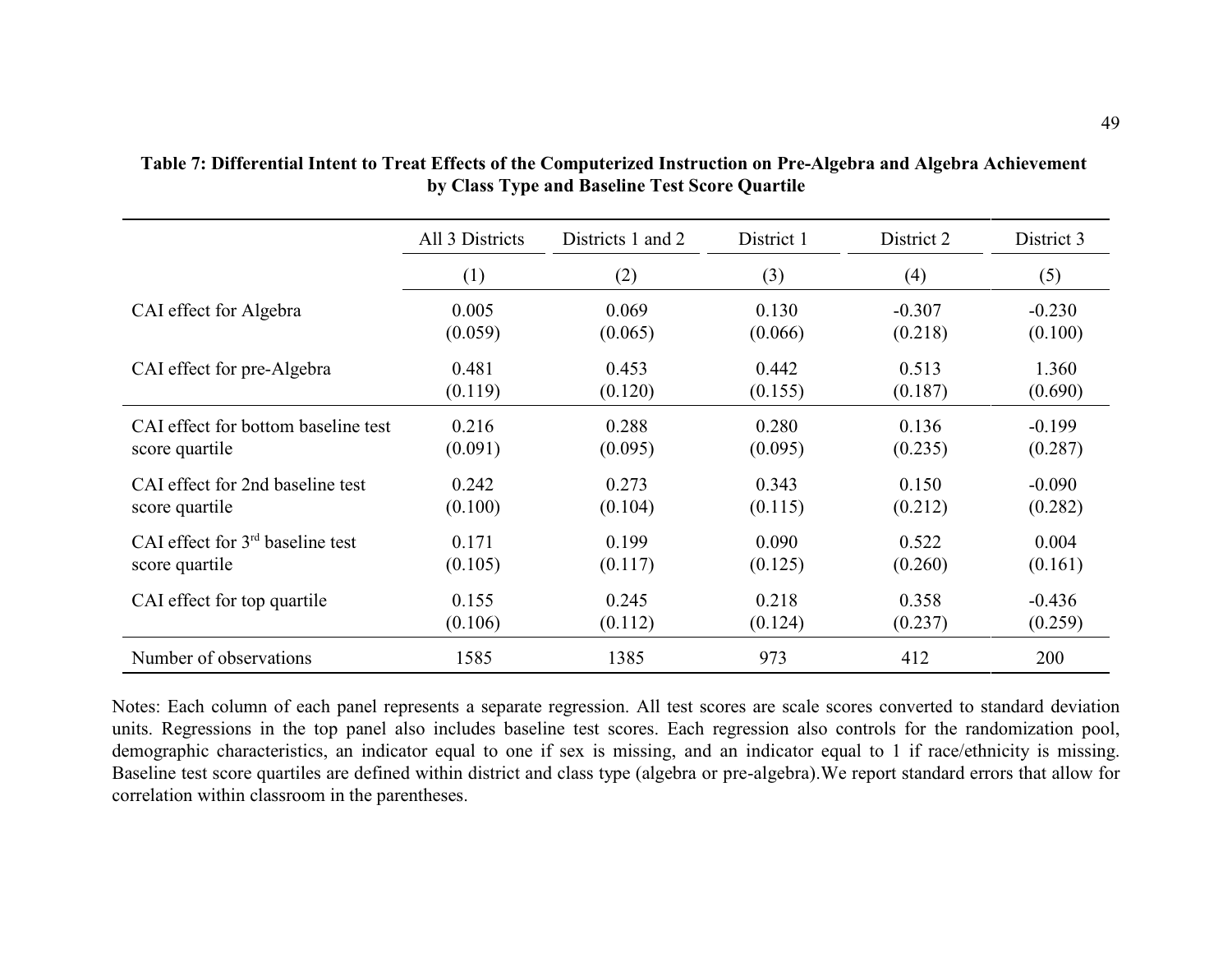**Table 7: Differential Intent to Treat Effects of the Computerized Instruction on Pre-Algebra and Algebra Achievement by Class Type and Baseline Test Score Quartile**

| | All 3 Districts | Districts 1 and 2 | District 1 | District 2 | District 3 |
|---|---|---|---|---|---|
| | (1) | (2) | (3) | (4) | (5) |
| CAI effect for Algebra | 0.005 | 0.069 | 0.130 | -0.307 | -0.230 |
| | (0.059) | (0.065) | (0.066) | (0.218) | (0.100) |
| CAI effect for pre-Algebra | 0.481 | 0.453 | 0.442 | 0.513 | 1.360 |
| | (0.119) | (0.120) | (0.155) | (0.187) | (0.690) |
| CAI effect for bottom baseline test score quartile | 0.216 | 0.288 | 0.280 | 0.136 | -0.199 |
| | (0.091) | (0.095) | (0.095) | (0.235) | (0.287) |
| CAI effect for 2nd baseline test score quartile | 0.242 | 0.273 | 0.343 | 0.150 | -0.090 |
| | (0.100) | (0.104) | (0.115) | (0.212) | (0.282) |
| CAI effect for 3rd baseline test score quartile | 0.171 | 0.199 | 0.090 | 0.522 | 0.004 |
| | (0.105) | (0.117) | (0.125) | (0.260) | (0.161) |
| CAI effect for top quartile | 0.155 | 0.245 | 0.218 | 0.358 | -0.436 |
| | (0.106) | (0.112) | (0.124) | (0.237) | (0.259) |
| Number of observations | 1585 | 1385 | 973 | 412 | 200 |

Notes: Each column of each panel represents a separate regression. All test scores are scale scores converted to standard deviation units. Regressions in the top panel also includes baseline test scores. Each regression also controls for the randomization pool, demographic characteristics, an indicator equal to one if sex is missing, and an indicator equal to 1 if race/ethnicity is missing. Baseline test score quartiles are defined within district and class type (algebra or pre-algebra).We report standard errors that allow for correlation within classroom in the parentheses.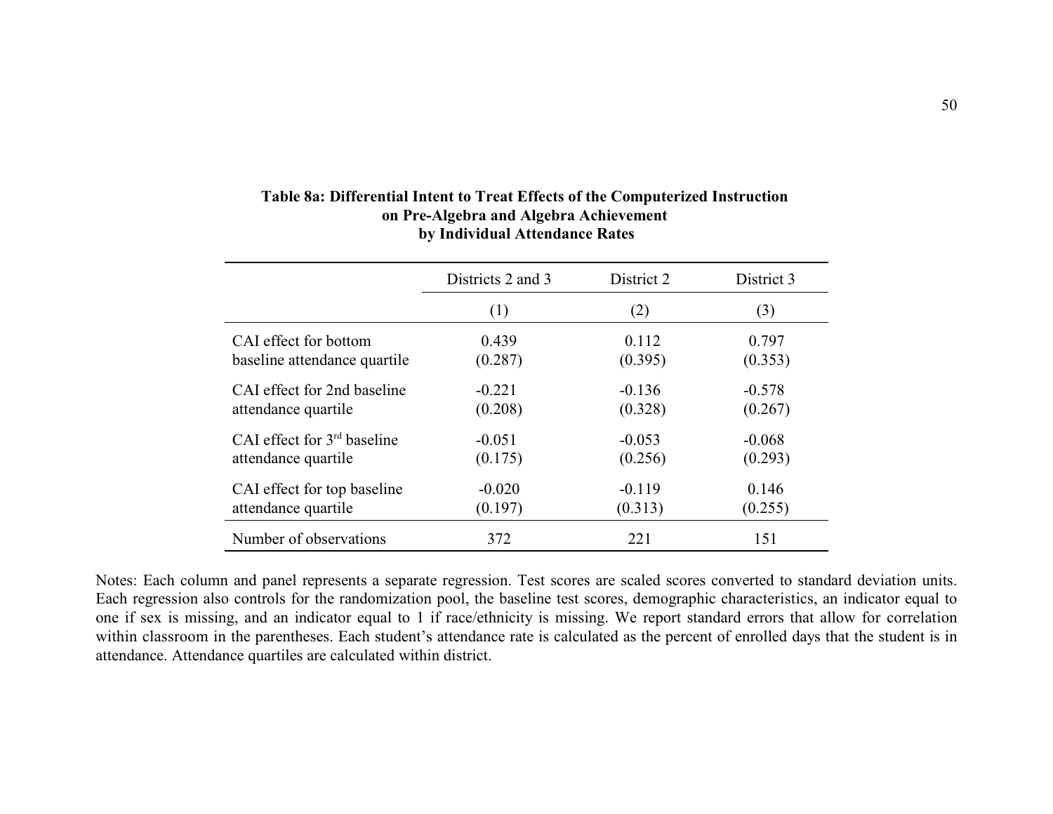**Table 8a: Differential Intent to Treat Effects of the Computerized Instruction on Pre-Algebra and Algebra Achievement by Individual Attendance Rates**

| | Districts 2 and 3 | District 2 | District 3 |
|---|---|---|---|
| | (1) | (2) | (3) |
| CAI effect for bottom baseline attendance quartile | 0.439 | 0.112 | 0.797 |
| | (0.287) | (0.395) | (0.353) |
| CAI effect for 2nd baseline attendance quartile | -0.221 | -0.136 | -0.578 |
| | (0.208) | (0.328) | (0.267) |
| CAI effect for 3rd baseline attendance quartile | -0.051 | -0.053 | -0.068 |
| | (0.175) | (0.256) | (0.293) |
| CAI effect for top baseline attendance quartile | -0.020 | -0.119 | 0.146 |
| | (0.197) | (0.313) | (0.255) |
| Number of observations | 372 | 221 | 151 |

Notes: Each column and panel represents a separate regression. Test scores are scaled scores converted to standard deviation units. Each regression also controls for the randomization pool, the baseline test scores, demographic characteristics, an indicator equal to one if sex is missing, and an indicator equal to 1 if race/ethnicity is missing. We report standard errors that allow for correlation within classroom in the parentheses. Each student's attendance rate is calculated as the percent of enrolled days that the student is in attendance. Attendance quartiles are calculated within district.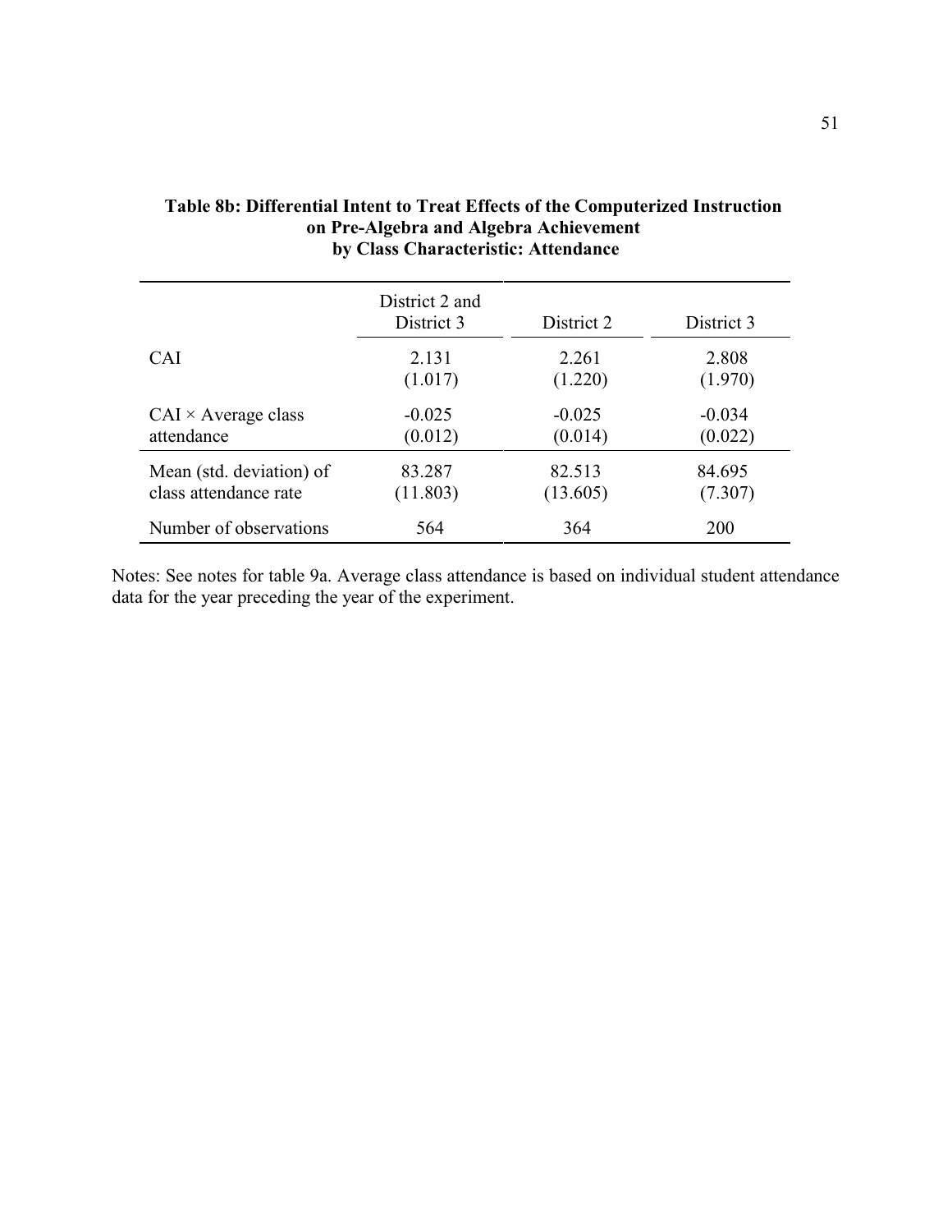**Table 8b: Differential Intent to Treat Effects of the Computerized Instruction on Pre-Algebra and Algebra Achievement by Class Characteristic: Attendance**

| | District 2 and District 3 | District 2 | District 3 |
|---|---|---|---|
| CAI | 2.131<br>(1.017) | 2.261<br>(1.220) | 2.808<br>(1.970) |
| CAI × Average class attendance | -0.025<br>(0.012) | -0.025<br>(0.014) | -0.034<br>(0.022) |
| Mean (std. deviation) of class attendance rate | 83.287<br>(11.803) | 82.513<br>(13.605) | 84.695<br>(7.307) |
| Number of observations | 564 | 364 | 200 |

Notes: See notes for table 9a. Average class attendance is based on individual student attendance data for the year preceding the year of the experiment.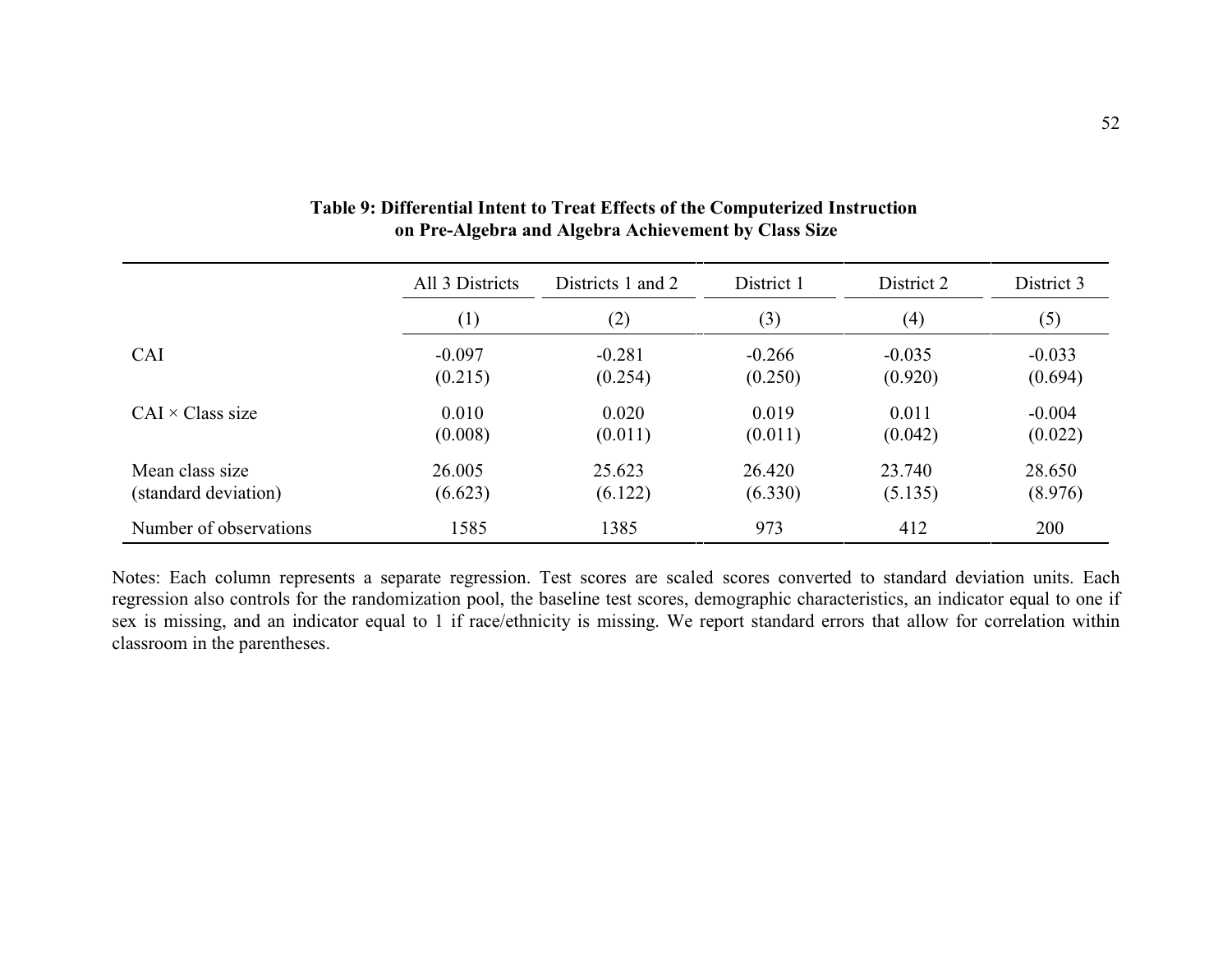**Table 9: Differential Intent to Treat Effects of the Computerized Instruction on Pre-Algebra and Algebra Achievement by Class Size**

| | All 3 Districts | Districts 1 and 2 | District 1 | District 2 | District 3 |
|---|---|---|---|---|---|
| | (1) | (2) | (3) | (4) | (5) |
| CAI | -0.097 | -0.281 | -0.266 | -0.035 | -0.033 |
| | (0.215) | (0.254) | (0.250) | (0.920) | (0.694) |
| CAI × Class size | 0.010 | 0.020 | 0.019 | 0.011 | -0.004 |
| | (0.008) | (0.011) | (0.011) | (0.042) | (0.022) |
| Mean class size | 26.005 | 25.623 | 26.420 | 23.740 | 28.650 |
| (standard deviation) | (6.623) | (6.122) | (6.330) | (5.135) | (8.976) |
| Number of observations | 1585 | 1385 | 973 | 412 | 200 |

Notes: Each column represents a separate regression. Test scores are scaled scores converted to standard deviation units. Each regression also controls for the randomization pool, the baseline test scores, demographic characteristics, an indicator equal to one if sex is missing, and an indicator equal to 1 if race/ethnicity is missing. We report standard errors that allow for correlation within classroom in the parentheses.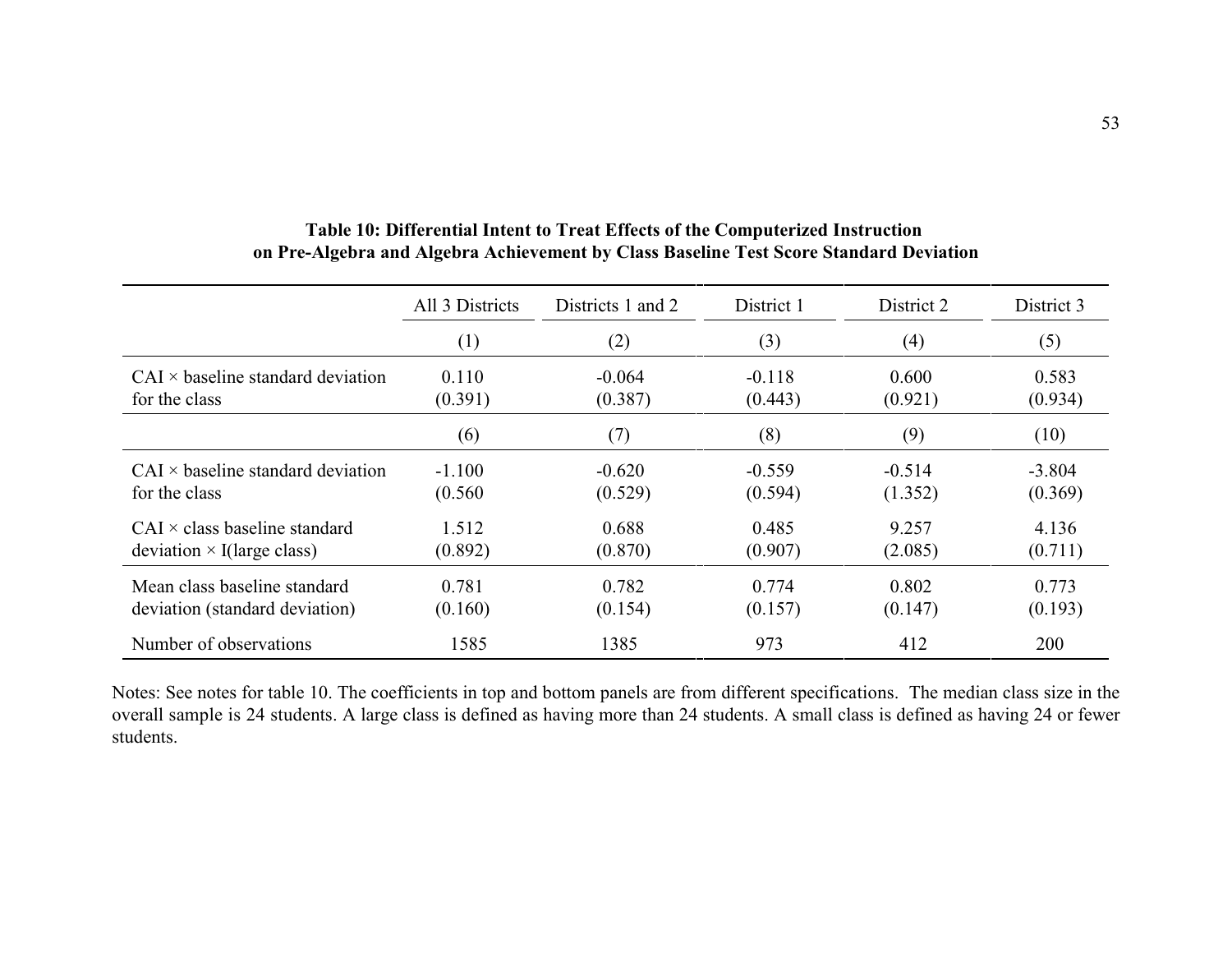**Table 10: Differential Intent to Treat Effects of the Computerized Instruction on Pre-Algebra and Algebra Achievement by Class Baseline Test Score Standard Deviation**

| | All 3 Districts | Districts 1 and 2 | District 1 | District 2 | District 3 |
|---|---|---|---|---|---|
| | (1) | (2) | (3) | (4) | (5) |
| CAI × baseline standard deviation for the class | 0.110<br>(0.391) | -0.064<br>(0.387) | -0.118<br>(0.443) | 0.600<br>(0.921) | 0.583<br>(0.934) |
| | (6) | (7) | (8) | (9) | (10) |
| CAI × baseline standard deviation for the class | -1.100<br>(0.560 | -0.620<br>(0.529) | -0.559<br>(0.594) | -0.514<br>(1.352) | -3.804<br>(0.369) |
| CAI × class baseline standard deviation × I(large class) | 1.512<br>(0.892) | 0.688<br>(0.870) | 0.485<br>(0.907) | 9.257<br>(2.085) | 4.136<br>(0.711) |
| Mean class baseline standard deviation (standard deviation) | 0.781<br>(0.160) | 0.782<br>(0.154) | 0.774<br>(0.157) | 0.802<br>(0.147) | 0.773<br>(0.193) |
| Number of observations | 1585 | 1385 | 973 | 412 | 200 |

Notes: See notes for table 10. The coefficients in top and bottom panels are from different specifications. The median class size in the overall sample is 24 students. A large class is defined as having more than 24 students. A small class is defined as having 24 or fewer students.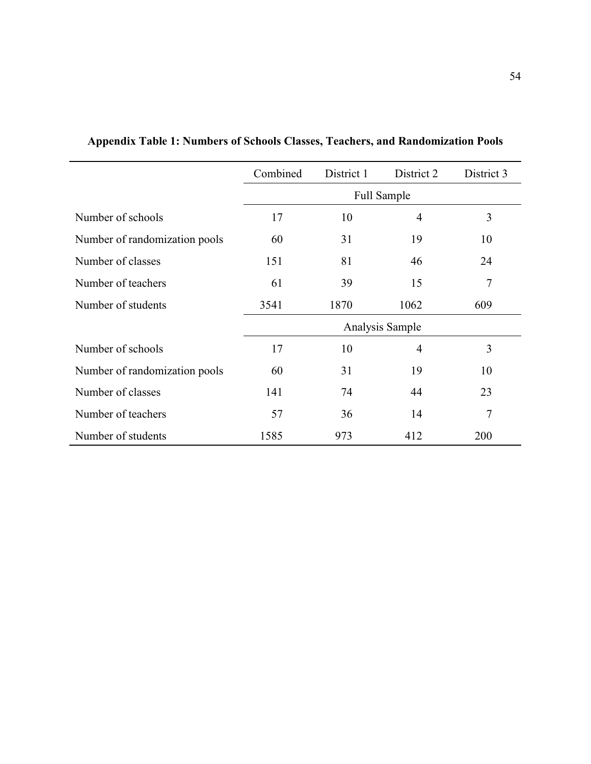**Appendix Table 1: Numbers of Schools Classes, Teachers, and Randomization Pools**

| | Combined | District 1 | District 2 | District 3 |
|---|---|---|---|---|
| | Full Sample | | | |
| Number of schools | 17 | 10 | 4 | 3 |
| Number of randomization pools | 60 | 31 | 19 | 10 |
| Number of classes | 151 | 81 | 46 | 24 |
| Number of teachers | 61 | 39 | 15 | 7 |
| Number of students | 3541 | 1870 | 1062 | 609 |
| | Analysis Sample | | | |
| Number of schools | 17 | 10 | 4 | 3 |
| Number of randomization pools | 60 | 31 | 19 | 10 |
| Number of classes | 141 | 74 | 44 | 23 |
| Number of teachers | 57 | 36 | 14 | 7 |
| Number of students | 1585 | 973 | 412 | 200 |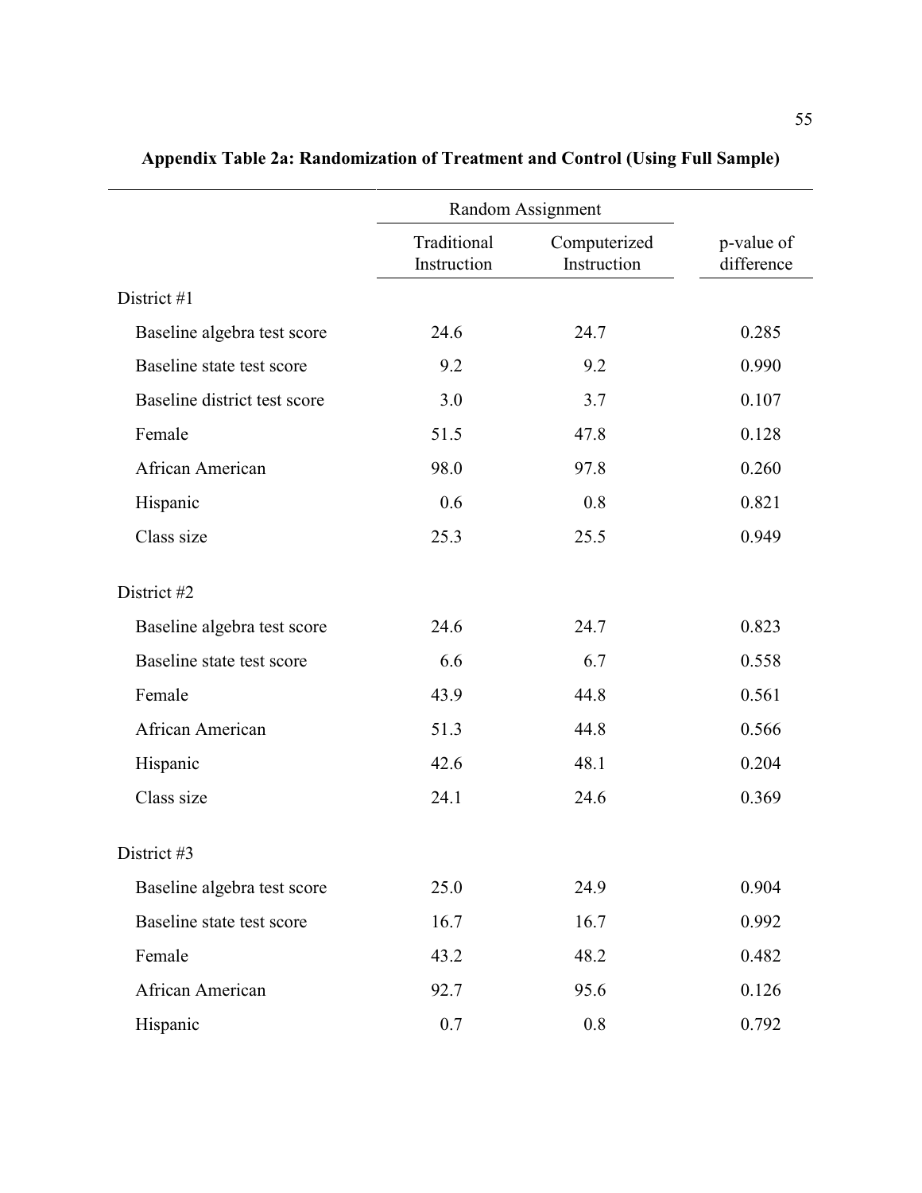**Appendix Table 2a: Randomization of Treatment and Control (Using Full Sample)**

| | Random Assignment | | |
|---|---|---|---|
| | Traditional Instruction | Computerized Instruction | p-value of difference |
| District #1 | | | |
| Baseline algebra test score | 24.6 | 24.7 | 0.285 |
| Baseline state test score | 9.2 | 9.2 | 0.990 |
| Baseline district test score | 3.0 | 3.7 | 0.107 |
| Female | 51.5 | 47.8 | 0.128 |
| African American | 98.0 | 97.8 | 0.260 |
| Hispanic | 0.6 | 0.8 | 0.821 |
| Class size | 25.3 | 25.5 | 0.949 |
| District #2 | | | |
| Baseline algebra test score | 24.6 | 24.7 | 0.823 |
| Baseline state test score | 6.6 | 6.7 | 0.558 |
| Female | 43.9 | 44.8 | 0.561 |
| African American | 51.3 | 44.8 | 0.566 |
| Hispanic | 42.6 | 48.1 | 0.204 |
| Class size | 24.1 | 24.6 | 0.369 |
| District #3 | | | |
| Baseline algebra test score | 25.0 | 24.9 | 0.904 |
| Baseline state test score | 16.7 | 16.7 | 0.992 |
| Female | 43.2 | 48.2 | 0.482 |
| African American | 92.7 | 95.6 | 0.126 |
| Hispanic | 0.7 | 0.8 | 0.792 |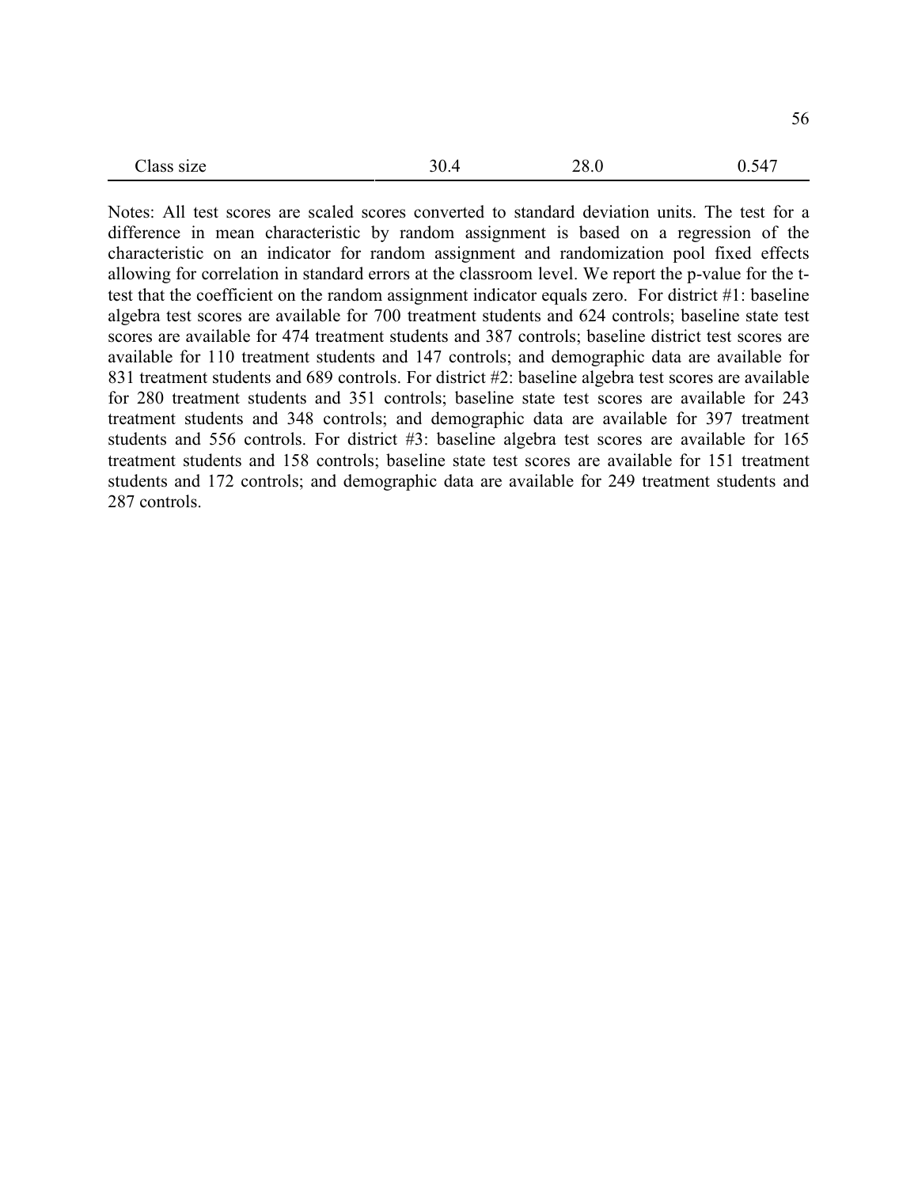| | | | |
|---|---|---|---|
| Class size | 30.4 | 28.0 | 0.547 |

Notes: All test scores are scaled scores converted to standard deviation units. The test for a difference in mean characteristic by random assignment is based on a regression of the characteristic on an indicator for random assignment and randomization pool fixed effects allowing for correlation in standard errors at the classroom level. We report the p-value for the t-test that the coefficient on the random assignment indicator equals zero. For district #1: baseline algebra test scores are available for 700 treatment students and 624 controls; baseline state test scores are available for 474 treatment students and 387 controls; baseline district test scores are available for 110 treatment students and 147 controls; and demographic data are available for 831 treatment students and 689 controls. For district #2: baseline algebra test scores are available for 280 treatment students and 351 controls; baseline state test scores are available for 243 treatment students and 348 controls; and demographic data are available for 397 treatment students and 556 controls. For district #3: baseline algebra test scores are available for 165 treatment students and 158 controls; baseline state test scores are available for 151 treatment students and 172 controls; and demographic data are available for 249 treatment students and 287 controls.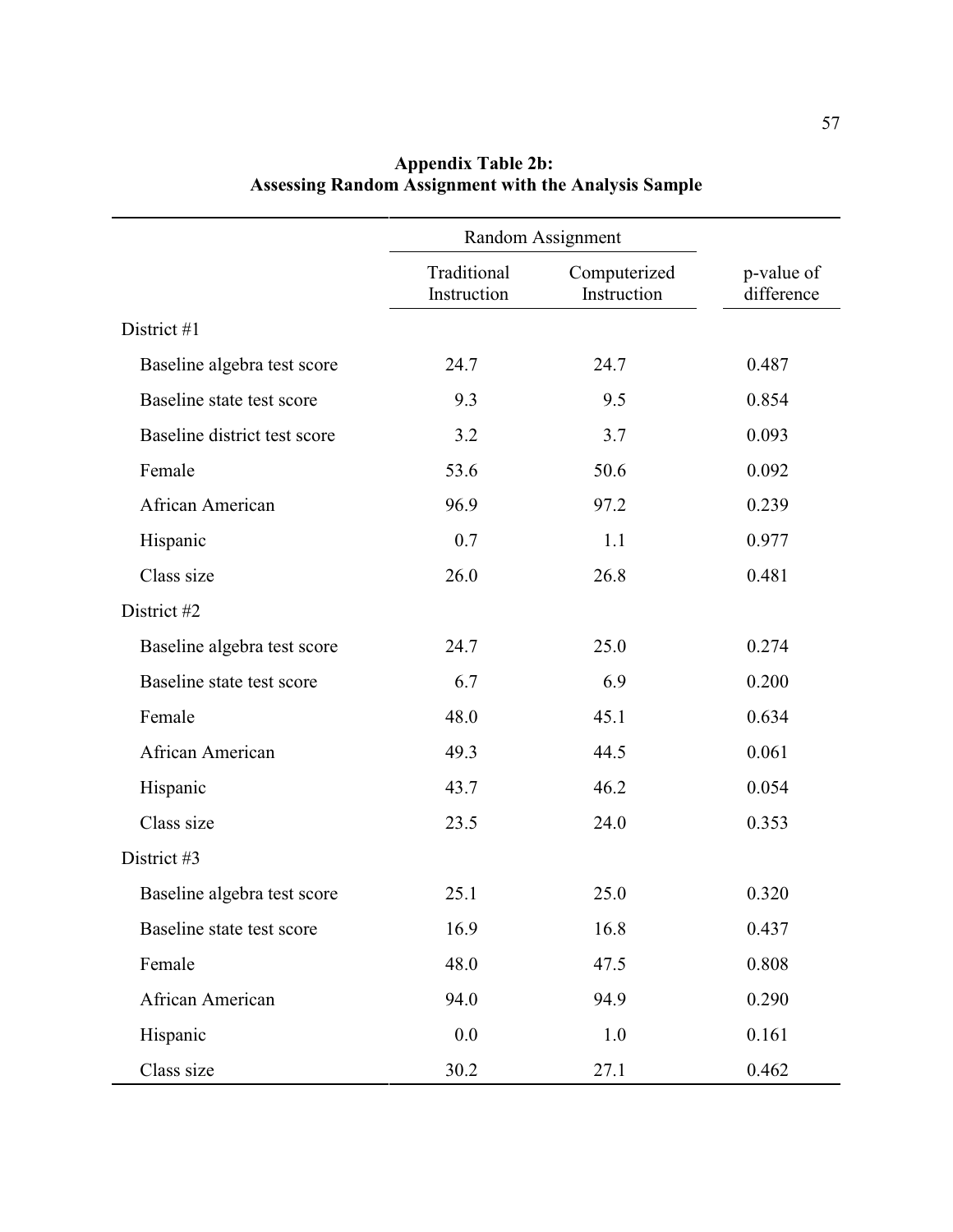**Appendix Table 2b:**
**Assessing Random Assignment with the Analysis Sample**

| | Random Assignment | | |
|---|---|---|---|
| | Traditional Instruction | Computerized Instruction | p-value of difference |
| District #1 | | | |
| Baseline algebra test score | 24.7 | 24.7 | 0.487 |
| Baseline state test score | 9.3 | 9.5 | 0.854 |
| Baseline district test score | 3.2 | 3.7 | 0.093 |
| Female | 53.6 | 50.6 | 0.092 |
| African American | 96.9 | 97.2 | 0.239 |
| Hispanic | 0.7 | 1.1 | 0.977 |
| Class size | 26.0 | 26.8 | 0.481 |
| District #2 | | | |
| Baseline algebra test score | 24.7 | 25.0 | 0.274 |
| Baseline state test score | 6.7 | 6.9 | 0.200 |
| Female | 48.0 | 45.1 | 0.634 |
| African American | 49.3 | 44.5 | 0.061 |
| Hispanic | 43.7 | 46.2 | 0.054 |
| Class size | 23.5 | 24.0 | 0.353 |
| District #3 | | | |
| Baseline algebra test score | 25.1 | 25.0 | 0.320 |
| Baseline state test score | 16.9 | 16.8 | 0.437 |
| Female | 48.0 | 47.5 | 0.808 |
| African American | 94.0 | 94.9 | 0.290 |
| Hispanic | 0.0 | 1.0 | 0.161 |
| Class size | 30.2 | 27.1 | 0.462 |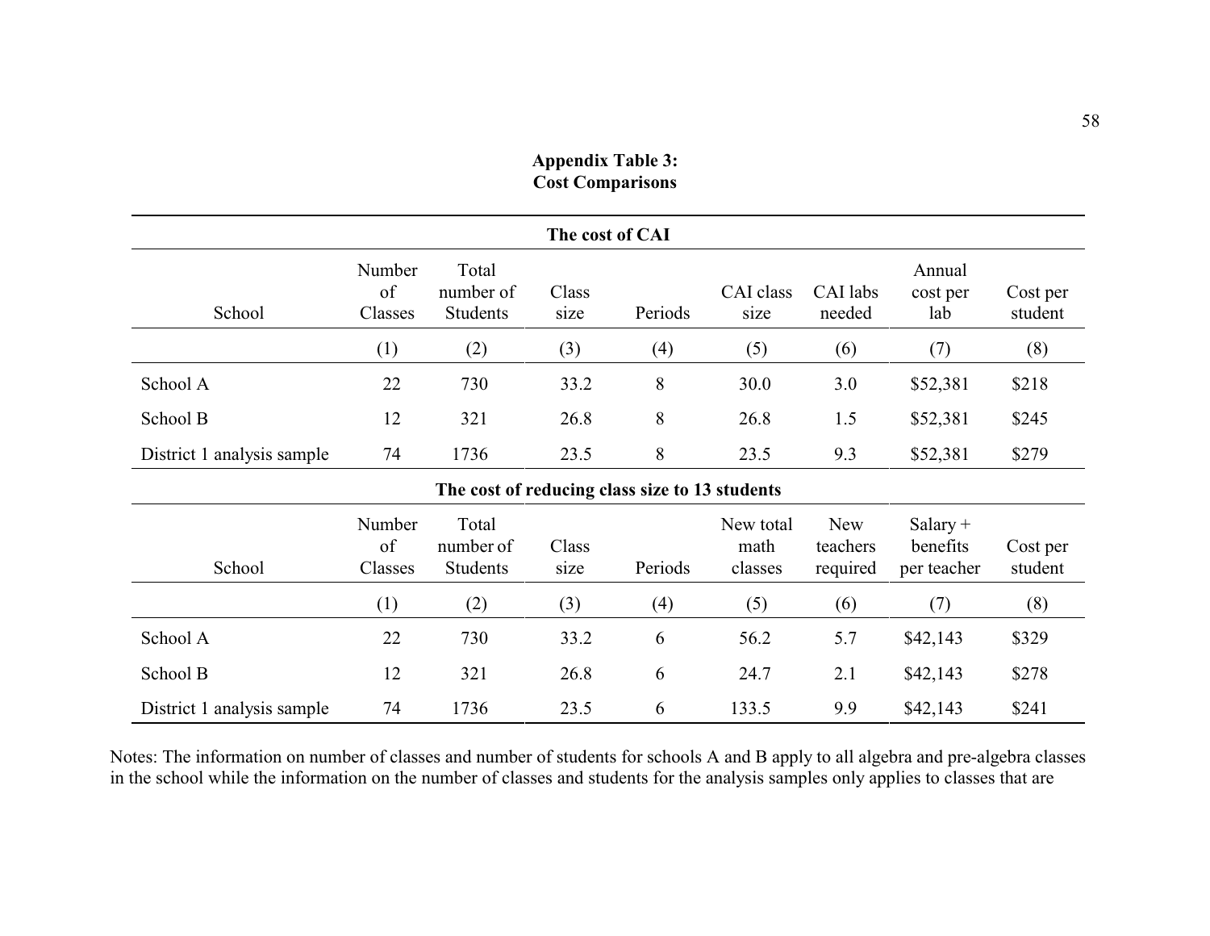**Appendix Table 3:**
**Cost Comparisons**

| The cost of CAI | | | | | | | | |
|---|---|---|---|---|---|---|---|---|
| School | Number of Classes | Total number of Students | Class size | Periods | CAI class size | CAI labs needed | Annual cost per lab | Cost per student |
| | (1) | (2) | (3) | (4) | (5) | (6) | (7) | (8) |
| School A | 22 | 730 | 33.2 | 8 | 30.0 | 3.0 | $52,381 | $218 |
| School B | 12 | 321 | 26.8 | 8 | 26.8 | 1.5 | $52,381 | $245 |
| District 1 analysis sample | 74 | 1736 | 23.5 | 8 | 23.5 | 9.3 | $52,381 | $279 |

| The cost of reducing class size to 13 students | | | | | | | | |
|---|---|---|---|---|---|---|---|---|
| School | Number of Classes | Total number of Students | Class size | Periods | New total math classes | New teachers required | Salary + benefits per teacher | Cost per student |
| | (1) | (2) | (3) | (4) | (5) | (6) | (7) | (8) |
| School A | 22 | 730 | 33.2 | 6 | 56.2 | 5.7 | $42,143 | $329 |
| School B | 12 | 321 | 26.8 | 6 | 24.7 | 2.1 | $42,143 | $278 |
| District 1 analysis sample | 74 | 1736 | 23.5 | 6 | 133.5 | 9.9 | $42,143 | $241 |

Notes: The information on number of classes and number of students for schools A and B apply to all algebra and pre-algebra classes in the school while the information on the number of classes and students for the analysis samples only applies to classes that are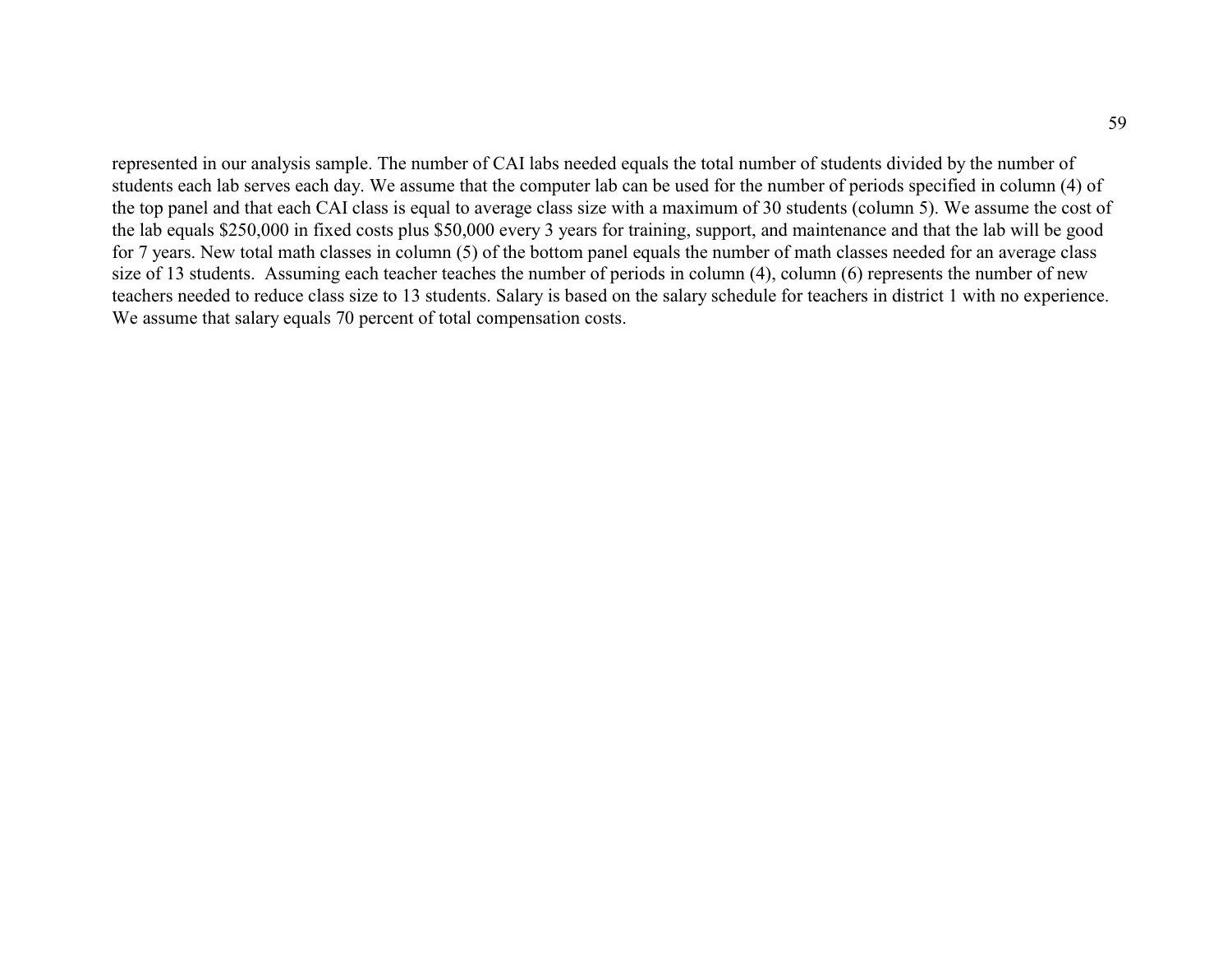represented in our analysis sample. The number of CAI labs needed equals the total number of students divided by the number of students each lab serves each day. We assume that the computer lab can be used for the number of periods specified in column (4) of the top panel and that each CAI class is equal to average class size with a maximum of 30 students (column 5). We assume the cost of the lab equals $250,000 in fixed costs plus $50,000 every 3 years for training, support, and maintenance and that the lab will be good for 7 years. New total math classes in column (5) of the bottom panel equals the number of math classes needed for an average class size of 13 students. Assuming each teacher teaches the number of periods in column (4), column (6) represents the number of new teachers needed to reduce class size to 13 students. Salary is based on the salary schedule for teachers in district 1 with no experience. We assume that salary equals 70 percent of total compensation costs.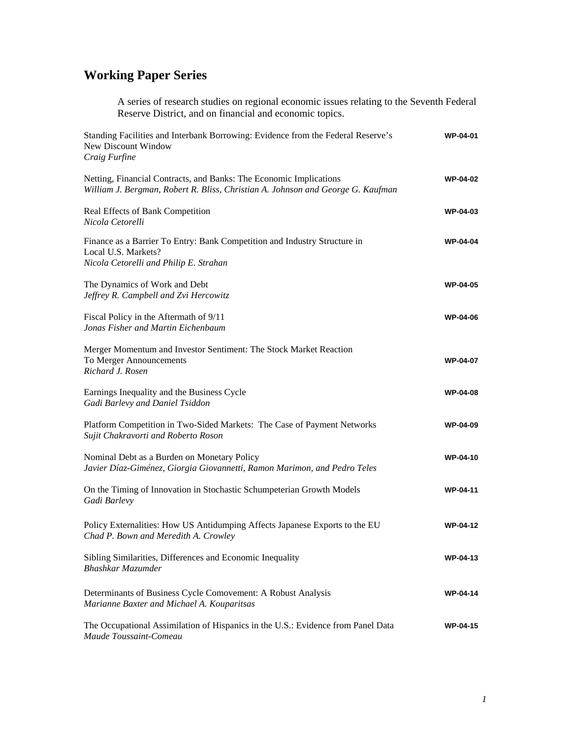# Working Paper Series

A series of research studies on regional economic issues relating to the Seventh Federal Reserve District, and on financial and economic topics.

| | |
|---|---|
| Standing Facilities and Interbank Borrowing: Evidence from the Federal Reserve's New Discount Window<br>*Craig Furfine* | **WP-04-01** |
| Netting, Financial Contracts, and Banks: The Economic Implications<br>*William J. Bergman, Robert R. Bliss, Christian A. Johnson and George G. Kaufman* | **WP-04-02** |
| Real Effects of Bank Competition<br>*Nicola Cetorelli* | **WP-04-03** |
| Finance as a Barrier To Entry: Bank Competition and Industry Structure in Local U.S. Markets?<br>*Nicola Cetorelli and Philip E. Strahan* | **WP-04-04** |
| The Dynamics of Work and Debt<br>*Jeffrey R. Campbell and Zvi Hercowitz* | **WP-04-05** |
| Fiscal Policy in the Aftermath of 9/11<br>*Jonas Fisher and Martin Eichenbaum* | **WP-04-06** |
| Merger Momentum and Investor Sentiment: The Stock Market Reaction To Merger Announcements<br>*Richard J. Rosen* | **WP-04-07** |
| Earnings Inequality and the Business Cycle<br>*Gadi Barlevy and Daniel Tsiddon* | **WP-04-08** |
| Platform Competition in Two-Sided Markets: The Case of Payment Networks<br>*Sujit Chakravorti and Roberto Roson* | **WP-04-09** |
| Nominal Debt as a Burden on Monetary Policy<br>*Javier Díaz-Giménez, Giorgia Giovannetti, Ramon Marimon, and Pedro Teles* | **WP-04-10** |
| On the Timing of Innovation in Stochastic Schumpeterian Growth Models<br>*Gadi Barlevy* | **WP-04-11** |
| Policy Externalities: How US Antidumping Affects Japanese Exports to the EU<br>*Chad P. Bown and Meredith A. Crowley* | **WP-04-12** |
| Sibling Similarities, Differences and Economic Inequality<br>*Bhashkar Mazumder* | **WP-04-13** |
| Determinants of Business Cycle Comovement: A Robust Analysis<br>*Marianne Baxter and Michael A. Kouparitsas* | **WP-04-14** |
| The Occupational Assimilation of Hispanics in the U.S.: Evidence from Panel Data<br>*Maude Toussaint-Comeau* | **WP-04-15** |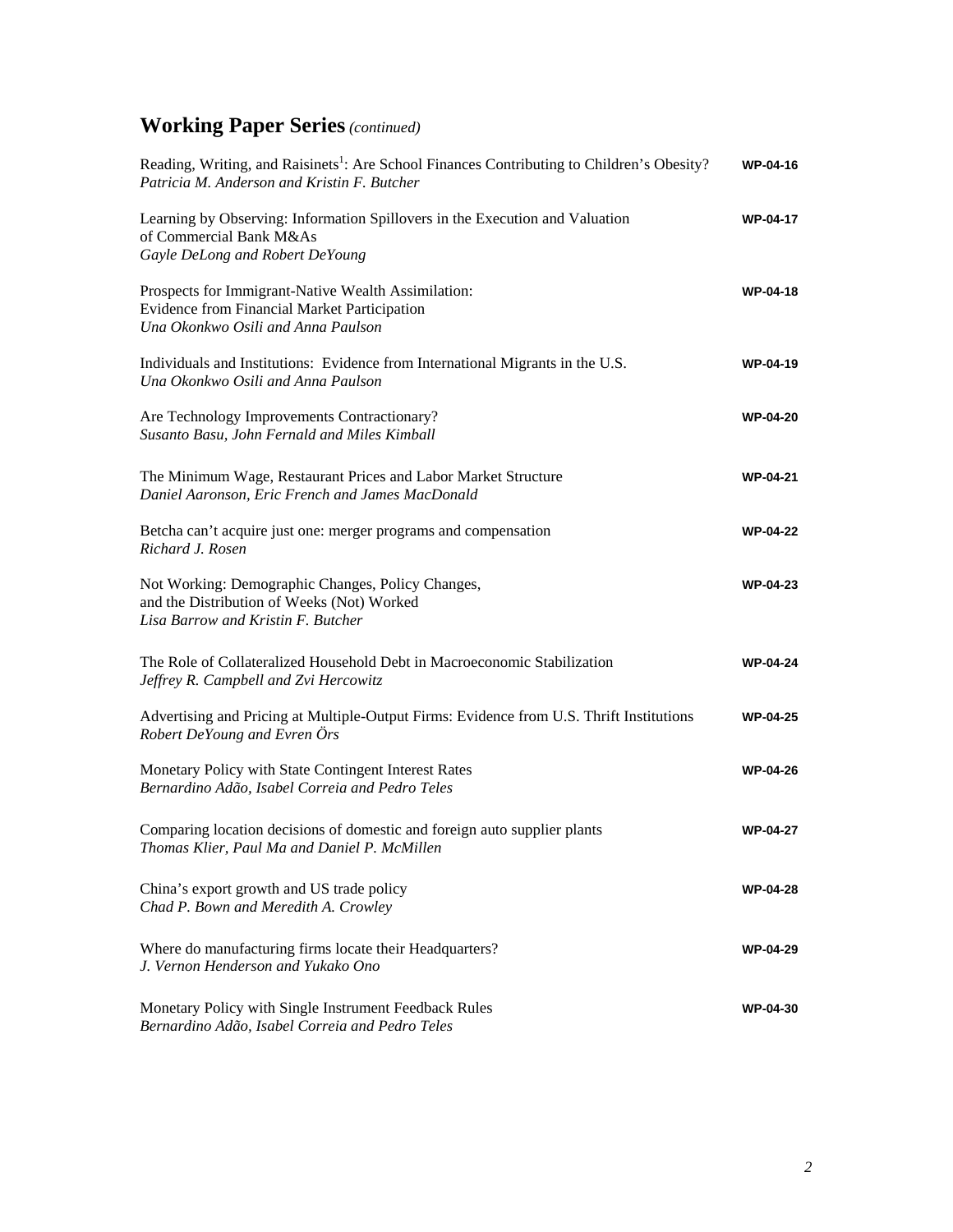## Working Paper Series *(continued)*

Reading, Writing, and Raisinets[1]: Are School Finances Contributing to Children's Obesity? **WP-04-16**
*Patricia M. Anderson and Kristin F. Butcher*

Learning by Observing: Information Spillovers in the Execution and Valuation of Commercial Bank M&As **WP-04-17**
*Gayle DeLong and Robert DeYoung*

Prospects for Immigrant-Native Wealth Assimilation: Evidence from Financial Market Participation **WP-04-18**
*Una Okonkwo Osili and Anna Paulson*

Individuals and Institutions: Evidence from International Migrants in the U.S. **WP-04-19**
*Una Okonkwo Osili and Anna Paulson*

Are Technology Improvements Contractionary? **WP-04-20**
*Susanto Basu, John Fernald and Miles Kimball*

The Minimum Wage, Restaurant Prices and Labor Market Structure **WP-04-21**
*Daniel Aaronson, Eric French and James MacDonald*

Betcha can't acquire just one: merger programs and compensation **WP-04-22**
*Richard J. Rosen*

Not Working: Demographic Changes, Policy Changes, and the Distribution of Weeks (Not) Worked **WP-04-23**
*Lisa Barrow and Kristin F. Butcher*

The Role of Collateralized Household Debt in Macroeconomic Stabilization **WP-04-24**
*Jeffrey R. Campbell and Zvi Hercowitz*

Advertising and Pricing at Multiple-Output Firms: Evidence from U.S. Thrift Institutions **WP-04-25**
*Robert DeYoung and Evren Örs*

Monetary Policy with State Contingent Interest Rates **WP-04-26**
*Bernardino Adão, Isabel Correia and Pedro Teles*

Comparing location decisions of domestic and foreign auto supplier plants **WP-04-27**
*Thomas Klier, Paul Ma and Daniel P. McMillen*

China's export growth and US trade policy **WP-04-28**
*Chad P. Bown and Meredith A. Crowley*

Where do manufacturing firms locate their Headquarters? **WP-04-29**
*J. Vernon Henderson and Yukako Ono*

Monetary Policy with Single Instrument Feedback Rules **WP-04-30**
*Bernardino Adão, Isabel Correia and Pedro Teles*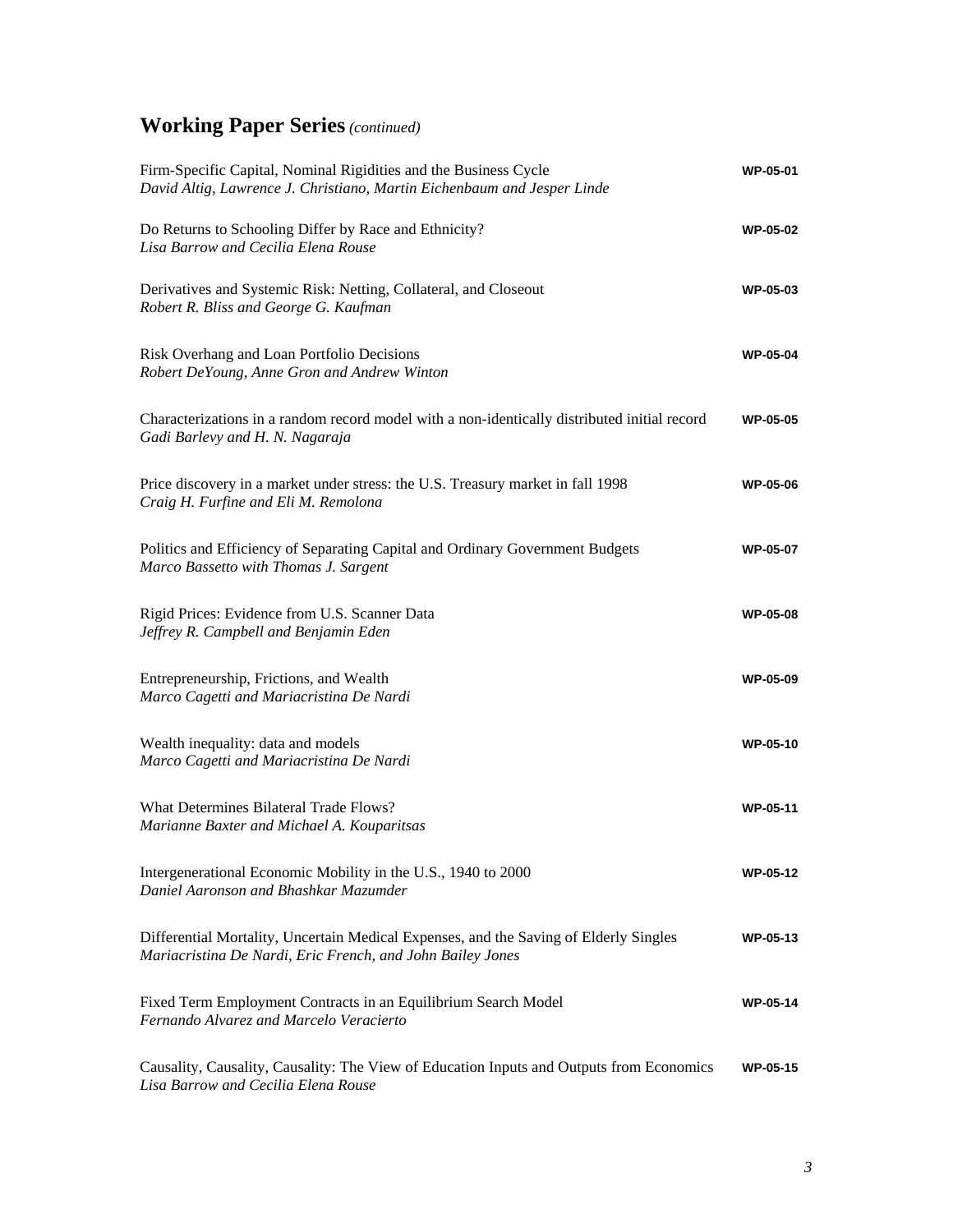## **Working Paper Series** *(continued)*

Firm-Specific Capital, Nominal Rigidities and the Business Cycle
*David Altig, Lawrence J. Christiano, Martin Eichenbaum and Jesper Linde* — **WP-05-01**

Do Returns to Schooling Differ by Race and Ethnicity?
*Lisa Barrow and Cecilia Elena Rouse* — **WP-05-02**

Derivatives and Systemic Risk: Netting, Collateral, and Closeout
*Robert R. Bliss and George G. Kaufman* — **WP-05-03**

Risk Overhang and Loan Portfolio Decisions
*Robert DeYoung, Anne Gron and Andrew Winton* — **WP-05-04**

Characterizations in a random record model with a non-identically distributed initial record
*Gadi Barlevy and H. N. Nagaraja* — **WP-05-05**

Price discovery in a market under stress: the U.S. Treasury market in fall 1998
*Craig H. Furfine and Eli M. Remolona* — **WP-05-06**

Politics and Efficiency of Separating Capital and Ordinary Government Budgets
*Marco Bassetto with Thomas J. Sargent* — **WP-05-07**

Rigid Prices: Evidence from U.S. Scanner Data
*Jeffrey R. Campbell and Benjamin Eden* — **WP-05-08**

Entrepreneurship, Frictions, and Wealth
*Marco Cagetti and Mariacristina De Nardi* — **WP-05-09**

Wealth inequality: data and models
*Marco Cagetti and Mariacristina De Nardi* — **WP-05-10**

What Determines Bilateral Trade Flows?
*Marianne Baxter and Michael A. Kouparitsas* — **WP-05-11**

Intergenerational Economic Mobility in the U.S., 1940 to 2000
*Daniel Aaronson and Bhashkar Mazumder* — **WP-05-12**

Differential Mortality, Uncertain Medical Expenses, and the Saving of Elderly Singles
*Mariacristina De Nardi, Eric French, and John Bailey Jones* — **WP-05-13**

Fixed Term Employment Contracts in an Equilibrium Search Model
*Fernando Alvarez and Marcelo Veracierto* — **WP-05-14**

Causality, Causality, Causality: The View of Education Inputs and Outputs from Economics
*Lisa Barrow and Cecilia Elena Rouse* — **WP-05-15**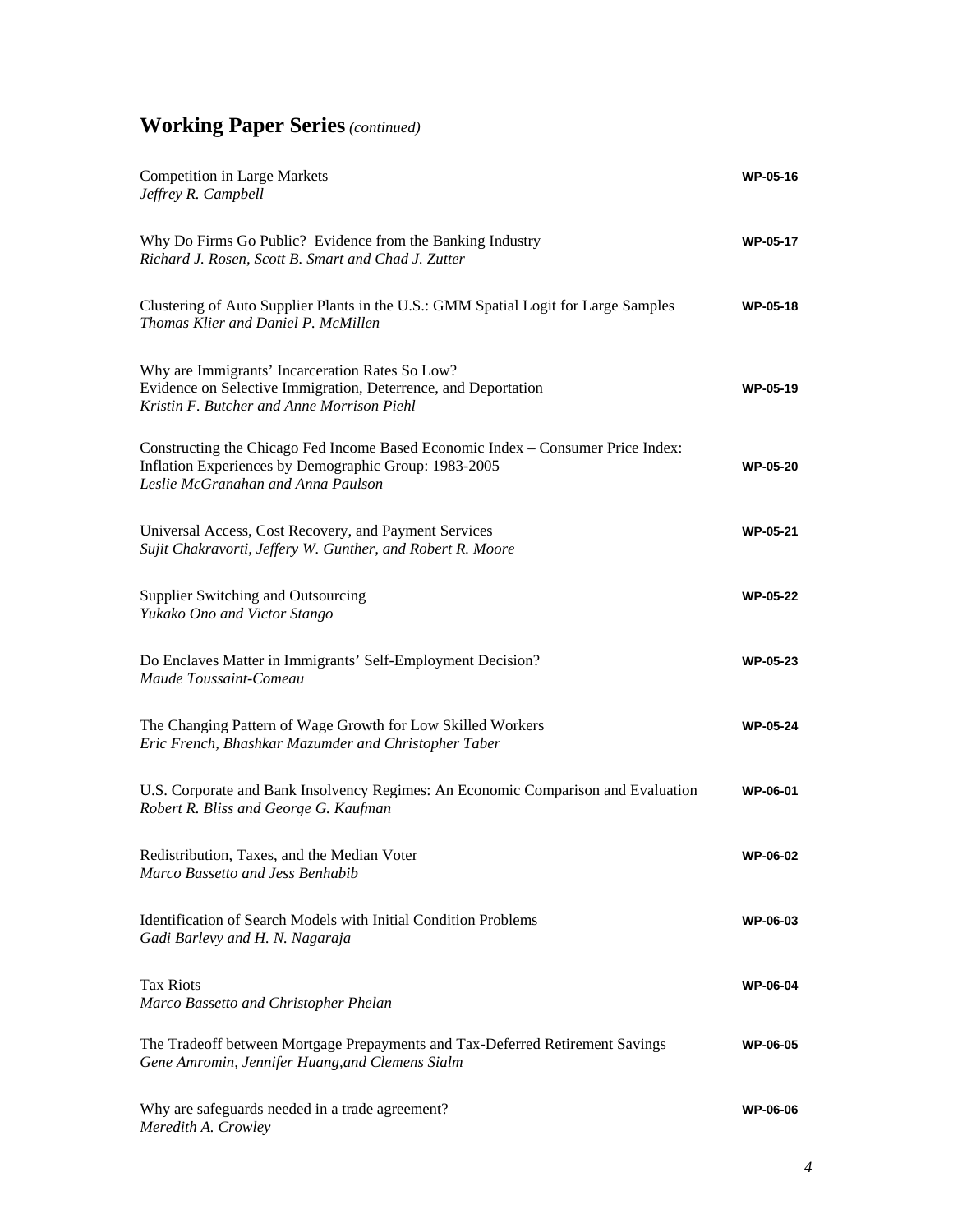## **Working Paper Series** *(continued)*

Competition in Large Markets — **WP-05-16**
*Jeffrey R. Campbell*

Why Do Firms Go Public? Evidence from the Banking Industry — **WP-05-17**
*Richard J. Rosen, Scott B. Smart and Chad J. Zutter*

Clustering of Auto Supplier Plants in the U.S.: GMM Spatial Logit for Large Samples — **WP-05-18**
*Thomas Klier and Daniel P. McMillen*

Why are Immigrants' Incarceration Rates So Low?
Evidence on Selective Immigration, Deterrence, and Deportation — **WP-05-19**
*Kristin F. Butcher and Anne Morrison Piehl*

Constructing the Chicago Fed Income Based Economic Index – Consumer Price Index:
Inflation Experiences by Demographic Group: 1983-2005 — **WP-05-20**
*Leslie McGranahan and Anna Paulson*

Universal Access, Cost Recovery, and Payment Services — **WP-05-21**
*Sujit Chakravorti, Jeffery W. Gunther, and Robert R. Moore*

Supplier Switching and Outsourcing — **WP-05-22**
*Yukako Ono and Victor Stango*

Do Enclaves Matter in Immigrants' Self-Employment Decision? — **WP-05-23**
*Maude Toussaint-Comeau*

The Changing Pattern of Wage Growth for Low Skilled Workers — **WP-05-24**
*Eric French, Bhashkar Mazumder and Christopher Taber*

U.S. Corporate and Bank Insolvency Regimes: An Economic Comparison and Evaluation — **WP-06-01**
*Robert R. Bliss and George G. Kaufman*

Redistribution, Taxes, and the Median Voter — **WP-06-02**
*Marco Bassetto and Jess Benhabib*

Identification of Search Models with Initial Condition Problems — **WP-06-03**
*Gadi Barlevy and H. N. Nagaraja*

Tax Riots — **WP-06-04**
*Marco Bassetto and Christopher Phelan*

The Tradeoff between Mortgage Prepayments and Tax-Deferred Retirement Savings — **WP-06-05**
*Gene Amromin, Jennifer Huang,and Clemens Sialm*

Why are safeguards needed in a trade agreement? — **WP-06-06**
*Meredith A. Crowley*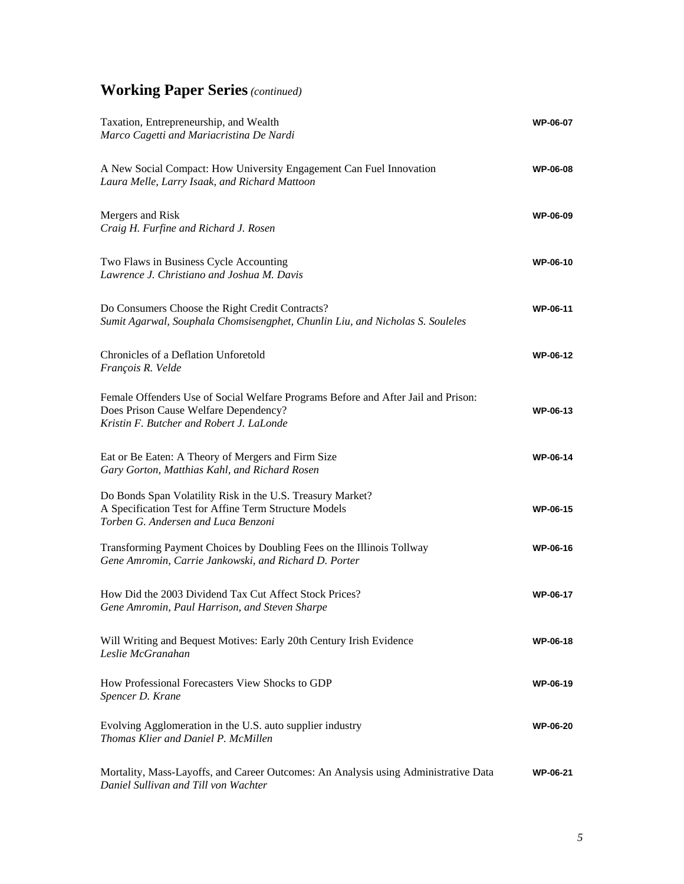## **Working Paper Series** *(continued)*

Taxation, Entrepreneurship, and Wealth — **WP-06-07**
*Marco Cagetti and Mariacristina De Nardi*

A New Social Compact: How University Engagement Can Fuel Innovation — **WP-06-08**
*Laura Melle, Larry Isaak, and Richard Mattoon*

Mergers and Risk — **WP-06-09**
*Craig H. Furfine and Richard J. Rosen*

Two Flaws in Business Cycle Accounting — **WP-06-10**
*Lawrence J. Christiano and Joshua M. Davis*

Do Consumers Choose the Right Credit Contracts? — **WP-06-11**
*Sumit Agarwal, Souphala Chomsisengphet, Chunlin Liu, and Nicholas S. Souleles*

Chronicles of a Deflation Unforetold — **WP-06-12**
*François R. Velde*

Female Offenders Use of Social Welfare Programs Before and After Jail and Prison: Does Prison Cause Welfare Dependency? — **WP-06-13**
*Kristin F. Butcher and Robert J. LaLonde*

Eat or Be Eaten: A Theory of Mergers and Firm Size — **WP-06-14**
*Gary Gorton, Matthias Kahl, and Richard Rosen*

Do Bonds Span Volatility Risk in the U.S. Treasury Market? A Specification Test for Affine Term Structure Models — **WP-06-15**
*Torben G. Andersen and Luca Benzoni*

Transforming Payment Choices by Doubling Fees on the Illinois Tollway — **WP-06-16**
*Gene Amromin, Carrie Jankowski, and Richard D. Porter*

How Did the 2003 Dividend Tax Cut Affect Stock Prices? — **WP-06-17**
*Gene Amromin, Paul Harrison, and Steven Sharpe*

Will Writing and Bequest Motives: Early 20th Century Irish Evidence — **WP-06-18**
*Leslie McGranahan*

How Professional Forecasters View Shocks to GDP — **WP-06-19**
*Spencer D. Krane*

Evolving Agglomeration in the U.S. auto supplier industry — **WP-06-20**
*Thomas Klier and Daniel P. McMillen*

Mortality, Mass-Layoffs, and Career Outcomes: An Analysis using Administrative Data — **WP-06-21**
*Daniel Sullivan and Till von Wachter*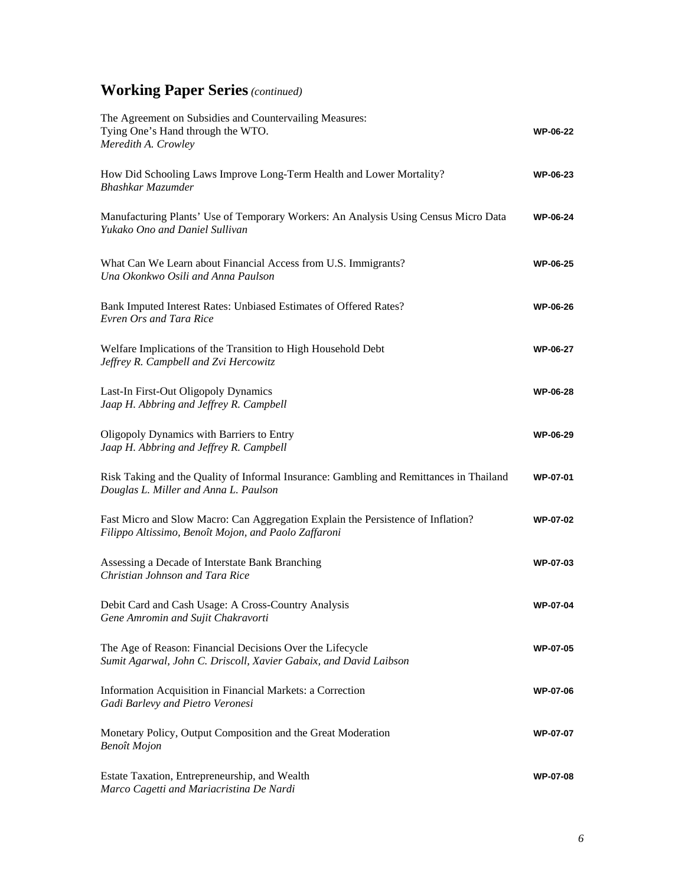## Working Paper Series *(continued)*

The Agreement on Subsidies and Countervailing Measures:
Tying One's Hand through the WTO. **WP-06-22**
*Meredith A. Crowley*

How Did Schooling Laws Improve Long-Term Health and Lower Mortality? **WP-06-23**
*Bhashkar Mazumder*

Manufacturing Plants' Use of Temporary Workers: An Analysis Using Census Micro Data **WP-06-24**
*Yukako Ono and Daniel Sullivan*

What Can We Learn about Financial Access from U.S. Immigrants? **WP-06-25**
*Una Okonkwo Osili and Anna Paulson*

Bank Imputed Interest Rates: Unbiased Estimates of Offered Rates? **WP-06-26**
*Evren Ors and Tara Rice*

Welfare Implications of the Transition to High Household Debt **WP-06-27**
*Jeffrey R. Campbell and Zvi Hercowitz*

Last-In First-Out Oligopoly Dynamics **WP-06-28**
*Jaap H. Abbring and Jeffrey R. Campbell*

Oligopoly Dynamics with Barriers to Entry **WP-06-29**
*Jaap H. Abbring and Jeffrey R. Campbell*

Risk Taking and the Quality of Informal Insurance: Gambling and Remittances in Thailand **WP-07-01**
*Douglas L. Miller and Anna L. Paulson*

Fast Micro and Slow Macro: Can Aggregation Explain the Persistence of Inflation? **WP-07-02**
*Filippo Altissimo, Benoît Mojon, and Paolo Zaffaroni*

Assessing a Decade of Interstate Bank Branching **WP-07-03**
*Christian Johnson and Tara Rice*

Debit Card and Cash Usage: A Cross-Country Analysis **WP-07-04**
*Gene Amromin and Sujit Chakravorti*

The Age of Reason: Financial Decisions Over the Lifecycle **WP-07-05**
*Sumit Agarwal, John C. Driscoll, Xavier Gabaix, and David Laibson*

Information Acquisition in Financial Markets: a Correction **WP-07-06**
*Gadi Barlevy and Pietro Veronesi*

Monetary Policy, Output Composition and the Great Moderation **WP-07-07**
*Benoît Mojon*

Estate Taxation, Entrepreneurship, and Wealth **WP-07-08**
*Marco Cagetti and Mariacristina De Nardi*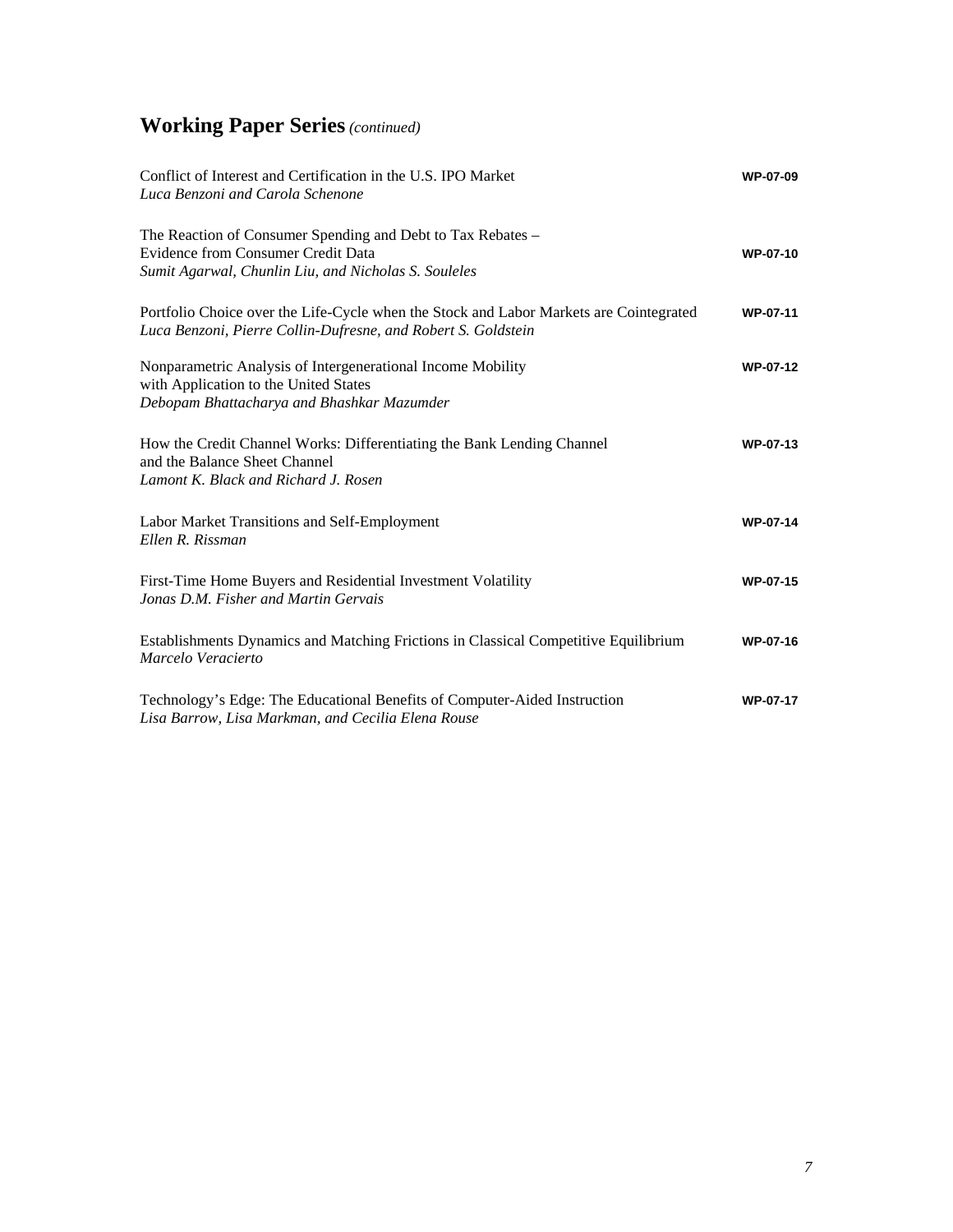## **Working Paper Series** *(continued)*

Conflict of Interest and Certification in the U.S. IPO Market
*Luca Benzoni and Carola Schenone* — **WP-07-09**

The Reaction of Consumer Spending and Debt to Tax Rebates –
Evidence from Consumer Credit Data
*Sumit Agarwal, Chunlin Liu, and Nicholas S. Souleles* — **WP-07-10**

Portfolio Choice over the Life-Cycle when the Stock and Labor Markets are Cointegrated
*Luca Benzoni, Pierre Collin-Dufresne, and Robert S. Goldstein* — **WP-07-11**

Nonparametric Analysis of Intergenerational Income Mobility
with Application to the United States
*Debopam Bhattacharya and Bhashkar Mazumder* — **WP-07-12**

How the Credit Channel Works: Differentiating the Bank Lending Channel
and the Balance Sheet Channel
*Lamont K. Black and Richard J. Rosen* — **WP-07-13**

Labor Market Transitions and Self-Employment
*Ellen R. Rissman* — **WP-07-14**

First-Time Home Buyers and Residential Investment Volatility
*Jonas D.M. Fisher and Martin Gervais* — **WP-07-15**

Establishments Dynamics and Matching Frictions in Classical Competitive Equilibrium
*Marcelo Veracierto* — **WP-07-16**

Technology's Edge: The Educational Benefits of Computer-Aided Instruction
*Lisa Barrow, Lisa Markman, and Cecilia Elena Rouse* — **WP-07-17**